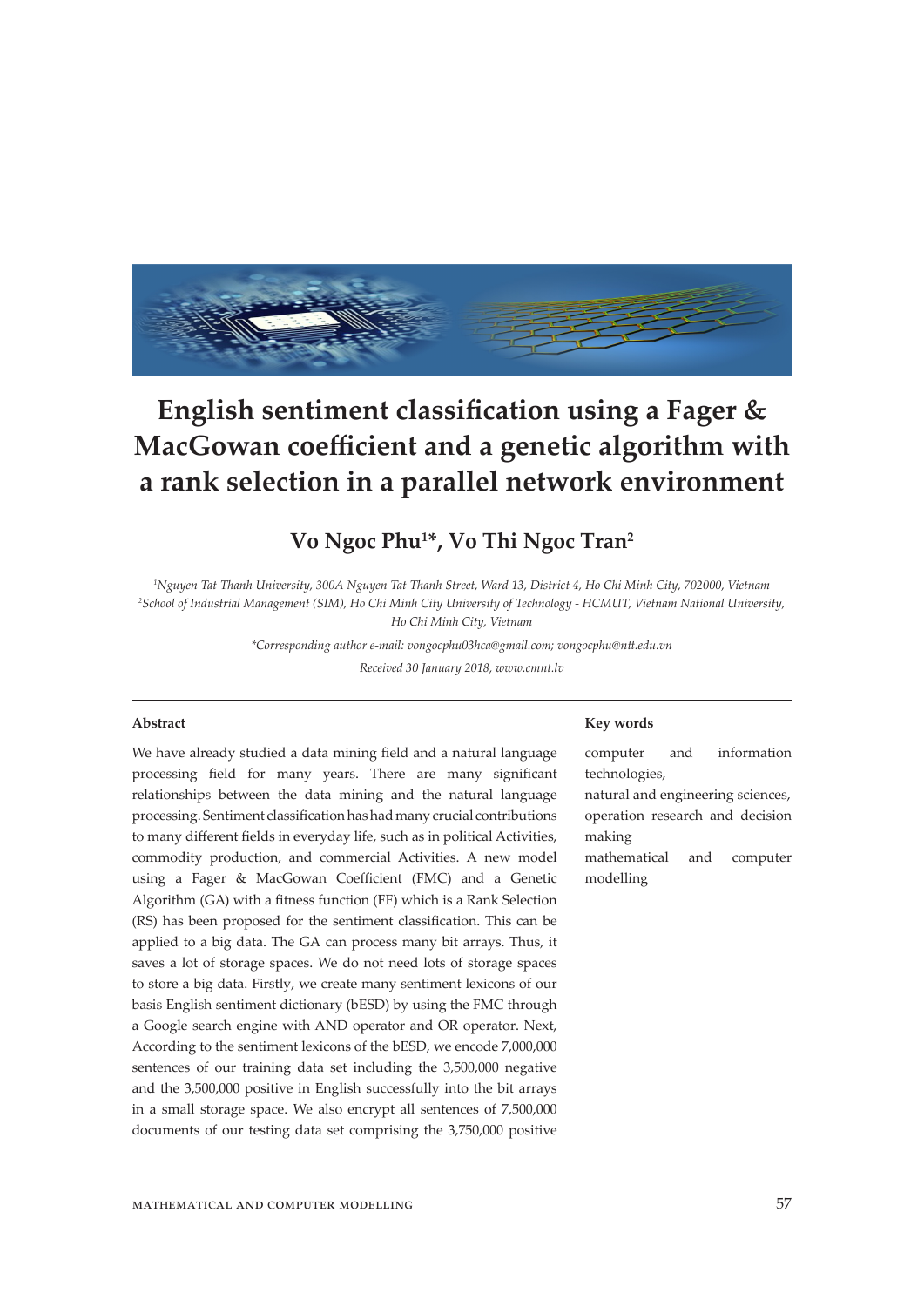# English sentiment classification using a Fager & MacGowan coefficient and a genetic algorithm with a rank selection in a parallel network environment

## Vo Ngoc Phu[1]*, Vo Thi Ngoc Tran[2]

[1]*Nguyen Tat Thanh University, 300A Nguyen Tat Thanh Street, Ward 13, District 4, Ho Chi Minh City, 702000, Vietnam*
[2]*School of Industrial Management (SIM), Ho Chi Minh City University of Technology - HCMUT, Vietnam National University, Ho Chi Minh City, Vietnam*

*\*Corresponding author e-mail: vongocphu03hca@gmail.com; vongocphu@ntt.edu.vn*

*Received 30 January 2018, www.cmnt.lv*

---

### Abstract

We have already studied a data mining field and a natural language processing field for many years. There are many significant relationships between the data mining and the natural language processing. Sentiment classification has had many crucial contributions to many different fields in everyday life, such as in political Activities, commodity production, and commercial Activities. A new model using a Fager & MacGowan Coefficient (FMC) and a Genetic Algorithm (GA) with a fitness function (FF) which is a Rank Selection (RS) has been proposed for the sentiment classification. This can be applied to a big data. The GA can process many bit arrays. Thus, it saves a lot of storage spaces. We do not need lots of storage spaces to store a big data. Firstly, we create many sentiment lexicons of our basis English sentiment dictionary (bESD) by using the FMC through a Google search engine with AND operator and OR operator. Next, According to the sentiment lexicons of the bESD, we encode 7,000,000 sentences of our training data set including the 3,500,000 negative and the 3,500,000 positive in English successfully into the bit arrays in a small storage space. We also encrypt all sentences of 7,500,000 documents of our testing data set comprising the 3,750,000 positive

### Key words

computer and information technologies,
natural and engineering sciences,
operation research and decision making
mathematical and computer modelling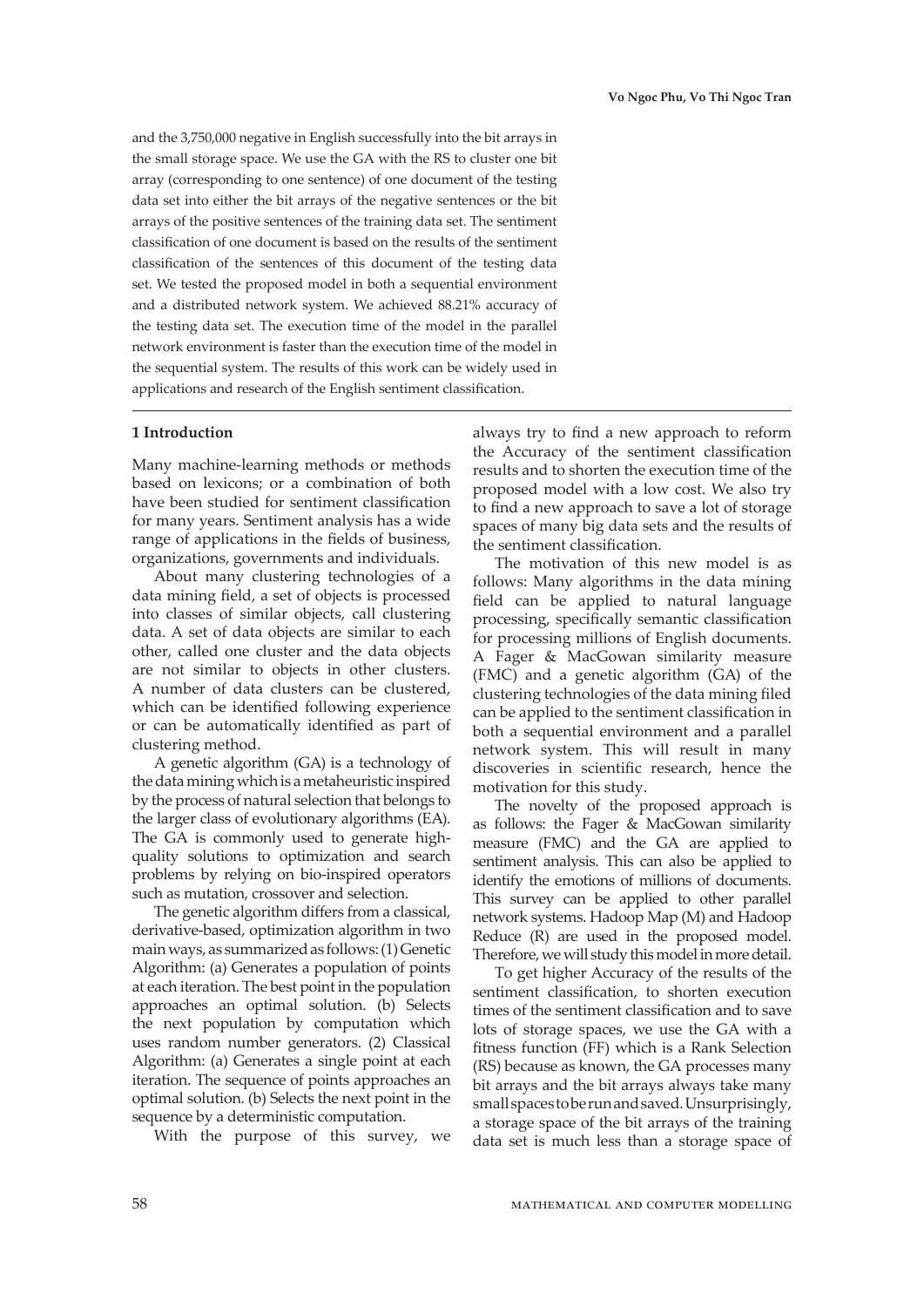and the 3,750,000 negative in English successfully into the bit arrays in the small storage space. We use the GA with the RS to cluster one bit array (corresponding to one sentence) of one document of the testing data set into either the bit arrays of the negative sentences or the bit arrays of the positive sentences of the training data set. The sentiment classification of one document is based on the results of the sentiment classification of the sentences of this document of the testing data set. We tested the proposed model in both a sequential environment and a distributed network system. We achieved 88.21% accuracy of the testing data set. The execution time of the model in the parallel network environment is faster than the execution time of the model in the sequential system. The results of this work can be widely used in applications and research of the English sentiment classification.

## 1 Introduction

Many machine-learning methods or methods based on lexicons; or a combination of both have been studied for sentiment classification for many years. Sentiment analysis has a wide range of applications in the fields of business, organizations, governments and individuals.

About many clustering technologies of a data mining field, a set of objects is processed into classes of similar objects, call clustering data. A set of data objects are similar to each other, called one cluster and the data objects are not similar to objects in other clusters. A number of data clusters can be clustered, which can be identified following experience or can be automatically identified as part of clustering method.

A genetic algorithm (GA) is a technology of the data mining which is a metaheuristic inspired by the process of natural selection that belongs to the larger class of evolutionary algorithms (EA). The GA is commonly used to generate high-quality solutions to optimization and search problems by relying on bio-inspired operators such as mutation, crossover and selection.

The genetic algorithm differs from a classical, derivative-based, optimization algorithm in two main ways, as summarized as follows: (1) Genetic Algorithm: (a) Generates a population of points at each iteration. The best point in the population approaches an optimal solution. (b) Selects the next population by computation which uses random number generators. (2) Classical Algorithm: (a) Generates a single point at each iteration. The sequence of points approaches an optimal solution. (b) Selects the next point in the sequence by a deterministic computation.

With the purpose of this survey, we always try to find a new approach to reform the Accuracy of the sentiment classification results and to shorten the execution time of the proposed model with a low cost. We also try to find a new approach to save a lot of storage spaces of many big data sets and the results of the sentiment classification.

The motivation of this new model is as follows: Many algorithms in the data mining field can be applied to natural language processing, specifically semantic classification for processing millions of English documents. A Fager & MacGowan similarity measure (FMC) and a genetic algorithm (GA) of the clustering technologies of the data mining filed can be applied to the sentiment classification in both a sequential environment and a parallel network system. This will result in many discoveries in scientific research, hence the motivation for this study.

The novelty of the proposed approach is as follows: the Fager & MacGowan similarity measure (FMC) and the GA are applied to sentiment analysis. This can also be applied to identify the emotions of millions of documents. This survey can be applied to other parallel network systems. Hadoop Map (M) and Hadoop Reduce (R) are used in the proposed model. Therefore, we will study this model in more detail.

To get higher Accuracy of the results of the sentiment classification, to shorten execution times of the sentiment classification and to save lots of storage spaces, we use the GA with a fitness function (FF) which is a Rank Selection (RS) because as known, the GA processes many bit arrays and the bit arrays always take many small spaces to be run and saved. Unsurprisingly, a storage space of the bit arrays of the training data set is much less than a storage space of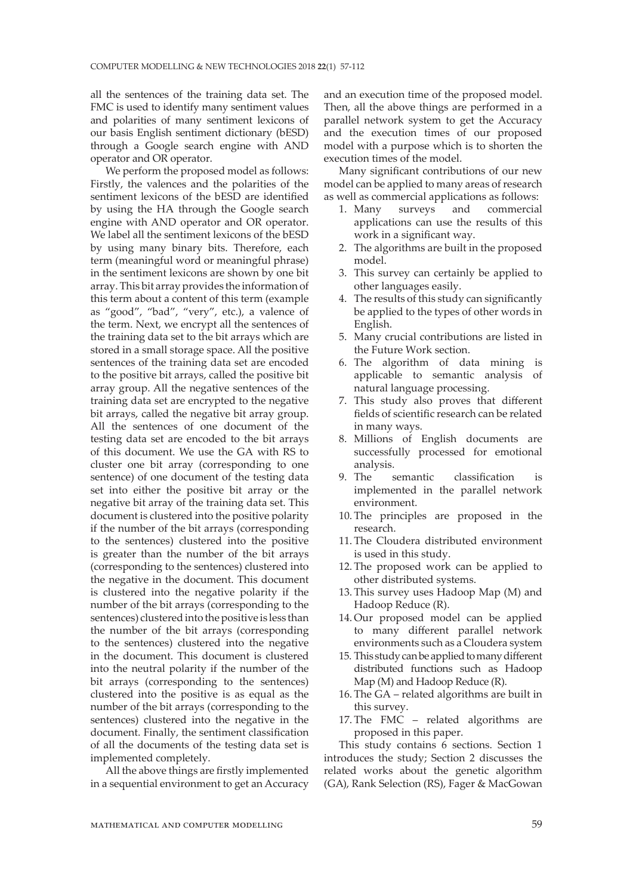all the sentences of the training data set. The FMC is used to identify many sentiment values and polarities of many sentiment lexicons of our basis English sentiment dictionary (bESD) through a Google search engine with AND operator and OR operator.

We perform the proposed model as follows: Firstly, the valences and the polarities of the sentiment lexicons of the bESD are identified by using the HA through the Google search engine with AND operator and OR operator. We label all the sentiment lexicons of the bESD by using many binary bits. Therefore, each term (meaningful word or meaningful phrase) in the sentiment lexicons are shown by one bit array. This bit array provides the information of this term about a content of this term (example as "good", "bad", "very", etc.), a valence of the term. Next, we encrypt all the sentences of the training data set to the bit arrays which are stored in a small storage space. All the positive sentences of the training data set are encoded to the positive bit arrays, called the positive bit array group. All the negative sentences of the training data set are encrypted to the negative bit arrays, called the negative bit array group. All the sentences of one document of the testing data set are encoded to the bit arrays of this document. We use the GA with RS to cluster one bit array (corresponding to one sentence) of one document of the testing data set into either the positive bit array or the negative bit array of the training data set. This document is clustered into the positive polarity if the number of the bit arrays (corresponding to the sentences) clustered into the positive is greater than the number of the bit arrays (corresponding to the sentences) clustered into the negative in the document. This document is clustered into the negative polarity if the number of the bit arrays (corresponding to the sentences) clustered into the positive is less than the number of the bit arrays (corresponding to the sentences) clustered into the negative in the document. This document is clustered into the neutral polarity if the number of the bit arrays (corresponding to the sentences) clustered into the positive is as equal as the number of the bit arrays (corresponding to the sentences) clustered into the negative in the document. Finally, the sentiment classification of all the documents of the testing data set is implemented completely.

All the above things are firstly implemented in a sequential environment to get an Accuracy and an execution time of the proposed model. Then, all the above things are performed in a parallel network system to get the Accuracy and the execution times of our proposed model with a purpose which is to shorten the execution times of the model.

Many significant contributions of our new model can be applied to many areas of research as well as commercial applications as follows:

1. Many surveys and commercial applications can use the results of this work in a significant way.
2. The algorithms are built in the proposed model.
3. This survey can certainly be applied to other languages easily.
4. The results of this study can significantly be applied to the types of other words in English.
5. Many crucial contributions are listed in the Future Work section.
6. The algorithm of data mining is applicable to semantic analysis of natural language processing.
7. This study also proves that different fields of scientific research can be related in many ways.
8. Millions of English documents are successfully processed for emotional analysis.
9. The semantic classification is implemented in the parallel network environment.
10. The principles are proposed in the research.
11. The Cloudera distributed environment is used in this study.
12. The proposed work can be applied to other distributed systems.
13. This survey uses Hadoop Map (M) and Hadoop Reduce (R).
14. Our proposed model can be applied to many different parallel network environments such as a Cloudera system
15. This study can be applied to many different distributed functions such as Hadoop Map (M) and Hadoop Reduce (R).
16. The GA – related algorithms are built in this survey.
17. The FMC – related algorithms are proposed in this paper.

This study contains 6 sections. Section 1 introduces the study; Section 2 discusses the related works about the genetic algorithm (GA), Rank Selection (RS), Fager & MacGowan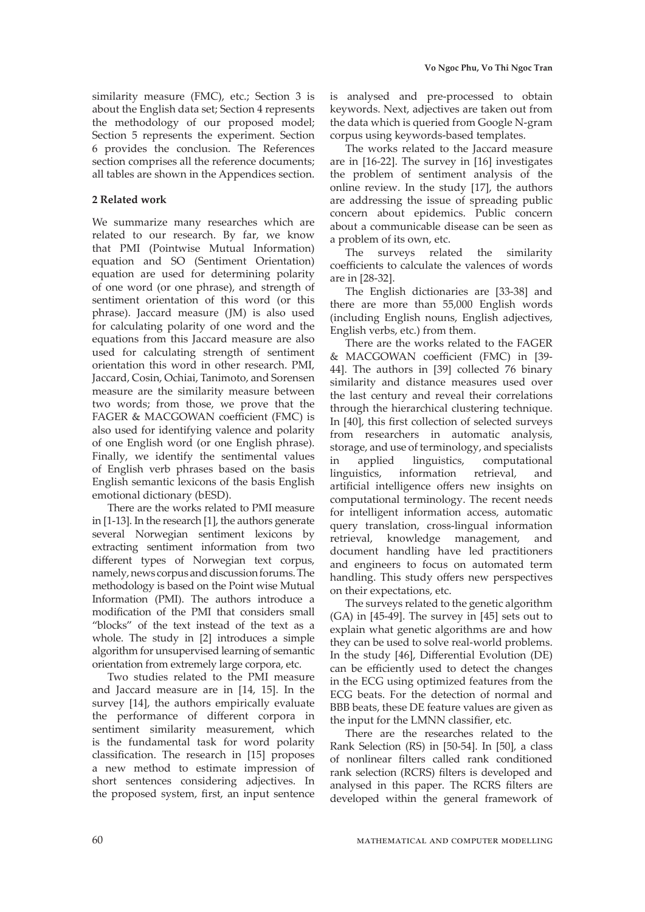similarity measure (FMC), etc.; Section 3 is about the English data set; Section 4 represents the methodology of our proposed model; Section 5 represents the experiment. Section 6 provides the conclusion. The References section comprises all the reference documents; all tables are shown in the Appendices section.

## 2 Related work

We summarize many researches which are related to our research. By far, we know that PMI (Pointwise Mutual Information) equation and SO (Sentiment Orientation) equation are used for determining polarity of one word (or one phrase), and strength of sentiment orientation of this word (or this phrase). Jaccard measure (JM) is also used for calculating polarity of one word and the equations from this Jaccard measure are also used for calculating strength of sentiment orientation this word in other research. PMI, Jaccard, Cosin, Ochiai, Tanimoto, and Sorensen measure are the similarity measure between two words; from those, we prove that the FAGER & MACGOWAN coefficient (FMC) is also used for identifying valence and polarity of one English word (or one English phrase). Finally, we identify the sentimental values of English verb phrases based on the basis English semantic lexicons of the basis English emotional dictionary (bESD).

There are the works related to PMI measure in [1-13]. In the research [1], the authors generate several Norwegian sentiment lexicons by extracting sentiment information from two different types of Norwegian text corpus, namely, news corpus and discussion forums. The methodology is based on the Point wise Mutual Information (PMI). The authors introduce a modification of the PMI that considers small "blocks" of the text instead of the text as a whole. The study in [2] introduces a simple algorithm for unsupervised learning of semantic orientation from extremely large corpora, etc.

Two studies related to the PMI measure and Jaccard measure are in [14, 15]. In the survey [14], the authors empirically evaluate the performance of different corpora in sentiment similarity measurement, which is the fundamental task for word polarity classification. The research in [15] proposes a new method to estimate impression of short sentences considering adjectives. In the proposed system, first, an input sentence is analysed and pre-processed to obtain keywords. Next, adjectives are taken out from the data which is queried from Google N-gram corpus using keywords-based templates.

The works related to the Jaccard measure are in [16-22]. The survey in [16] investigates the problem of sentiment analysis of the online review. In the study [17], the authors are addressing the issue of spreading public concern about epidemics. Public concern about a communicable disease can be seen as a problem of its own, etc.

The surveys related the similarity coefficients to calculate the valences of words are in [28-32].

The English dictionaries are [33-38] and there are more than 55,000 English words (including English nouns, English adjectives, English verbs, etc.) from them.

There are the works related to the FAGER & MACGOWAN coefficient (FMC) in [39-44]. The authors in [39] collected 76 binary similarity and distance measures used over the last century and reveal their correlations through the hierarchical clustering technique. In [40], this first collection of selected surveys from researchers in automatic analysis, storage, and use of terminology, and specialists in applied linguistics, computational linguistics, information retrieval, and artificial intelligence offers new insights on computational terminology. The recent needs for intelligent information access, automatic query translation, cross-lingual information retrieval, knowledge management, and document handling have led practitioners and engineers to focus on automated term handling. This study offers new perspectives on their expectations, etc.

The surveys related to the genetic algorithm (GA) in [45-49]. The survey in [45] sets out to explain what genetic algorithms are and how they can be used to solve real-world problems. In the study [46], Differential Evolution (DE) can be efficiently used to detect the changes in the ECG using optimized features from the ECG beats. For the detection of normal and BBB beats, these DE feature values are given as the input for the LMNN classifier, etc.

There are the researches related to the Rank Selection (RS) in [50-54]. In [50], a class of nonlinear filters called rank conditioned rank selection (RCRS) filters is developed and analysed in this paper. The RCRS filters are developed within the general framework of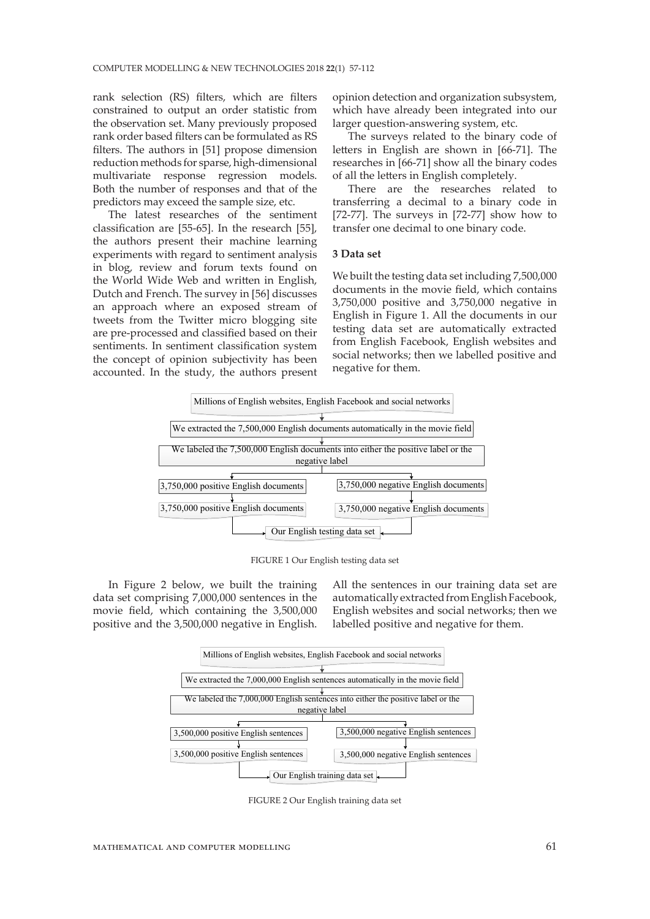rank selection (RS) filters, which are filters constrained to output an order statistic from the observation set. Many previously proposed rank order based filters can be formulated as RS filters. The authors in [51] propose dimension reduction methods for sparse, high-dimensional multivariate response regression models. Both the number of responses and that of the predictors may exceed the sample size, etc.

The latest researches of the sentiment classification are [55-65]. In the research [55], the authors present their machine learning experiments with regard to sentiment analysis in blog, review and forum texts found on the World Wide Web and written in English, Dutch and French. The survey in [56] discusses an approach where an exposed stream of tweets from the Twitter micro blogging site are pre-processed and classified based on their sentiments. In sentiment classification system the concept of opinion subjectivity has been accounted. In the study, the authors present opinion detection and organization subsystem, which have already been integrated into our larger question-answering system, etc.

The surveys related to the binary code of letters in English are shown in [66-71]. The researches in [66-71] show all the binary codes of all the letters in English completely.

There are the researches related to transferring a decimal to a binary code in [72-77]. The surveys in [72-77] show how to transfer one decimal to one binary code.

## 3 Data set

We built the testing data set including 7,500,000 documents in the movie field, which contains 3,750,000 positive and 3,750,000 negative in English in Figure 1. All the documents in our testing data set are automatically extracted from English Facebook, English websites and social networks; then we labelled positive and negative for them.

Millions of English websites, English Facebook and social networks

↓

We extracted the 7,500,000 English documents automatically in the movie field

↓

We labeled the 7,500,000 English documents into either the positive label or the negative label

↓

3,750,000 positive English documents | 3,750,000 negative English documents

↓

3,750,000 positive English documents | 3,750,000 negative English documents

↓

Our English testing data set

FIGURE 1 Our English testing data set

In Figure 2 below, we built the training data set comprising 7,000,000 sentences in the movie field, which containing the 3,500,000 positive and the 3,500,000 negative in English. All the sentences in our training data set are automatically extracted from English Facebook, English websites and social networks; then we labelled positive and negative for them.

Millions of English websites, English Facebook and social networks

↓

We extracted the 7,000,000 English sentences automatically in the movie field

↓

We labeled the 7,000,000 English sentences into either the positive label or the negative label

↓

3,500,000 positive English sentences | 3,500,000 negative English sentences

↓

3,500,000 positive English sentences | 3,500,000 negative English sentences

↓

Our English training data set

FIGURE 2 Our English training data set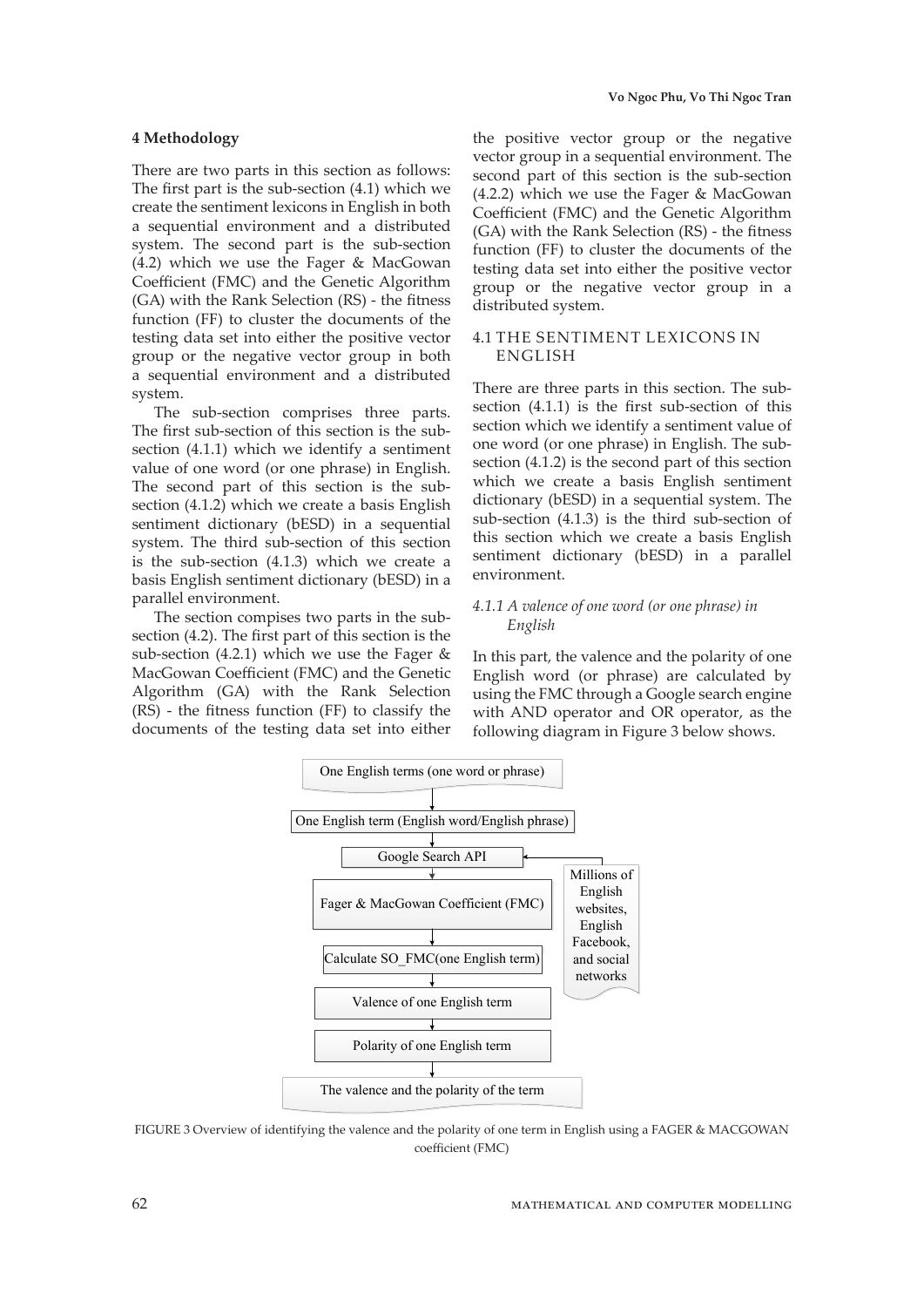## 4 Methodology

There are two parts in this section as follows: The first part is the sub-section (4.1) which we create the sentiment lexicons in English in both a sequential environment and a distributed system. The second part is the sub-section (4.2) which we use the Fager & MacGowan Coefficient (FMC) and the Genetic Algorithm (GA) with the Rank Selection (RS) - the fitness function (FF) to cluster the documents of the testing data set into either the positive vector group or the negative vector group in both a sequential environment and a distributed system.

The sub-section comprises three parts. The first sub-section of this section is the sub-section (4.1.1) which we identify a sentiment value of one word (or one phrase) in English. The second part of this section is the sub-section (4.1.2) which we create a basis English sentiment dictionary (bESD) in a sequential system. The third sub-section of this section is the sub-section (4.1.3) which we create a basis English sentiment dictionary (bESD) in a parallel environment.

The section compises two parts in the sub-section (4.2). The first part of this section is the sub-section (4.2.1) which we use the Fager & MacGowan Coefficient (FMC) and the Genetic Algorithm (GA) with the Rank Selection (RS) - the fitness function (FF) to classify the documents of the testing data set into either the positive vector group or the negative vector group in a sequential environment. The second part of this section is the sub-section (4.2.2) which we use the Fager & MacGowan Coefficient (FMC) and the Genetic Algorithm (GA) with the Rank Selection (RS) - the fitness function (FF) to cluster the documents of the testing data set into either the positive vector group or the negative vector group in a distributed system.

### 4.1 THE SENTIMENT LEXICONS IN ENGLISH

There are three parts in this section. The sub-section (4.1.1) is the first sub-section of this section which we identify a sentiment value of one word (or one phrase) in English. The sub-section (4.1.2) is the second part of this section which we create a basis English sentiment dictionary (bESD) in a sequential system. The sub-section (4.1.3) is the third sub-section of this section which we create a basis English sentiment dictionary (bESD) in a parallel environment.

#### *4.1.1 A valence of one word (or one phrase) in English*

In this part, the valence and the polarity of one English word (or phrase) are calculated by using the FMC through a Google search engine with AND operator and OR operator, as the following diagram in Figure 3 below shows.

One English terms (one word or phrase)

One English term (English word/English phrase)

Google Search API

Millions of English websites, English Facebook, and social networks

Fager & MacGowan Coefficient (FMC)

Calculate SO_FMC(one English term)

Valence of one English term

Polarity of one English term

The valence and the polarity of the term

FIGURE 3 Overview of identifying the valence and the polarity of one term in English using a FAGER & MACGOWAN coefficient (FMC)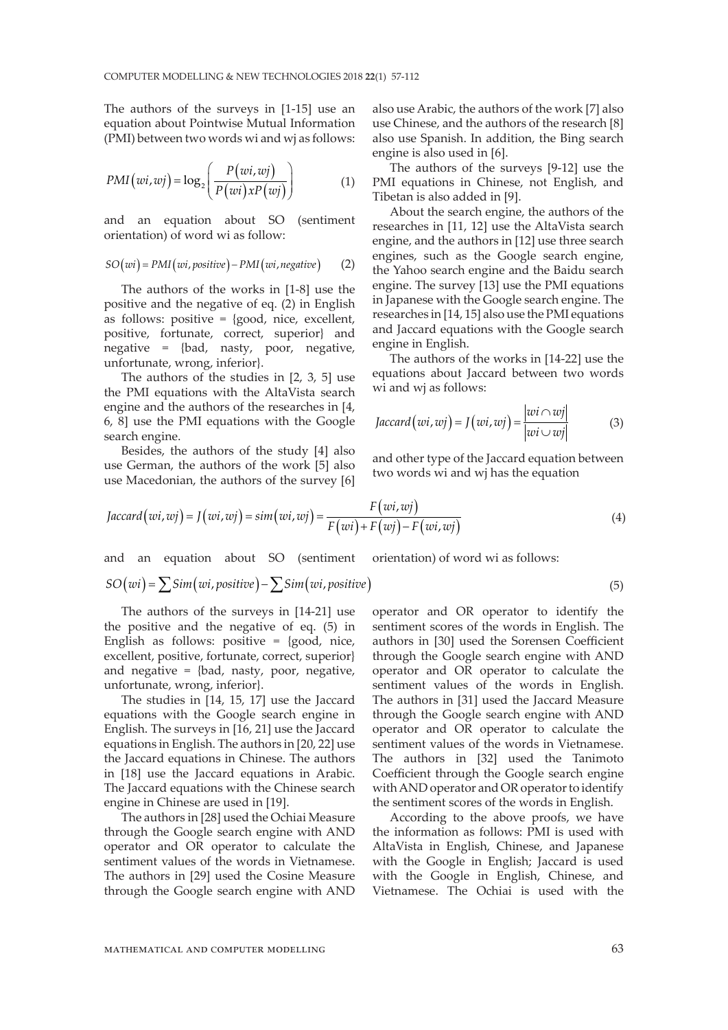The authors of the surveys in [1-15] use an equation about Pointwise Mutual Information (PMI) between two words wi and wj as follows:

$$PMI(wi, wj) = \log_2 \left( \frac{P(wi, wj)}{P(wi) x P(wj)} \right) \quad (1)$$

and an equation about SO (sentiment orientation) of word wi as follow:

$$SO(wi) = PMI(wi, positive) - PMI(wi, negative) \quad (2)$$

The authors of the works in [1-8] use the positive and the negative of eq. (2) in English as follows: positive = {good, nice, excellent, positive, fortunate, correct, superior} and negative = {bad, nasty, poor, negative, unfortunate, wrong, inferior}.

The authors of the studies in [2, 3, 5] use the PMI equations with the AltaVista search engine and the authors of the researches in [4, 6, 8] use the PMI equations with the Google search engine.

Besides, the authors of the study [4] also use German, the authors of the work [5] also use Macedonian, the authors of the survey [6] also use Arabic, the authors of the work [7] also use Chinese, and the authors of the research [8] also use Spanish. In addition, the Bing search engine is also used in [6].

The authors of the surveys [9-12] use the PMI equations in Chinese, not English, and Tibetan is also added in [9].

About the search engine, the authors of the researches in [11, 12] use the AltaVista search engine, and the authors in [12] use three search engines, such as the Google search engine, the Yahoo search engine and the Baidu search engine. The survey [13] use the PMI equations in Japanese with the Google search engine. The researches in [14, 15] also use the PMI equations and Jaccard equations with the Google search engine in English.

The authors of the works in [14-22] use the equations about Jaccard between two words wi and wj as follows:

$$Jaccard(wi, wj) = J(wi, wj) = \frac{|wi \cap wj|}{|wi \cup wj|} \quad (3)$$

and other type of the Jaccard equation between two words wi and wj has the equation

$$Jaccard(wi, wj) = J(wi, wj) = sim(wi, wj) = \frac{F(wi, wj)}{F(wi) + F(wj) - F(wi, wj)} \quad (4)$$

and an equation about SO (sentiment orientation) of word wi as follows:

$$SO(wi) = \sum Sim(wi, positive) - \sum Sim(wi, positive) \quad (5)$$

The authors of the surveys in [14-21] use the positive and the negative of eq. (5) in English as follows: positive = {good, nice, excellent, positive, fortunate, correct, superior} and negative = {bad, nasty, poor, negative, unfortunate, wrong, inferior}.

The studies in [14, 15, 17] use the Jaccard equations with the Google search engine in English. The surveys in [16, 21] use the Jaccard equations in English. The authors in [20, 22] use the Jaccard equations in Chinese. The authors in [18] use the Jaccard equations in Arabic. The Jaccard equations with the Chinese search engine in Chinese are used in [19].

The authors in [28] used the Ochiai Measure through the Google search engine with AND operator and OR operator to calculate the sentiment values of the words in Vietnamese. The authors in [29] used the Cosine Measure through the Google search engine with AND operator and OR operator to identify the sentiment scores of the words in English. The authors in [30] used the Sorensen Coefficient through the Google search engine with AND operator and OR operator to calculate the sentiment values of the words in English. The authors in [31] used the Jaccard Measure through the Google search engine with AND operator and OR operator to calculate the sentiment values of the words in Vietnamese. The authors in [32] used the Tanimoto Coefficient through the Google search engine with AND operator and OR operator to identify the sentiment scores of the words in English.

According to the above proofs, we have the information as follows: PMI is used with AltaVista in English, Chinese, and Japanese with the Google in English; Jaccard is used with the Google in English, Chinese, and Vietnamese. The Ochiai is used with the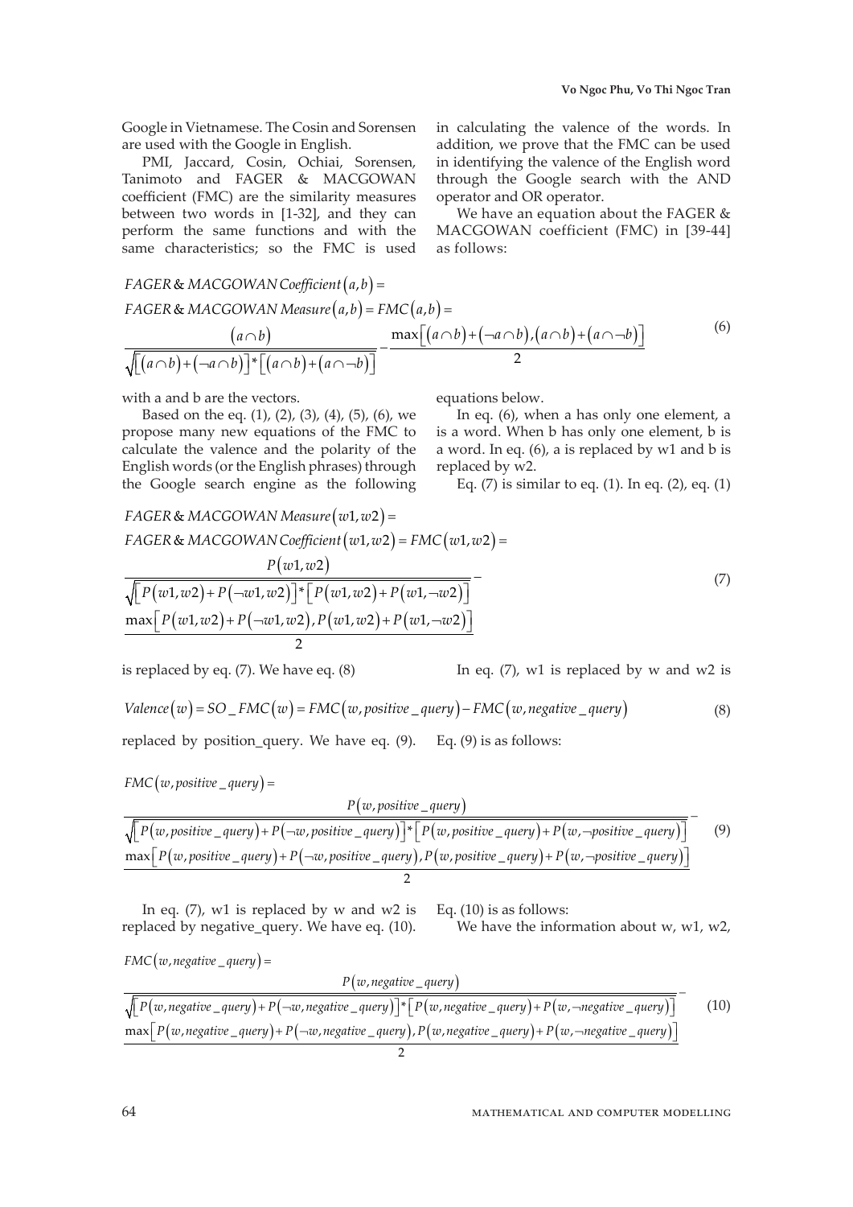Google in Vietnamese. The Cosin and Sorensen are used with the Google in English.

PMI, Jaccard, Cosin, Ochiai, Sorensen, Tanimoto and FAGER & MACGOWAN coefficient (FMC) are the similarity measures between two words in [1-32], and they can perform the same functions and with the same characteristics; so the FMC is used in calculating the valence of the words. In addition, we prove that the FMC can be used in identifying the valence of the English word through the Google search with the AND operator and OR operator.

We have an equation about the FAGER & MACGOWAN coefficient (FMC) in [39-44] as follows:

$$FAGER\,\&\,MACGOWAN\,Coefficient(a,b) =$$
$$FAGER\,\&\,MACGOWAN\,Measure(a,b) = FMC(a,b) =$$
$$\frac{(a \cap b)}{\sqrt{\left[(a \cap b)+(\neg a \cap b)\right]*\left[(a \cap b)+(a \cap \neg b)\right]}} - \frac{\max\left[(a \cap b)+(\neg a \cap b),(a \cap b)+(a \cap \neg b)\right]}{2} \tag{6}$$

with a and b are the vectors.

Based on the eq. (1), (2), (3), (4), (5), (6), we propose many new equations of the FMC to calculate the valence and the polarity of the English words (or the English phrases) through the Google search engine as the following equations below.

In eq. (6), when a has only one element, a is a word. When b has only one element, b is a word. In eq. (6), a is replaced by w1 and b is replaced by w2.

Eq. (7) is similar to eq. (1). In eq. (2), eq. (1) is replaced by eq. (7). We have eq. (8)

$$FAGER\,\&\,MACGOWAN\,Measure(w1,w2) =$$
$$FAGER\,\&\,MACGOWAN\,Coefficient(w1,w2) = FMC(w1,w2) =$$
$$\frac{P(w1,w2)}{\sqrt{\left[P(w1,w2)+P(\neg w1,w2)\right]*\left[P(w1,w2)+P(w1,\neg w2)\right]}} - \frac{\max\left[P(w1,w2)+P(\neg w1,w2),P(w1,w2)+P(w1,\neg w2)\right]}{2} \tag{7}$$

$$Valence(w) = SO\_FMC(w) = FMC(w, positive\_query) - FMC(w, negative\_query) \tag{8}$$

In eq. (7), w1 is replaced by w and w2 is replaced by position_query. We have eq. (9). Eq. (9) is as follows:

$$FMC(w, positive\_query) =$$
$$\frac{P(w, positive\_query)}{\sqrt{\left[P(w, positive\_query)+P(\neg w, positive\_query)\right]*\left[P(w, positive\_query)+P(w, \neg positive\_query)\right]}} - \frac{\max\left[P(w, positive\_query)+P(\neg w, positive\_query),P(w, positive\_query)+P(w, \neg positive\_query)\right]}{2} \tag{9}$$

In eq. (7), w1 is replaced by w and w2 is replaced by negative_query. We have eq. (10). Eq. (10) is as follows:

$$FMC(w, negative\_query) =$$
$$\frac{P(w, negative\_query)}{\sqrt{\left[P(w, negative\_query)+P(\neg w, negative\_query)\right]*\left[P(w, negative\_query)+P(w, \neg negative\_query)\right]}} - \frac{\max\left[P(w, negative\_query)+P(\neg w, negative\_query),P(w, negative\_query)+P(w, \neg negative\_query)\right]}{2} \tag{10}$$

We have the information about w, w1, w2,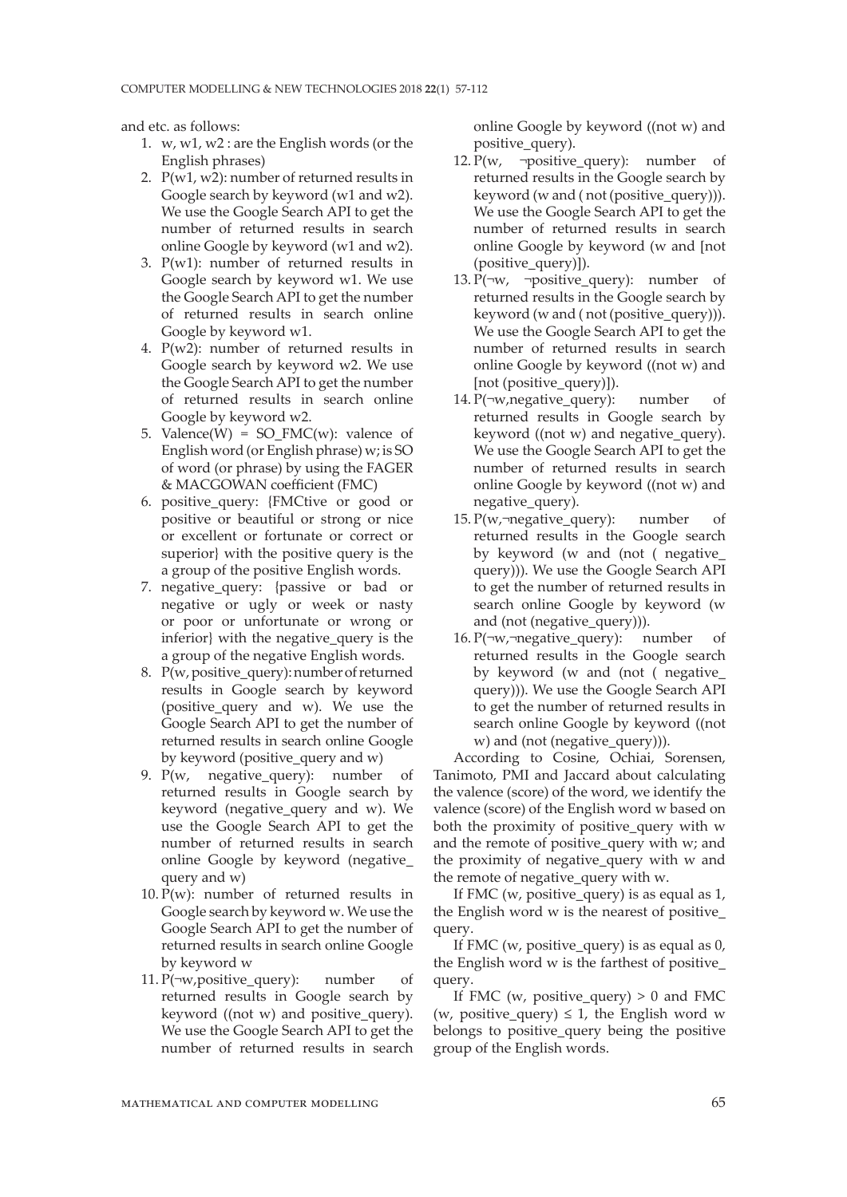and etc. as follows:

1. w, w1, w2 : are the English words (or the English phrases)
2. P(w1, w2): number of returned results in Google search by keyword (w1 and w2). We use the Google Search API to get the number of returned results in search online Google by keyword (w1 and w2).
3. P(w1): number of returned results in Google search by keyword w1. We use the Google Search API to get the number of returned results in search online Google by keyword w1.
4. P(w2): number of returned results in Google search by keyword w2. We use the Google Search API to get the number of returned results in search online Google by keyword w2.
5. Valence(W) = SO_FMC(w): valence of English word (or English phrase) w; is SO of word (or phrase) by using the FAGER & MACGOWAN coefficient (FMC)
6. positive_query: {FMCtive or good or positive or beautiful or strong or nice or excellent or fortunate or correct or superior} with the positive query is the a group of the positive English words.
7. negative_query: {passive or bad or negative or ugly or week or nasty or poor or unfortunate or wrong or inferior} with the negative_query is the a group of the negative English words.
8. P(w, positive_query): number of returned results in Google search by keyword (positive_query and w). We use the Google Search API to get the number of returned results in search online Google by keyword (positive_query and w)
9. P(w, negative_query): number of returned results in Google search by keyword (negative_query and w). We use the Google Search API to get the number of returned results in search online Google by keyword (negative_query and w)
10. P(w): number of returned results in Google search by keyword w. We use the Google Search API to get the number of returned results in search online Google by keyword w
11. P(¬w,positive_query): number of returned results in Google search by keyword ((not w) and positive_query). We use the Google Search API to get the number of returned results in search online Google by keyword ((not w) and positive_query).
12. P(w, ¬positive_query): number of returned results in the Google search by keyword (w and ( not (positive_query))). We use the Google Search API to get the number of returned results in search online Google by keyword (w and [not (positive_query)]).
13. P(¬w, ¬positive_query): number of returned results in the Google search by keyword (w and ( not (positive_query))). We use the Google Search API to get the number of returned results in search online Google by keyword ((not w) and [not (positive_query)]).
14. P(¬w,negative_query): number of returned results in Google search by keyword ((not w) and negative_query). We use the Google Search API to get the number of returned results in search online Google by keyword ((not w) and negative_query).
15. P(w,¬negative_query): number of returned results in the Google search by keyword (w and (not ( negative_query))). We use the Google Search API to get the number of returned results in search online Google by keyword (w and (not (negative_query))).
16. P(¬w,¬negative_query): number of returned results in the Google search by keyword (w and (not ( negative_query))). We use the Google Search API to get the number of returned results in search online Google by keyword ((not w) and (not (negative_query))).

According to Cosine, Ochiai, Sorensen, Tanimoto, PMI and Jaccard about calculating the valence (score) of the word, we identify the valence (score) of the English word w based on both the proximity of positive_query with w and the remote of positive_query with w; and the proximity of negative_query with w and the remote of negative_query with w.

If FMC (w, positive_query) is as equal as 1, the English word w is the nearest of positive_query.

If FMC (w, positive_query) is as equal as 0, the English word w is the farthest of positive_query.

If FMC (w, positive_query) > 0 and FMC (w, positive_query) ≤ 1, the English word w belongs to positive_query being the positive group of the English words.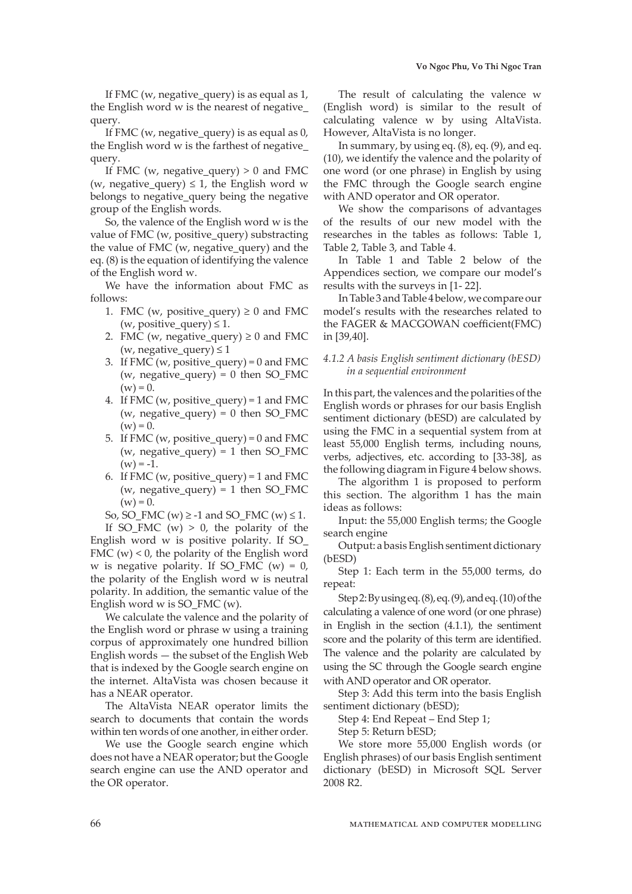If FMC (w, negative_query) is as equal as 1, the English word w is the nearest of negative_query.

If FMC (w, negative_query) is as equal as 0, the English word w is the farthest of negative_query.

If FMC (w, negative_query) > 0 and FMC (w, negative_query) ≤ 1, the English word w belongs to negative_query being the negative group of the English words.

So, the valence of the English word w is the value of FMC (w, positive_query) substracting the value of FMC (w, negative_query) and the eq. (8) is the equation of identifying the valence of the English word w.

We have the information about FMC as follows:

1. FMC (w, positive_query) ≥ 0 and FMC (w, positive_query) ≤ 1.
2. FMC (w, negative_query) ≥ 0 and FMC (w, negative_query) ≤ 1
3. If FMC (w, positive_query) = 0 and FMC (w, negative_query) = 0 then SO_FMC (w) = 0.
4. If FMC (w, positive_query) = 1 and FMC (w, negative_query) = 0 then SO_FMC (w) = 0.
5. If FMC (w, positive_query) = 0 and FMC (w, negative_query) = 1 then SO_FMC (w) = -1.
6. If FMC (w, positive_query) = 1 and FMC (w, negative_query) = 1 then SO_FMC (w) = 0.

So, SO_FMC (w) ≥ -1 and SO_FMC (w) ≤ 1.

If SO_FMC (w) > 0, the polarity of the English word w is positive polarity. If SO_FMC (w) < 0, the polarity of the English word w is negative polarity. If SO_FMC (w) = 0, the polarity of the English word w is neutral polarity. In addition, the semantic value of the English word w is SO_FMC (w).

We calculate the valence and the polarity of the English word or phrase w using a training corpus of approximately one hundred billion English words — the subset of the English Web that is indexed by the Google search engine on the internet. AltaVista was chosen because it has a NEAR operator.

The AltaVista NEAR operator limits the search to documents that contain the words within ten words of one another, in either order.

We use the Google search engine which does not have a NEAR operator; but the Google search engine can use the AND operator and the OR operator.

The result of calculating the valence w (English word) is similar to the result of calculating valence w by using AltaVista. However, AltaVista is no longer.

In summary, by using eq. (8), eq. (9), and eq. (10), we identify the valence and the polarity of one word (or one phrase) in English by using the FMC through the Google search engine with AND operator and OR operator.

We show the comparisons of advantages of the results of our new model with the researches in the tables as follows: Table 1, Table 2, Table 3, and Table 4.

In Table 1 and Table 2 below of the Appendices section, we compare our model's results with the surveys in [1- 22].

In Table 3 and Table 4 below, we compare our model's results with the researches related to the FAGER & MACGOWAN coefficient(FMC) in [39,40].

#### *4.1.2 A basis English sentiment dictionary (bESD) in a sequential environment*

In this part, the valences and the polarities of the English words or phrases for our basis English sentiment dictionary (bESD) are calculated by using the FMC in a sequential system from at least 55,000 English terms, including nouns, verbs, adjectives, etc. according to [33-38], as the following diagram in Figure 4 below shows.

The algorithm 1 is proposed to perform this section. The algorithm 1 has the main ideas as follows:

Input: the 55,000 English terms; the Google search engine

Output: a basis English sentiment dictionary (bESD)

Step 1: Each term in the 55,000 terms, do repeat:

Step 2: By using eq. (8), eq. (9), and eq. (10) of the calculating a valence of one word (or one phrase) in English in the section (4.1.1), the sentiment score and the polarity of this term are identified. The valence and the polarity are calculated by using the SC through the Google search engine with AND operator and OR operator.

Step 3: Add this term into the basis English sentiment dictionary (bESD);

Step 4: End Repeat – End Step 1;

Step 5: Return bESD;

We store more 55,000 English words (or English phrases) of our basis English sentiment dictionary (bESD) in Microsoft SQL Server 2008 R2.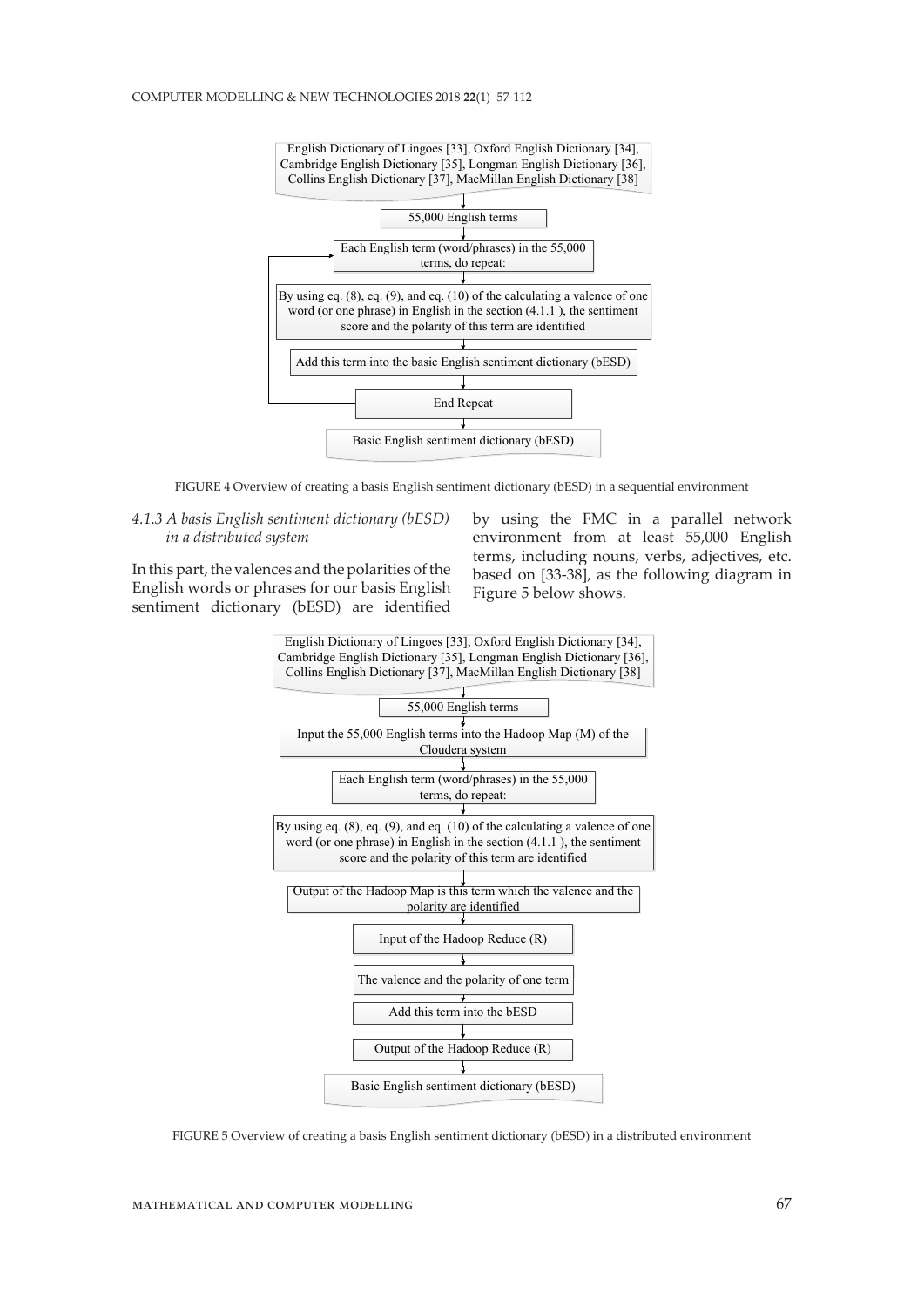English Dictionary of Lingoes [33], Oxford English Dictionary [34], Cambridge English Dictionary [35], Longman English Dictionary [36], Collins English Dictionary [37], MacMillan English Dictionary [38]

↓

55,000 English terms

↓

Each English term (word/phrases) in the 55,000 terms, do repeat:

↓

By using eq. (8), eq. (9), and eq. (10) of the calculating a valence of one word (or one phrase) in English in the section (4.1.1 ), the sentiment score and the polarity of this term are identified

↓

Add this term into the basic English sentiment dictionary (bESD)

↓

End Repeat

↓

Basic English sentiment dictionary (bESD)

FIGURE 4 Overview of creating a basis English sentiment dictionary (bESD) in a sequential environment

*4.1.3 A basis English sentiment dictionary (bESD) in a distributed system*

In this part, the valences and the polarities of the English words or phrases for our basis English sentiment dictionary (bESD) are identified by using the FMC in a parallel network environment from at least 55,000 English terms, including nouns, verbs, adjectives, etc. based on [33-38], as the following diagram in Figure 5 below shows.

English Dictionary of Lingoes [33], Oxford English Dictionary [34], Cambridge English Dictionary [35], Longman English Dictionary [36], Collins English Dictionary [37], MacMillan English Dictionary [38]

↓

55,000 English terms

↓

Input the 55,000 English terms into the Hadoop Map (M) of the Cloudera system

↓

Each English term (word/phrases) in the 55,000 terms, do repeat:

↓

By using eq. (8), eq. (9), and eq. (10) of the calculating a valence of one word (or one phrase) in English in the section (4.1.1 ), the sentiment score and the polarity of this term are identified

↓

Output of the Hadoop Map is this term which the valence and the polarity are identified

↓

Input of the Hadoop Reduce (R)

↓

The valence and the polarity of one term

↓

Add this term into the bESD

↓

Output of the Hadoop Reduce (R)

↓

Basic English sentiment dictionary (bESD)

FIGURE 5 Overview of creating a basis English sentiment dictionary (bESD) in a distributed environment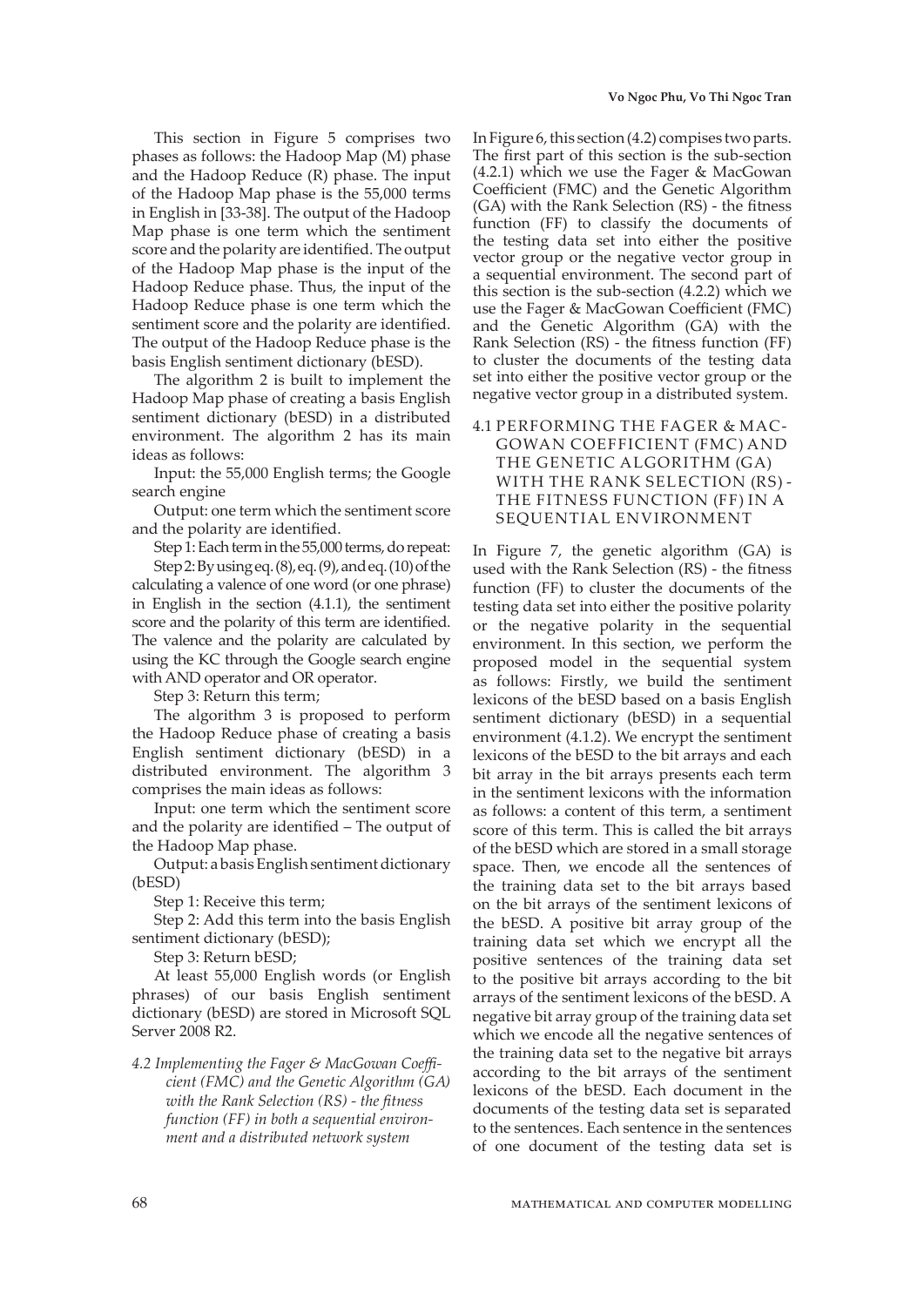This section in Figure 5 comprises two phases as follows: the Hadoop Map (M) phase and the Hadoop Reduce (R) phase. The input of the Hadoop Map phase is the 55,000 terms in English in [33-38]. The output of the Hadoop Map phase is one term which the sentiment score and the polarity are identified. The output of the Hadoop Map phase is the input of the Hadoop Reduce phase. Thus, the input of the Hadoop Reduce phase is one term which the sentiment score and the polarity are identified. The output of the Hadoop Reduce phase is the basis English sentiment dictionary (bESD).

The algorithm 2 is built to implement the Hadoop Map phase of creating a basis English sentiment dictionary (bESD) in a distributed environment. The algorithm 2 has its main ideas as follows:

Input: the 55,000 English terms; the Google search engine

Output: one term which the sentiment score and the polarity are identified.

Step 1: Each term in the 55,000 terms, do repeat:

Step 2: By using eq. (8), eq. (9), and eq. (10) of the calculating a valence of one word (or one phrase) in English in the section (4.1.1), the sentiment score and the polarity of this term are identified. The valence and the polarity are calculated by using the KC through the Google search engine with AND operator and OR operator.

Step 3: Return this term;

The algorithm 3 is proposed to perform the Hadoop Reduce phase of creating a basis English sentiment dictionary (bESD) in a distributed environment. The algorithm 3 comprises the main ideas as follows:

Input: one term which the sentiment score and the polarity are identified – The output of the Hadoop Map phase.

Output: a basis English sentiment dictionary (bESD)

Step 1: Receive this term;

Step 2: Add this term into the basis English sentiment dictionary (bESD);

Step 3: Return bESD;

At least 55,000 English words (or English phrases) of our basis English sentiment dictionary (bESD) are stored in Microsoft SQL Server 2008 R2.

### *4.2 Implementing the Fager & MacGowan Coefficient (FMC) and the Genetic Algorithm (GA) with the Rank Selection (RS) - the fitness function (FF) in both a sequential environment and a distributed network system*

In Figure 6, this section (4.2) compises two parts. The first part of this section is the sub-section (4.2.1) which we use the Fager & MacGowan Coefficient (FMC) and the Genetic Algorithm (GA) with the Rank Selection (RS) - the fitness function (FF) to classify the documents of the testing data set into either the positive vector group or the negative vector group in a sequential environment. The second part of this section is the sub-section (4.2.2) which we use the Fager & MacGowan Coefficient (FMC) and the Genetic Algorithm (GA) with the Rank Selection (RS) - the fitness function (FF) to cluster the documents of the testing data set into either the positive vector group or the negative vector group in a distributed system.

#### 4.1 PERFORMING THE FAGER & MACGOWAN COEFFICIENT (FMC) AND THE GENETIC ALGORITHM (GA) WITH THE RANK SELECTION (RS) - THE FITNESS FUNCTION (FF) IN A SEQUENTIAL ENVIRONMENT

In Figure 7, the genetic algorithm (GA) is used with the Rank Selection (RS) - the fitness function (FF) to cluster the documents of the testing data set into either the positive polarity or the negative polarity in the sequential environment. In this section, we perform the proposed model in the sequential system as follows: Firstly, we build the sentiment lexicons of the bESD based on a basis English sentiment dictionary (bESD) in a sequential environment (4.1.2). We encrypt the sentiment lexicons of the bESD to the bit arrays and each bit array in the bit arrays presents each term in the sentiment lexicons with the information as follows: a content of this term, a sentiment score of this term. This is called the bit arrays of the bESD which are stored in a small storage space. Then, we encode all the sentences of the training data set to the bit arrays based on the bit arrays of the sentiment lexicons of the bESD. A positive bit array group of the training data set which we encrypt all the positive sentences of the training data set to the positive bit arrays according to the bit arrays of the sentiment lexicons of the bESD. A negative bit array group of the training data set which we encode all the negative sentences of the training data set to the negative bit arrays according to the bit arrays of the sentiment lexicons of the bESD. Each document in the documents of the testing data set is separated to the sentences. Each sentence in the sentences of one document of the testing data set is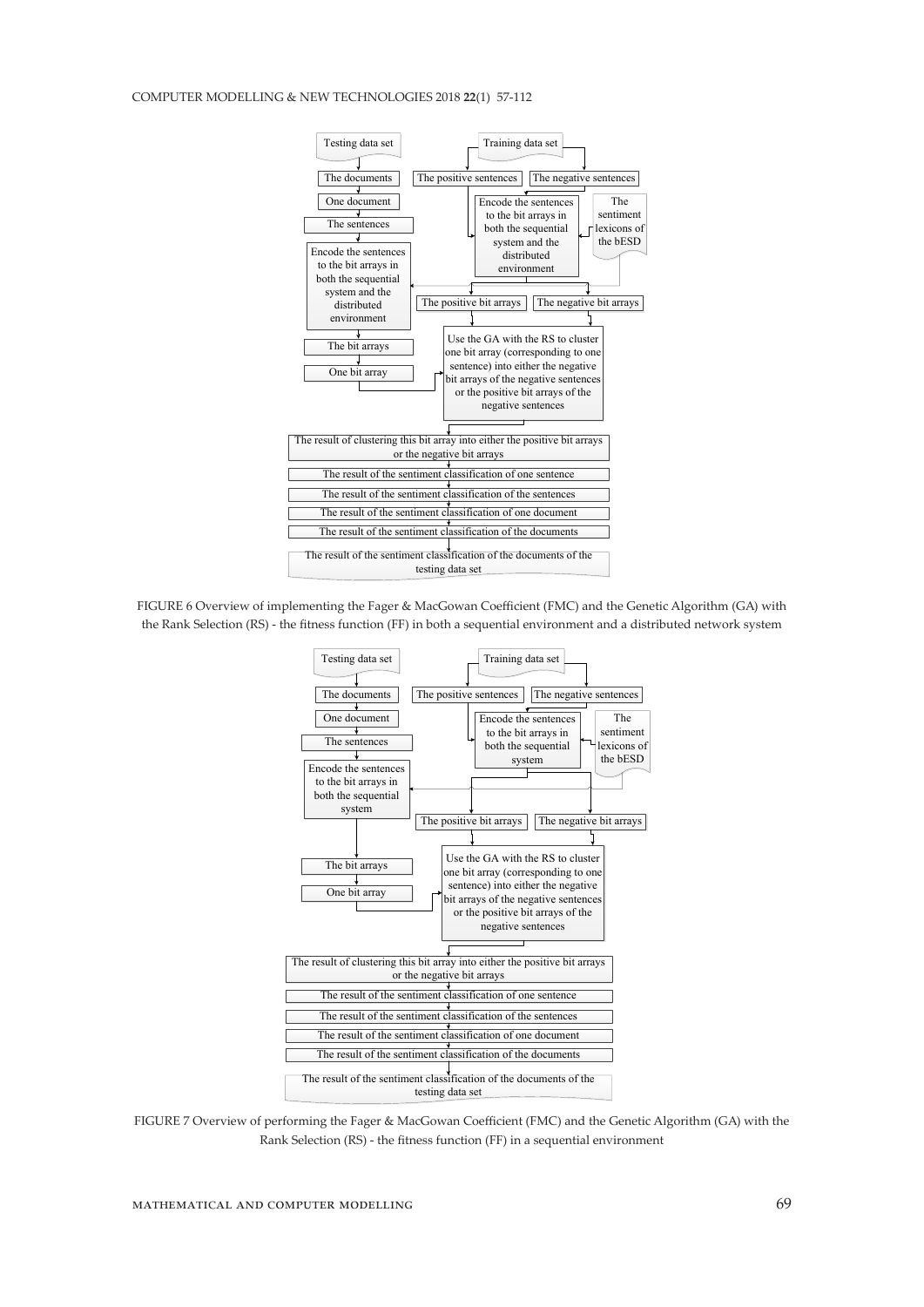Testing data set

The documents

One document

The sentences

Encode the sentences to the bit arrays in both the sequential system and the distributed environment

The bit arrays

One bit array

Training data set

The positive sentences

The negative sentences

Encode the sentences to the bit arrays in both the sequential system and the distributed environment

The sentiment lexicons of the bESD

The positive bit arrays

The negative bit arrays

Use the GA with the RS to cluster one bit array (corresponding to one sentence) into either the negative bit arrays of the negative sentences or the positive bit arrays of the negative sentences

The result of clustering this bit array into either the positive bit arrays or the negative bit arrays

The result of the sentiment classification of one sentence

The result of the sentiment classification of the sentences

The result of the sentiment classification of one document

The result of the sentiment classification of the documents

The result of the sentiment classification of the documents of the testing data set

FIGURE 6 Overview of implementing the Fager & MacGowan Coefficient (FMC) and the Genetic Algorithm (GA) with the Rank Selection (RS) - the fitness function (FF) in both a sequential environment and a distributed network system

Testing data set

The documents

One document

The sentences

Encode the sentences to the bit arrays in both the sequential system

The bit arrays

One bit array

Training data set

The positive sentences

The negative sentences

Encode the sentences to the bit arrays in both the sequential system

The sentiment lexicons of the bESD

The positive bit arrays

The negative bit arrays

Use the GA with the RS to cluster one bit array (corresponding to one sentence) into either the negative bit arrays of the negative sentences or the positive bit arrays of the negative sentences

The result of clustering this bit array into either the positive bit arrays or the negative bit arrays

The result of the sentiment classification of one sentence

The result of the sentiment classification of the sentences

The result of the sentiment classification of one document

The result of the sentiment classification of the documents

The result of the sentiment classification of the documents of the testing data set

FIGURE 7 Overview of performing the Fager & MacGowan Coefficient (FMC) and the Genetic Algorithm (GA) with the Rank Selection (RS) - the fitness function (FF) in a sequential environment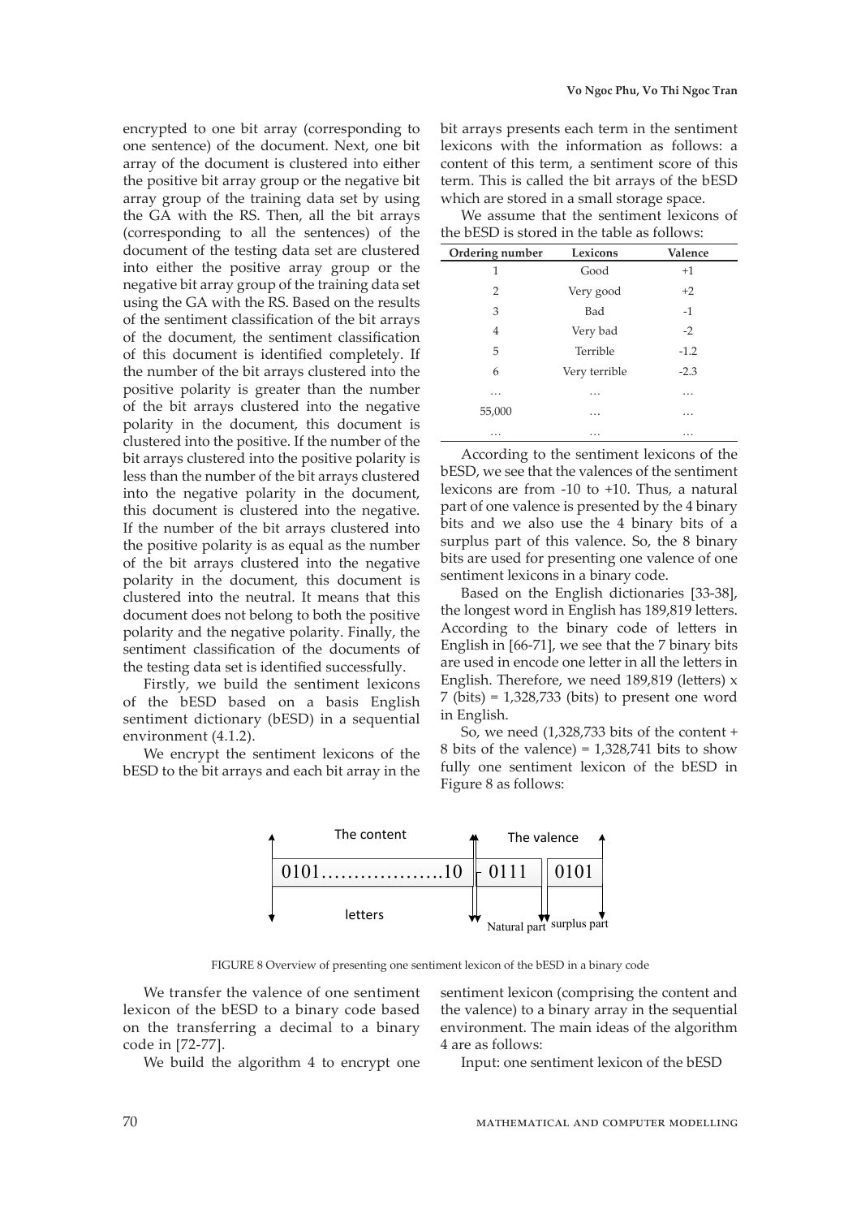encrypted to one bit array (corresponding to one sentence) of the document. Next, one bit array of the document is clustered into either the positive bit array group or the negative bit array group of the training data set by using the GA with the RS. Then, all the bit arrays (corresponding to all the sentences) of the document of the testing data set are clustered into either the positive array group or the negative bit array group of the training data set using the GA with the RS. Based on the results of the sentiment classification of the bit arrays of the document, the sentiment classification of this document is identified completely. If the number of the bit arrays clustered into the positive polarity is greater than the number of the bit arrays clustered into the negative polarity in the document, this document is clustered into the positive. If the number of the bit arrays clustered into the positive polarity is less than the number of the bit arrays clustered into the negative polarity in the document, this document is clustered into the negative. If the number of the bit arrays clustered into the positive polarity is as equal as the number of the bit arrays clustered into the negative polarity in the document, this document is clustered into the neutral. It means that this document does not belong to both the positive polarity and the negative polarity. Finally, the sentiment classification of the documents of the testing data set is identified successfully.

Firstly, we build the sentiment lexicons of the bESD based on a basis English sentiment dictionary (bESD) in a sequential environment (4.1.2).

We encrypt the sentiment lexicons of the bESD to the bit arrays and each bit array in the bit arrays presents each term in the sentiment lexicons with the information as follows: a content of this term, a sentiment score of this term. This is called the bit arrays of the bESD which are stored in a small storage space.

We assume that the sentiment lexicons of the bESD is stored in the table as follows:

| Ordering number | Lexicons | Valence |
|---|---|---|
| 1 | Good | +1 |
| 2 | Very good | +2 |
| 3 | Bad | -1 |
| 4 | Very bad | -2 |
| 5 | Terrible | -1.2 |
| 6 | Very terrible | -2.3 |
| … | … | … |
| 55,000 | … | … |
| … | … | … |

According to the sentiment lexicons of the bESD, we see that the valences of the sentiment lexicons are from -10 to +10. Thus, a natural part of one valence is presented by the 4 binary bits and we also use the 4 binary bits of a surplus part of this valence. So, the 8 binary bits are used for presenting one valence of one sentiment lexicons in a binary code.

Based on the English dictionaries [33-38], the longest word in English has 189,819 letters. According to the binary code of letters in English in [66-71], we see that the 7 binary bits are used in encode one letter in all the letters in English. Therefore, we need 189,819 (letters) x 7 (bits) = 1,328,733 (bits) to present one word in English.

So, we need (1,328,733 bits of the content + 8 bits of the valence) = 1,328,741 bits to show fully one sentiment lexicon of the bESD in Figure 8 as follows:

| The content | The valence | |
|---|---|---|
| 0101……………….10 | 0111 | 0101 |
| letters | Natural part | surplus part |

FIGURE 8 Overview of presenting one sentiment lexicon of the bESD in a binary code

We transfer the valence of one sentiment lexicon of the bESD to a binary code based on the transferring a decimal to a binary code in [72-77].

We build the algorithm 4 to encrypt one sentiment lexicon (comprising the content and the valence) to a binary array in the sequential environment. The main ideas of the algorithm 4 are as follows:

Input: one sentiment lexicon of the bESD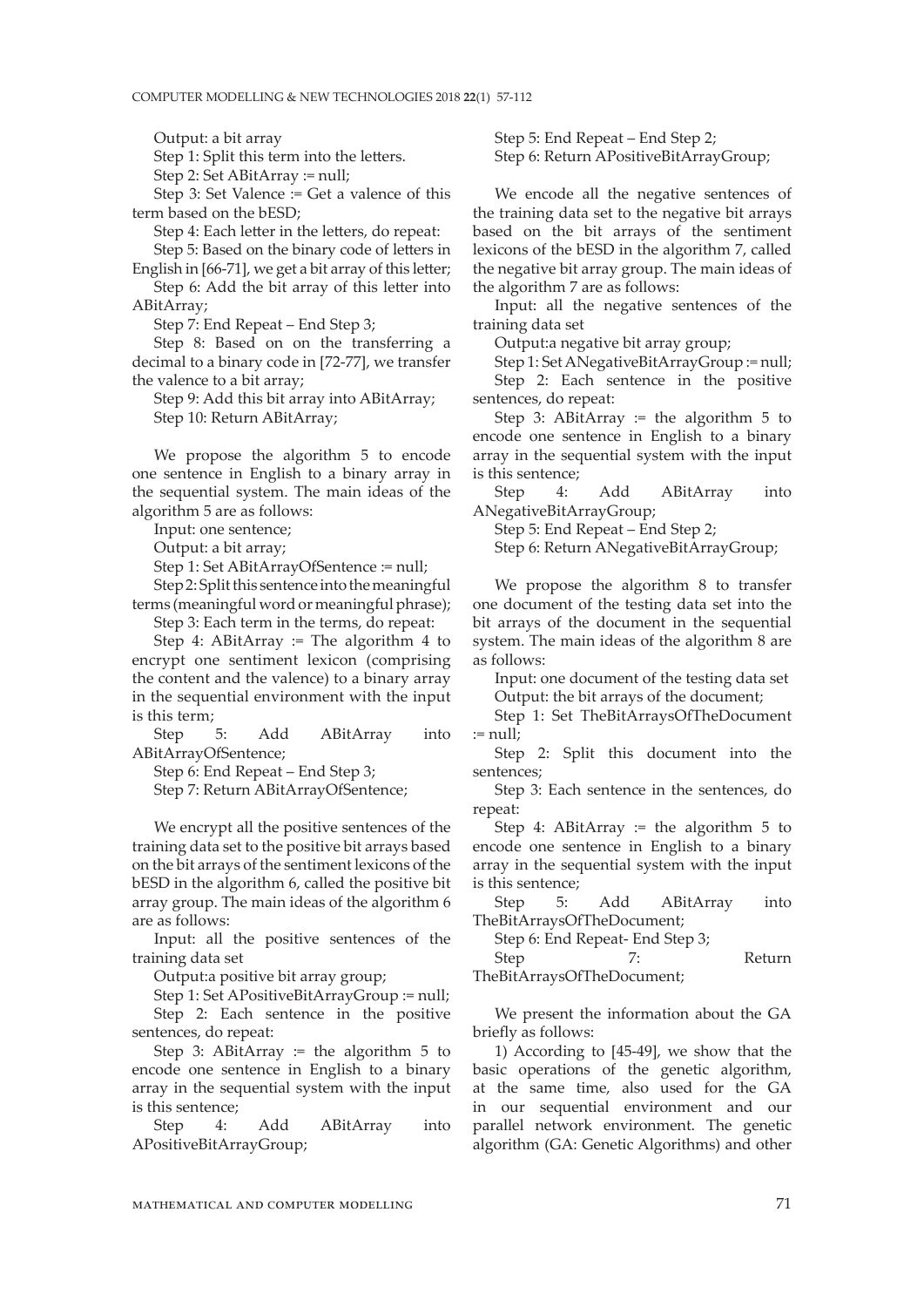Output: a bit array

Step 1: Split this term into the letters.

Step 2: Set ABitArray := null;

Step 3: Set Valence := Get a valence of this term based on the bESD;

Step 4: Each letter in the letters, do repeat:

Step 5: Based on the binary code of letters in English in [66-71], we get a bit array of this letter;

Step 6: Add the bit array of this letter into ABitArray;

Step 7: End Repeat – End Step 3;

Step 8: Based on on the transferring a decimal to a binary code in [72-77], we transfer the valence to a bit array;

Step 9: Add this bit array into ABitArray;

Step 10: Return ABitArray;

We propose the algorithm 5 to encode one sentence in English to a binary array in the sequential system. The main ideas of the algorithm 5 are as follows:

Input: one sentence;

Output: a bit array;

Step 1: Set ABitArrayOfSentence := null;

Step 2: Split this sentence into the meaningful terms (meaningful word or meaningful phrase);

Step 3: Each term in the terms, do repeat:

Step 4: ABitArray := The algorithm 4 to encrypt one sentiment lexicon (comprising the content and the valence) to a binary array in the sequential environment with the input is this term;

Step 5: Add ABitArray into ABitArrayOfSentence;

Step 6: End Repeat – End Step 3;

Step 7: Return ABitArrayOfSentence;

We encrypt all the positive sentences of the training data set to the positive bit arrays based on the bit arrays of the sentiment lexicons of the bESD in the algorithm 6, called the positive bit array group. The main ideas of the algorithm 6 are as follows:

Input: all the positive sentences of the training data set

Output:a positive bit array group;

Step 1: Set APositiveBitArrayGroup := null;

Step 2: Each sentence in the positive sentences, do repeat:

Step 3: ABitArray := the algorithm 5 to encode one sentence in English to a binary array in the sequential system with the input is this sentence;

Step 4: Add ABitArray into APositiveBitArrayGroup;

Step 5: End Repeat – End Step 2;

Step 6: Return APositiveBitArrayGroup;

We encode all the negative sentences of the training data set to the negative bit arrays based on the bit arrays of the sentiment lexicons of the bESD in the algorithm 7, called the negative bit array group. The main ideas of the algorithm 7 are as follows:

Input: all the negative sentences of the training data set

Output:a negative bit array group;

Step 1: Set ANegativeBitArrayGroup := null;

Step 2: Each sentence in the positive sentences, do repeat:

Step 3: ABitArray := the algorithm 5 to encode one sentence in English to a binary array in the sequential system with the input is this sentence;

Step 4: Add ABitArray into ANegativeBitArrayGroup;

Step 5: End Repeat – End Step 2;

Step 6: Return ANegativeBitArrayGroup;

We propose the algorithm 8 to transfer one document of the testing data set into the bit arrays of the document in the sequential system. The main ideas of the algorithm 8 are as follows:

Input: one document of the testing data set

Output: the bit arrays of the document;

Step 1: Set TheBitArraysOfTheDocument := null;

Step 2: Split this document into the sentences;

Step 3: Each sentence in the sentences, do repeat:

Step 4: ABitArray := the algorithm 5 to encode one sentence in English to a binary array in the sequential system with the input is this sentence;

Step 5: Add ABitArray into TheBitArraysOfTheDocument;

Step 6: End Repeat- End Step 3;

Step 7: Return TheBitArraysOfTheDocument;

We present the information about the GA briefly as follows:

1) According to [45-49], we show that the basic operations of the genetic algorithm, at the same time, also used for the GA in our sequential environment and our parallel network environment. The genetic algorithm (GA: Genetic Algorithms) and other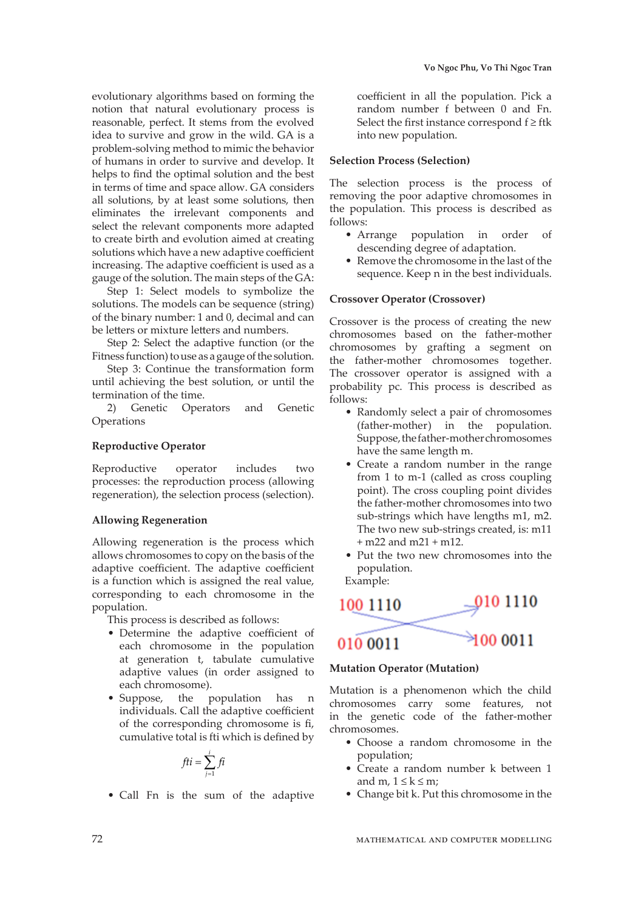evolutionary algorithms based on forming the notion that natural evolutionary process is reasonable, perfect. It stems from the evolved idea to survive and grow in the wild. GA is a problem-solving method to mimic the behavior of humans in order to survive and develop. It helps to find the optimal solution and the best in terms of time and space allow. GA considers all solutions, by at least some solutions, then eliminates the irrelevant components and select the relevant components more adapted to create birth and evolution aimed at creating solutions which have a new adaptive coefficient increasing. The adaptive coefficient is used as a gauge of the solution. The main steps of the GA:

Step 1: Select models to symbolize the solutions. The models can be sequence (string) of the binary number: 1 and 0, decimal and can be letters or mixture letters and numbers.

Step 2: Select the adaptive function (or the Fitness function) to use as a gauge of the solution.

Step 3: Continue the transformation form until achieving the best solution, or until the termination of the time.

2) Genetic Operators and Genetic Operations

### Reproductive Operator

Reproductive operator includes two processes: the reproduction process (allowing regeneration), the selection process (selection).

### Allowing Regeneration

Allowing regeneration is the process which allows chromosomes to copy on the basis of the adaptive coefficient. The adaptive coefficient is a function which is assigned the real value, corresponding to each chromosome in the population.

This process is described as follows:

- Determine the adaptive coefficient of each chromosome in the population at generation t, tabulate cumulative adaptive values (in order assigned to each chromosome).
- Suppose, the population has n individuals. Call the adaptive coefficient of the corresponding chromosome is fi, cumulative total is fti which is defined by

$$fti = \sum_{j=1}^{i} fi$$

- Call Fn is the sum of the adaptive coefficient in all the population. Pick a random number f between 0 and Fn. Select the first instance correspond $f \geq ftk$ into new population.

### Selection Process (Selection)

The selection process is the process of removing the poor adaptive chromosomes in the population. This process is described as follows:

- Arrange population in order of descending degree of adaptation.
- Remove the chromosome in the last of the sequence. Keep n in the best individuals.

### Crossover Operator (Crossover)

Crossover is the process of creating the new chromosomes based on the father-mother chromosomes by grafting a segment on the father-mother chromosomes together. The crossover operator is assigned with a probability pc. This process is described as follows:

- Randomly select a pair of chromosomes (father-mother) in the population. Suppose, the father-mother chromosomes have the same length m.
- Create a random number in the range from 1 to m-1 (called as cross coupling point). The cross coupling point divides the father-mother chromosomes into two sub-strings which have lengths m1, m2. The two new sub-strings created, is: m11 + m22 and m21 + m12.
- Put the two new chromosomes into the population.

Example:

100 1110 → 010 1110

010 0011 → 100 0011

### Mutation Operator (Mutation)

Mutation is a phenomenon which the child chromosomes carry some features, not in the genetic code of the father-mother chromosomes.

- Choose a random chromosome in the population;
- Create a random number k between 1 and m, $1 \leq k \leq m$;
- Change bit k. Put this chromosome in the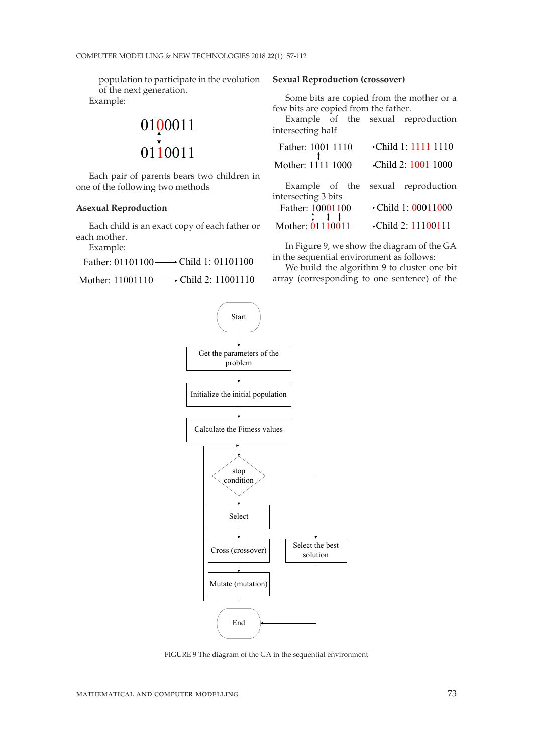population to participate in the evolution of the next generation.

Example:

0100011
↕
0110011

Each pair of parents bears two children in one of the following two methods

### Asexual Reproduction

Each child is an exact copy of each father or each mother.

Example:

Father: 01101100 ⟶ Child 1: 01101100

Mother: 11001110 ⟶ Child 2: 11001110

### Sexual Reproduction (crossover)

Some bits are copied from the mother or a few bits are copied from the father.

Example of the sexual reproduction intersecting half

Father: 1001 1110 ⟶ Child 1: 1111 1110

Mother: 1111 1000 ⟶ Child 2: 1001 1000

Example of the sexual reproduction intersecting 3 bits

Father: 10001100 ⟶ Child 1: 00011000

Mother: 01110011 ⟶ Child 2: 11100111

In Figure 9, we show the diagram of the GA in the sequential environment as follows:

We build the algorithm 9 to cluster one bit array (corresponding to one sentence) of the

```
Start
  ↓
Get the parameters of the problem
  ↓
Initialize the initial population
  ↓
Calculate the Fitness values
  ↓
stop condition ──(yes)──→ Select the best solution → End
  ↓
Select
  ↓
Cross (crossover)
  ↓
Mutate (mutation)
  └──→ (back to stop condition)
```

FIGURE 9 The diagram of the GA in the sequential environment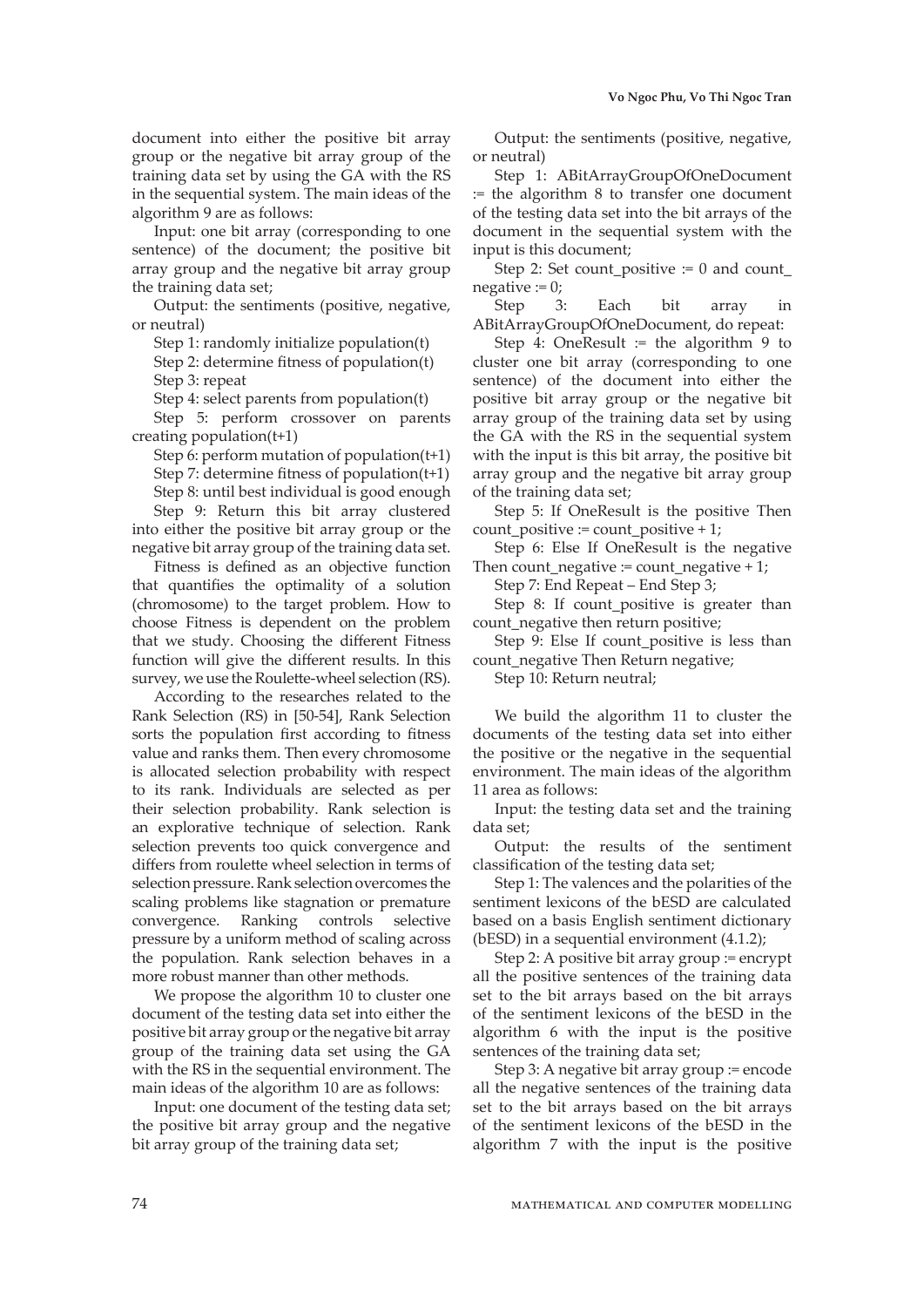document into either the positive bit array group or the negative bit array group of the training data set by using the GA with the RS in the sequential system. The main ideas of the algorithm 9 are as follows:

Input: one bit array (corresponding to one sentence) of the document; the positive bit array group and the negative bit array group the training data set;

Output: the sentiments (positive, negative, or neutral)

Step 1: randomly initialize population(t)

Step 2: determine fitness of population(t)

Step 3: repeat

Step 4: select parents from population(t)

Step 5: perform crossover on parents creating population(t+1)

Step 6: perform mutation of population(t+1)

Step 7: determine fitness of population(t+1)

Step 8: until best individual is good enough

Step 9: Return this bit array clustered into either the positive bit array group or the negative bit array group of the training data set.

Fitness is defined as an objective function that quantifies the optimality of a solution (chromosome) to the target problem. How to choose Fitness is dependent on the problem that we study. Choosing the different Fitness function will give the different results. In this survey, we use the Roulette-wheel selection (RS).

According to the researches related to the Rank Selection (RS) in [50-54], Rank Selection sorts the population first according to fitness value and ranks them. Then every chromosome is allocated selection probability with respect to its rank. Individuals are selected as per their selection probability. Rank selection is an explorative technique of selection. Rank selection prevents too quick convergence and differs from roulette wheel selection in terms of selection pressure. Rank selection overcomes the scaling problems like stagnation or premature convergence. Ranking controls selective pressure by a uniform method of scaling across the population. Rank selection behaves in a more robust manner than other methods.

We propose the algorithm 10 to cluster one document of the testing data set into either the positive bit array group or the negative bit array group of the training data set using the GA with the RS in the sequential environment. The main ideas of the algorithm 10 are as follows:

Input: one document of the testing data set; the positive bit array group and the negative bit array group of the training data set;

Output: the sentiments (positive, negative, or neutral)

Step 1: ABitArrayGroupOfOneDocument := the algorithm 8 to transfer one document of the testing data set into the bit arrays of the document in the sequential system with the input is this document;

Step 2: Set count_positive := 0 and count_negative := 0;

Step 3: Each bit array in ABitArrayGroupOfOneDocument, do repeat:

Step 4: OneResult := the algorithm 9 to cluster one bit array (corresponding to one sentence) of the document into either the positive bit array group or the negative bit array group of the training data set by using the GA with the RS in the sequential system with the input is this bit array, the positive bit array group and the negative bit array group of the training data set;

Step 5: If OneResult is the positive Then count_positive := count_positive + 1;

Step 6: Else If OneResult is the negative Then count_negative := count_negative + 1;

Step 7: End Repeat – End Step 3;

Step 8: If count_positive is greater than count_negative then return positive;

Step 9: Else If count_positive is less than count_negative Then Return negative;

Step 10: Return neutral;

We build the algorithm 11 to cluster the documents of the testing data set into either the positive or the negative in the sequential environment. The main ideas of the algorithm 11 area as follows:

Input: the testing data set and the training data set;

Output: the results of the sentiment classification of the testing data set;

Step 1: The valences and the polarities of the sentiment lexicons of the bESD are calculated based on a basis English sentiment dictionary (bESD) in a sequential environment (4.1.2);

Step 2: A positive bit array group := encrypt all the positive sentences of the training data set to the bit arrays based on the bit arrays of the sentiment lexicons of the bESD in the algorithm 6 with the input is the positive sentences of the training data set;

Step 3: A negative bit array group := encode all the negative sentences of the training data set to the bit arrays based on the bit arrays of the sentiment lexicons of the bESD in the algorithm 7 with the input is the positive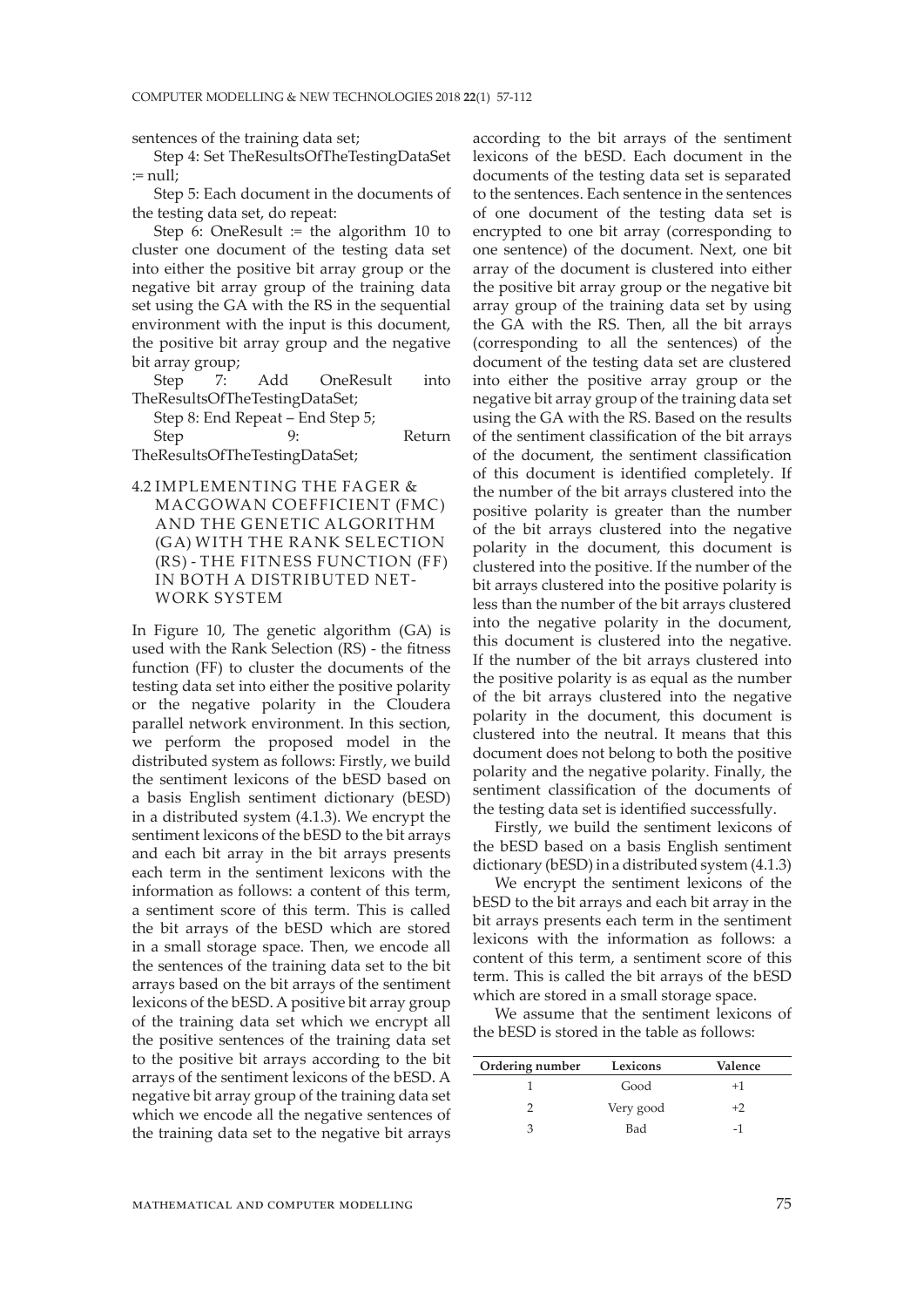sentences of the training data set;

Step 4: Set TheResultsOfTheTestingDataSet := null;

Step 5: Each document in the documents of the testing data set, do repeat:

Step 6: OneResult := the algorithm 10 to cluster one document of the testing data set into either the positive bit array group or the negative bit array group of the training data set using the GA with the RS in the sequential environment with the input is this document, the positive bit array group and the negative bit array group;

Step 7: Add OneResult into TheResultsOfTheTestingDataSet;

Step 8: End Repeat – End Step 5;

Step 9: Return TheResultsOfTheTestingDataSet;

### 4.2 IMPLEMENTING THE FAGER & MACGOWAN COEFFICIENT (FMC) AND THE GENETIC ALGORITHM (GA) WITH THE RANK SELECTION (RS) - THE FITNESS FUNCTION (FF) IN BOTH A DISTRIBUTED NETWORK SYSTEM

In Figure 10, The genetic algorithm (GA) is used with the Rank Selection (RS) - the fitness function (FF) to cluster the documents of the testing data set into either the positive polarity or the negative polarity in the Cloudera parallel network environment. In this section, we perform the proposed model in the distributed system as follows: Firstly, we build the sentiment lexicons of the bESD based on a basis English sentiment dictionary (bESD) in a distributed system (4.1.3). We encrypt the sentiment lexicons of the bESD to the bit arrays and each bit array in the bit arrays presents each term in the sentiment lexicons with the information as follows: a content of this term, a sentiment score of this term. This is called the bit arrays of the bESD which are stored in a small storage space. Then, we encode all the sentences of the training data set to the bit arrays based on the bit arrays of the sentiment lexicons of the bESD. A positive bit array group of the training data set which we encrypt all the positive sentences of the training data set to the positive bit arrays according to the bit arrays of the sentiment lexicons of the bESD. A negative bit array group of the training data set which we encode all the negative sentences of the training data set to the negative bit arrays according to the bit arrays of the sentiment lexicons of the bESD. Each document in the documents of the testing data set is separated to the sentences. Each sentence in the sentences of one document of the testing data set is encrypted to one bit array (corresponding to one sentence) of the document. Next, one bit array of the document is clustered into either the positive bit array group or the negative bit array group of the training data set by using the GA with the RS. Then, all the bit arrays (corresponding to all the sentences) of the document of the testing data set are clustered into either the positive array group or the negative bit array group of the training data set using the GA with the RS. Based on the results of the sentiment classification of the bit arrays of the document, the sentiment classification of this document is identified completely. If the number of the bit arrays clustered into the positive polarity is greater than the number of the bit arrays clustered into the negative polarity in the document, this document is clustered into the positive. If the number of the bit arrays clustered into the positive polarity is less than the number of the bit arrays clustered into the negative polarity in the document, this document is clustered into the negative. If the number of the bit arrays clustered into the positive polarity is as equal as the number of the bit arrays clustered into the negative polarity in the document, this document is clustered into the neutral. It means that this document does not belong to both the positive polarity and the negative polarity. Finally, the sentiment classification of the documents of the testing data set is identified successfully.

Firstly, we build the sentiment lexicons of the bESD based on a basis English sentiment dictionary (bESD) in a distributed system (4.1.3)

We encrypt the sentiment lexicons of the bESD to the bit arrays and each bit array in the bit arrays presents each term in the sentiment lexicons with the information as follows: a content of this term, a sentiment score of this term. This is called the bit arrays of the bESD which are stored in a small storage space.

We assume that the sentiment lexicons of the bESD is stored in the table as follows:

| Ordering number | Lexicons | Valence |
|---|---|---|
| 1 | Good | +1 |
| 2 | Very good | +2 |
| 3 | Bad | -1 |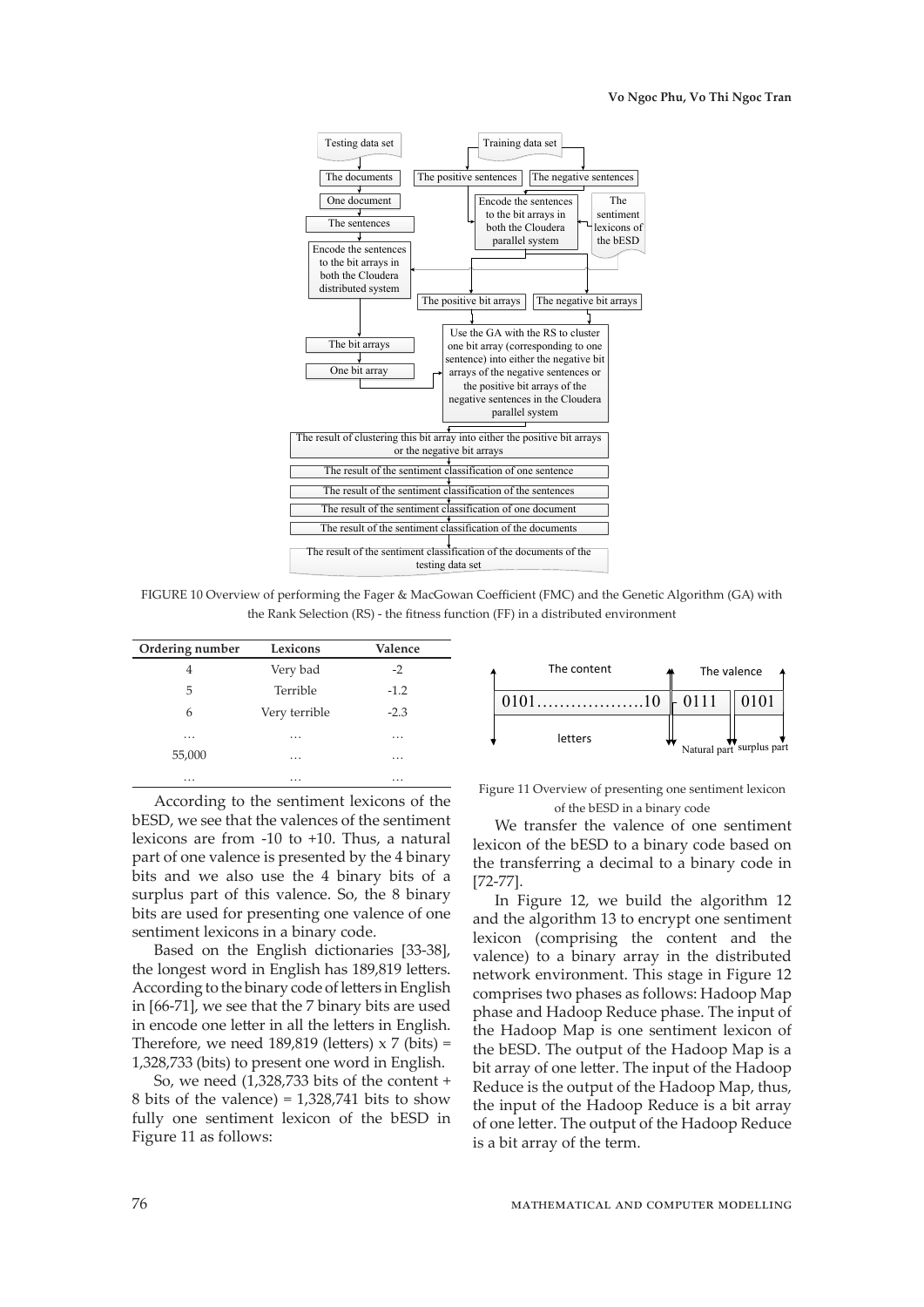FIGURE 10 Overview of performing the Fager & MacGowan Coefficient (FMC) and the Genetic Algorithm (GA) with the Rank Selection (RS) - the fitness function (FF) in a distributed environment

| Ordering number | Lexicons | Valence |
|---|---|---|
| 4 | Very bad | -2 |
| 5 | Terrible | -1.2 |
| 6 | Very terrible | -2.3 |
| … | … | … |
| 55,000 | … | … |
| … | … | … |

According to the sentiment lexicons of the bESD, we see that the valences of the sentiment lexicons are from -10 to +10. Thus, a natural part of one valence is presented by the 4 binary bits and we also use the 4 binary bits of a surplus part of this valence. So, the 8 binary bits are used for presenting one valence of one sentiment lexicons in a binary code.

Based on the English dictionaries [33-38], the longest word in English has 189,819 letters. According to the binary code of letters in English in [66-71], we see that the 7 binary bits are used in encode one letter in all the letters in English. Therefore, we need 189,819 (letters) x 7 (bits) = 1,328,733 (bits) to present one word in English.

So, we need (1,328,733 bits of the content + 8 bits of the valence) = 1,328,741 bits to show fully one sentiment lexicon of the bESD in Figure 11 as follows:

Figure 11 Overview of presenting one sentiment lexicon of the bESD in a binary code

We transfer the valence of one sentiment lexicon of the bESD to a binary code based on the transferring a decimal to a binary code in [72-77].

In Figure 12, we build the algorithm 12 and the algorithm 13 to encrypt one sentiment lexicon (comprising the content and the valence) to a binary array in the distributed network environment. This stage in Figure 12 comprises two phases as follows: Hadoop Map phase and Hadoop Reduce phase. The input of the Hadoop Map is one sentiment lexicon of the bESD. The output of the Hadoop Map is a bit array of one letter. The input of the Hadoop Reduce is the output of the Hadoop Map, thus, the input of the Hadoop Reduce is a bit array of one letter. The output of the Hadoop Reduce is a bit array of the term.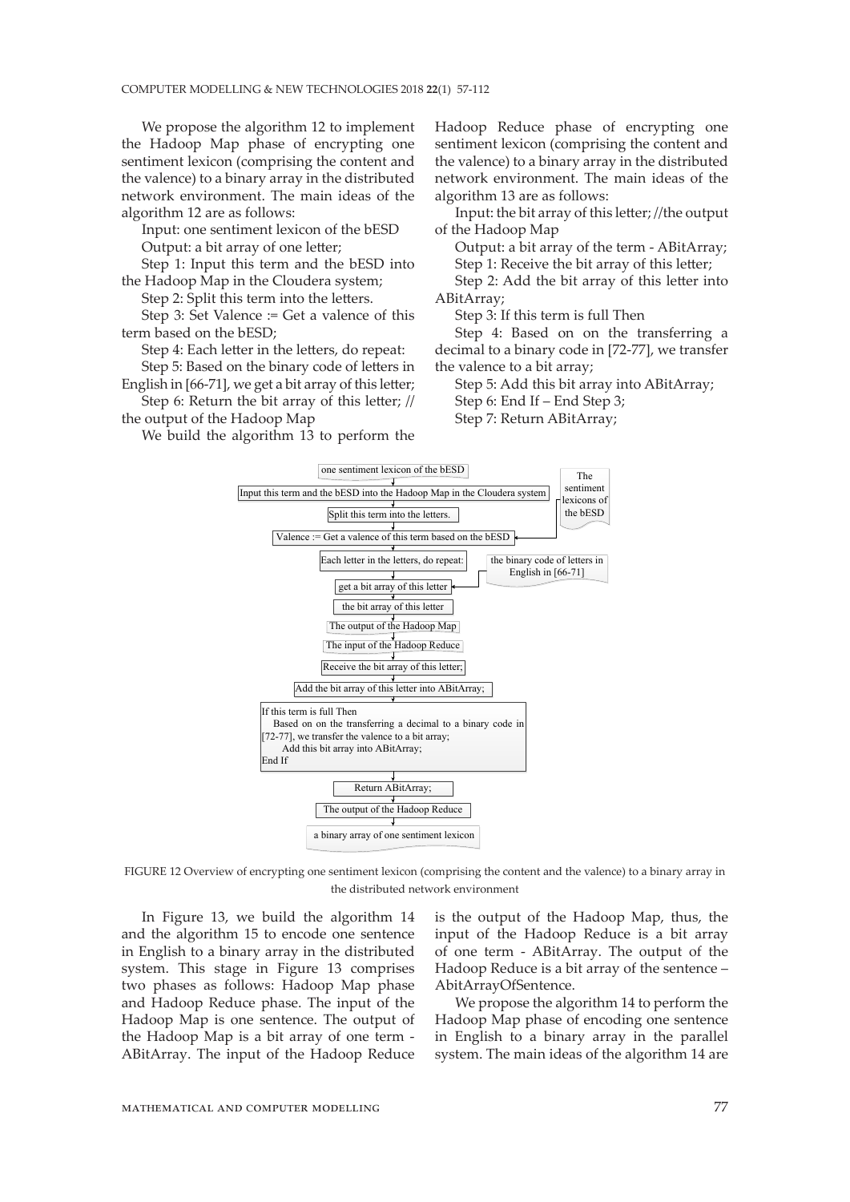We propose the algorithm 12 to implement the Hadoop Map phase of encrypting one sentiment lexicon (comprising the content and the valence) to a binary array in the distributed network environment. The main ideas of the algorithm 12 are as follows:

Input: one sentiment lexicon of the bESD

Output: a bit array of one letter;

Step 1: Input this term and the bESD into the Hadoop Map in the Cloudera system;

Step 2: Split this term into the letters.

Step 3: Set Valence := Get a valence of this term based on the bESD;

Step 4: Each letter in the letters, do repeat:

Step 5: Based on the binary code of letters in English in [66-71], we get a bit array of this letter;

Step 6: Return the bit array of this letter; // the output of the Hadoop Map

We build the algorithm 13 to perform the Hadoop Reduce phase of encrypting one sentiment lexicon (comprising the content and the valence) to a binary array in the distributed network environment. The main ideas of the algorithm 13 are as follows:

Input: the bit array of this letter; //the output of the Hadoop Map

Output: a bit array of the term - ABitArray;

Step 1: Receive the bit array of this letter;

Step 2: Add the bit array of this letter into ABitArray;

Step 3: If this term is full Then

Step 4: Based on on the transferring a decimal to a binary code in [72-77], we transfer the valence to a bit array;

Step 5: Add this bit array into ABitArray;

Step 6: End If – End Step 3;

Step 7: Return ABitArray;

```
one sentiment lexicon of the bESD
        ↓
Input this term and the bESD into the Hadoop Map in the Cloudera system
        ↓
Split this term into the letters.                      The sentiment lexicons of the bESD
        ↓
Valence := Get a valence of this term based on the bESD  ←
        ↓
Each letter in the letters, do repeat:          the binary code of letters in English in [66-71]
        ↓
get a bit array of this letter  ←
        ↓
the bit array of this letter
        ↓
The output of the Hadoop Map
        ↓
The input of the Hadoop Reduce
        ↓
Receive the bit array of this letter;
        ↓
Add the bit array of this letter into ABitArray;
        ↓
If this term is full Then
   Based on on the transferring a decimal to a binary code in [72-77], we transfer the valence to a bit array;
      Add this bit array into ABitArray;
End If
        ↓
Return ABitArray;
        ↓
The output of the Hadoop Reduce
        ↓
a binary array of one sentiment lexicon
```

FIGURE 12 Overview of encrypting one sentiment lexicon (comprising the content and the valence) to a binary array in the distributed network environment

In Figure 13, we build the algorithm 14 and the algorithm 15 to encode one sentence in English to a binary array in the distributed system. This stage in Figure 13 comprises two phases as follows: Hadoop Map phase and Hadoop Reduce phase. The input of the Hadoop Map is one sentence. The output of the Hadoop Map is a bit array of one term - ABitArray. The input of the Hadoop Reduce is the output of the Hadoop Map, thus, the input of the Hadoop Reduce is a bit array of one term - ABitArray. The output of the Hadoop Reduce is a bit array of the sentence – AbitArrayOfSentence.

We propose the algorithm 14 to perform the Hadoop Map phase of encoding one sentence in English to a binary array in the parallel system. The main ideas of the algorithm 14 are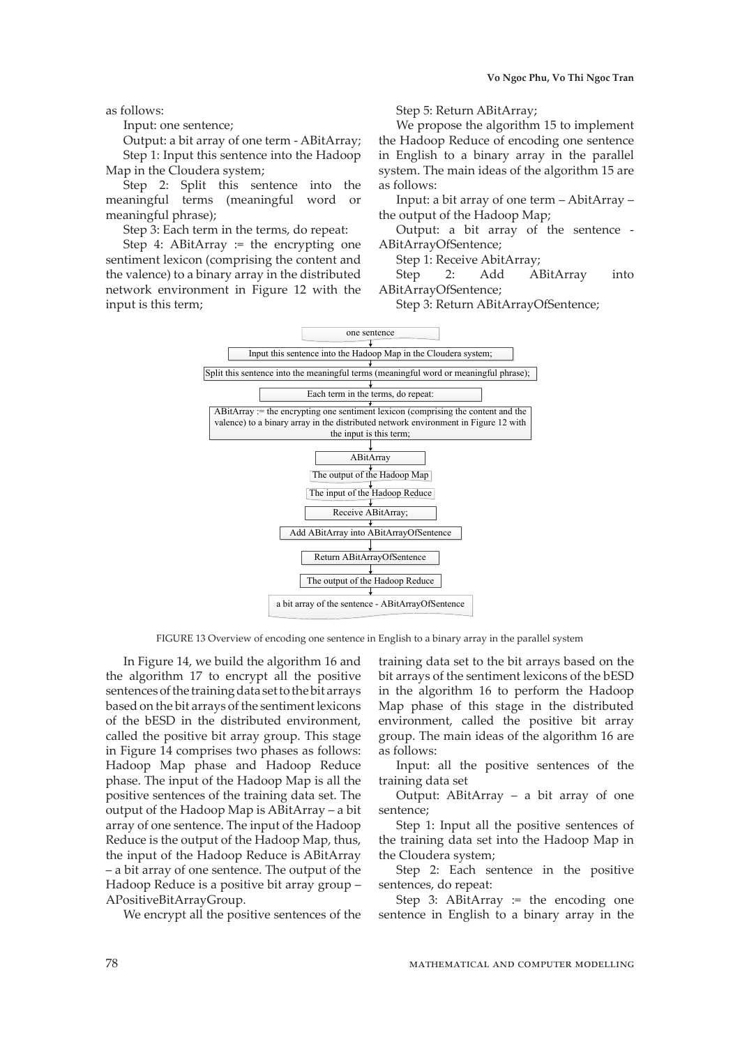as follows:

Input: one sentence;

Output: a bit array of one term - ABitArray;

Step 1: Input this sentence into the Hadoop Map in the Cloudera system;

Step 2: Split this sentence into the meaningful terms (meaningful word or meaningful phrase);

Step 3: Each term in the terms, do repeat:

Step 4: ABitArray := the encrypting one sentiment lexicon (comprising the content and the valence) to a binary array in the distributed network environment in Figure 12 with the input is this term;

Step 5: Return ABitArray;

We propose the algorithm 15 to implement the Hadoop Reduce of encoding one sentence in English to a binary array in the parallel system. The main ideas of the algorithm 15 are as follows:

Input: a bit array of one term – AbitArray – the output of the Hadoop Map;

Output: a bit array of the sentence - ABitArrayOfSentence;

Step 1: Receive AbitArray;

Step 2: Add ABitArray into ABitArrayOfSentence;

Step 3: Return ABitArrayOfSentence;

one sentence
↓
Input this sentence into the Hadoop Map in the Cloudera system;
↓
Split this sentence into the meaningful terms (meaningful word or meaningful phrase);
↓
Each term in the terms, do repeat:
↓
ABitArray := the encrypting one sentiment lexicon (comprising the content and the valence) to a binary array in the distributed network environment in Figure 12 with the input is this term;
↓
ABitArray
↓
The output of the Hadoop Map
↓
The input of the Hadoop Reduce
↓
Receive ABitArray;
↓
Add ABitArray into ABitArrayOfSentence
↓
Return ABitArrayOfSentence
↓
The output of the Hadoop Reduce
↓
a bit array of the sentence - ABitArrayOfSentence

FIGURE 13 Overview of encoding one sentence in English to a binary array in the parallel system

In Figure 14, we build the algorithm 16 and the algorithm 17 to encrypt all the positive sentences of the training data set to the bit arrays based on the bit arrays of the sentiment lexicons of the bESD in the distributed environment, called the positive bit array group. This stage in Figure 14 comprises two phases as follows: Hadoop Map phase and Hadoop Reduce phase. The input of the Hadoop Map is all the positive sentences of the training data set. The output of the Hadoop Map is ABitArray – a bit array of one sentence. The input of the Hadoop Reduce is the output of the Hadoop Map, thus, the input of the Hadoop Reduce is ABitArray – a bit array of one sentence. The output of the Hadoop Reduce is a positive bit array group – APositiveBitArrayGroup.

We encrypt all the positive sentences of the training data set to the bit arrays based on the bit arrays of the sentiment lexicons of the bESD in the algorithm 16 to perform the Hadoop Map phase of this stage in the distributed environment, called the positive bit array group. The main ideas of the algorithm 16 are as follows:

Input: all the positive sentences of the training data set

Output: ABitArray – a bit array of one sentence;

Step 1: Input all the positive sentences of the training data set into the Hadoop Map in the Cloudera system;

Step 2: Each sentence in the positive sentences, do repeat:

Step 3: ABitArray := the encoding one sentence in English to a binary array in the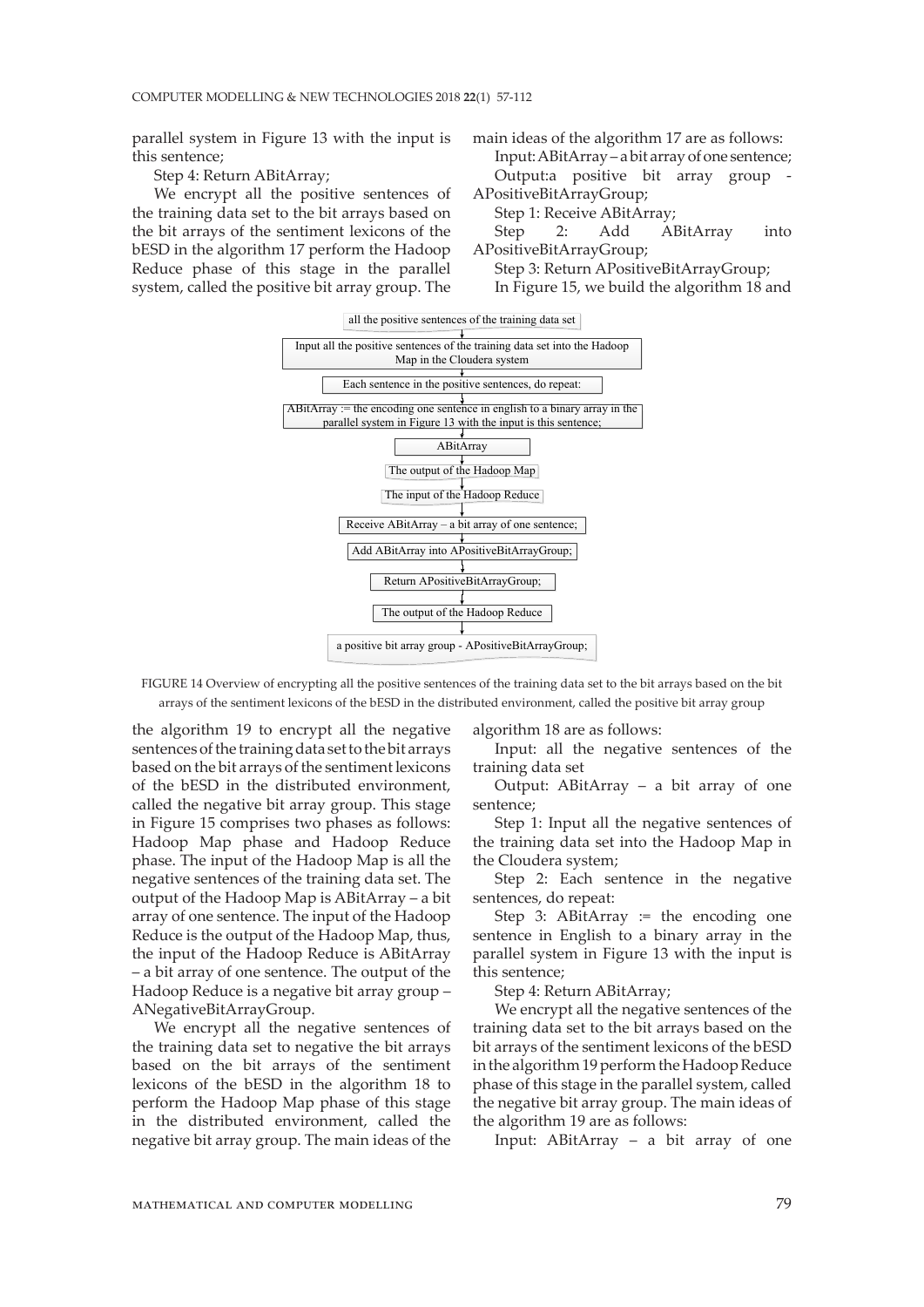parallel system in Figure 13 with the input is this sentence;

Step 4: Return ABitArray;

We encrypt all the positive sentences of the training data set to the bit arrays based on the bit arrays of the sentiment lexicons of the bESD in the algorithm 17 perform the Hadoop Reduce phase of this stage in the parallel system, called the positive bit array group. The main ideas of the algorithm 17 are as follows:

Input: ABitArray – a bit array of one sentence;

Output:a positive bit array group - APositiveBitArrayGroup;

Step 1: Receive ABitArray;

Step 2: Add ABitArray into APositiveBitArrayGroup;

Step 3: Return APositiveBitArrayGroup;

In Figure 15, we build the algorithm 18 and

all the positive sentences of the training data set

Input all the positive sentences of the training data set into the Hadoop Map in the Cloudera system

Each sentence in the positive sentences, do repeat:

ABitArray := the encoding one sentence in english to a binary array in the parallel system in Figure 13 with the input is this sentence;

ABitArray

The output of the Hadoop Map

The input of the Hadoop Reduce

Receive ABitArray – a bit array of one sentence;

Add ABitArray into APositiveBitArrayGroup;

Return APositiveBitArrayGroup;

The output of the Hadoop Reduce

a positive bit array group - APositiveBitArrayGroup;

FIGURE 14 Overview of encrypting all the positive sentences of the training data set to the bit arrays based on the bit arrays of the sentiment lexicons of the bESD in the distributed environment, called the positive bit array group

the algorithm 19 to encrypt all the negative sentences of the training data set to the bit arrays based on the bit arrays of the sentiment lexicons of the bESD in the distributed environment, called the negative bit array group. This stage in Figure 15 comprises two phases as follows: Hadoop Map phase and Hadoop Reduce phase. The input of the Hadoop Map is all the negative sentences of the training data set. The output of the Hadoop Map is ABitArray – a bit array of one sentence. The input of the Hadoop Reduce is the output of the Hadoop Map, thus, the input of the Hadoop Reduce is ABitArray – a bit array of one sentence. The output of the Hadoop Reduce is a negative bit array group – ANegativeBitArrayGroup.

We encrypt all the negative sentences of the training data set to negative the bit arrays based on the bit arrays of the sentiment lexicons of the bESD in the algorithm 18 to perform the Hadoop Map phase of this stage in the distributed environment, called the negative bit array group. The main ideas of the algorithm 18 are as follows:

Input: all the negative sentences of the training data set

Output: ABitArray – a bit array of one sentence;

Step 1: Input all the negative sentences of the training data set into the Hadoop Map in the Cloudera system;

Step 2: Each sentence in the negative sentences, do repeat:

Step 3: ABitArray := the encoding one sentence in English to a binary array in the parallel system in Figure 13 with the input is this sentence;

Step 4: Return ABitArray;

We encrypt all the negative sentences of the training data set to the bit arrays based on the bit arrays of the sentiment lexicons of the bESD in the algorithm 19 perform the Hadoop Reduce phase of this stage in the parallel system, called the negative bit array group. The main ideas of the algorithm 19 are as follows:

Input: ABitArray – a bit array of one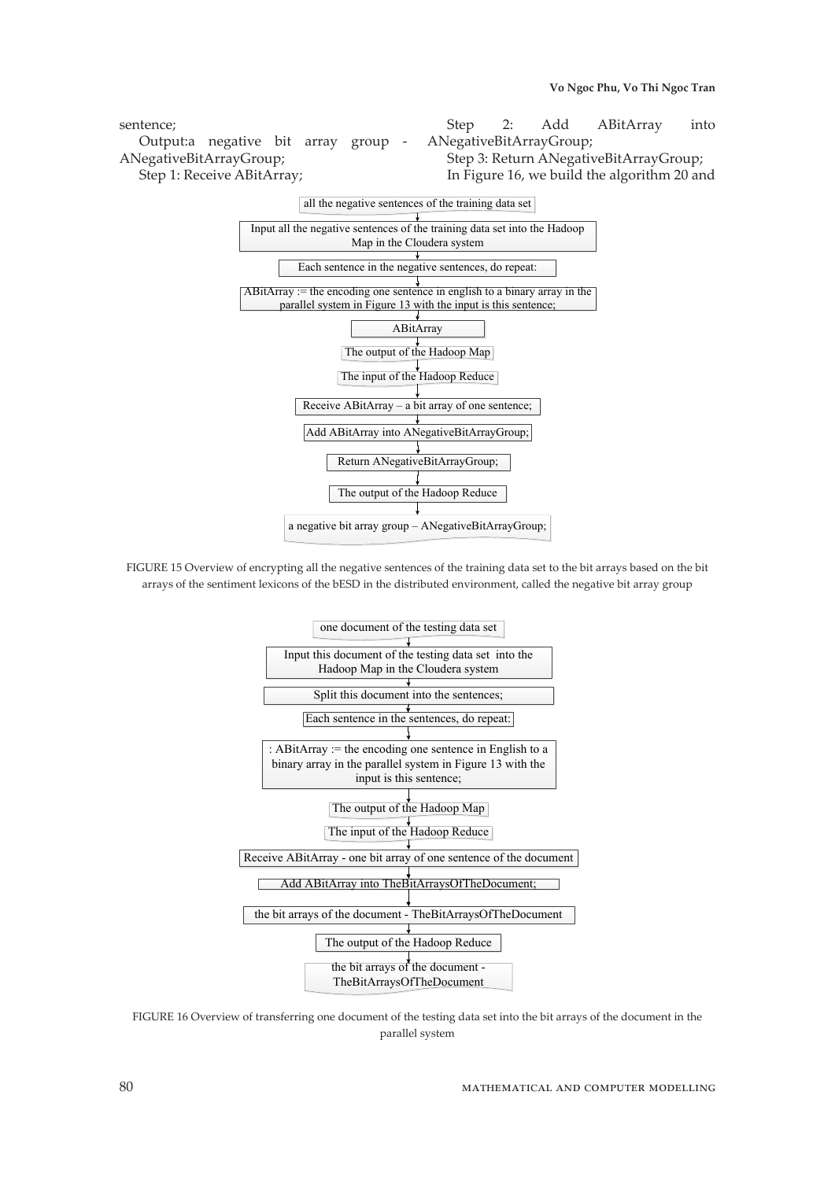sentence;

Output:a negative bit array group - ANegativeBitArrayGroup;

Step 1: Receive ABitArray;

Step 2: Add ABitArray into ANegativeBitArrayGroup;

Step 3: Return ANegativeBitArrayGroup;

In Figure 16, we build the algorithm 20 and

all the negative sentences of the training data set

Input all the negative sentences of the training data set into the Hadoop Map in the Cloudera system

Each sentence in the negative sentences, do repeat:

ABitArray := the encoding one sentence in english to a binary array in the parallel system in Figure 13 with the input is this sentence;

ABitArray

The output of the Hadoop Map

The input of the Hadoop Reduce

Receive ABitArray – a bit array of one sentence;

Add ABitArray into ANegativeBitArrayGroup;

Return ANegativeBitArrayGroup;

The output of the Hadoop Reduce

a negative bit array group – ANegativeBitArrayGroup;

FIGURE 15 Overview of encrypting all the negative sentences of the training data set to the bit arrays based on the bit arrays of the sentiment lexicons of the bESD in the distributed environment, called the negative bit array group

one document of the testing data set

Input this document of the testing data set into the Hadoop Map in the Cloudera system

Split this document into the sentences;

Each sentence in the sentences, do repeat:

: ABitArray := the encoding one sentence in English to a binary array in the parallel system in Figure 13 with the input is this sentence;

The output of the Hadoop Map

The input of the Hadoop Reduce

Receive ABitArray - one bit array of one sentence of the document

Add ABitArray into TheBitArraysOfTheDocument;

the bit arrays of the document - TheBitArraysOfTheDocument

The output of the Hadoop Reduce

the bit arrays of the document - TheBitArraysOfTheDocument

FIGURE 16 Overview of transferring one document of the testing data set into the bit arrays of the document in the parallel system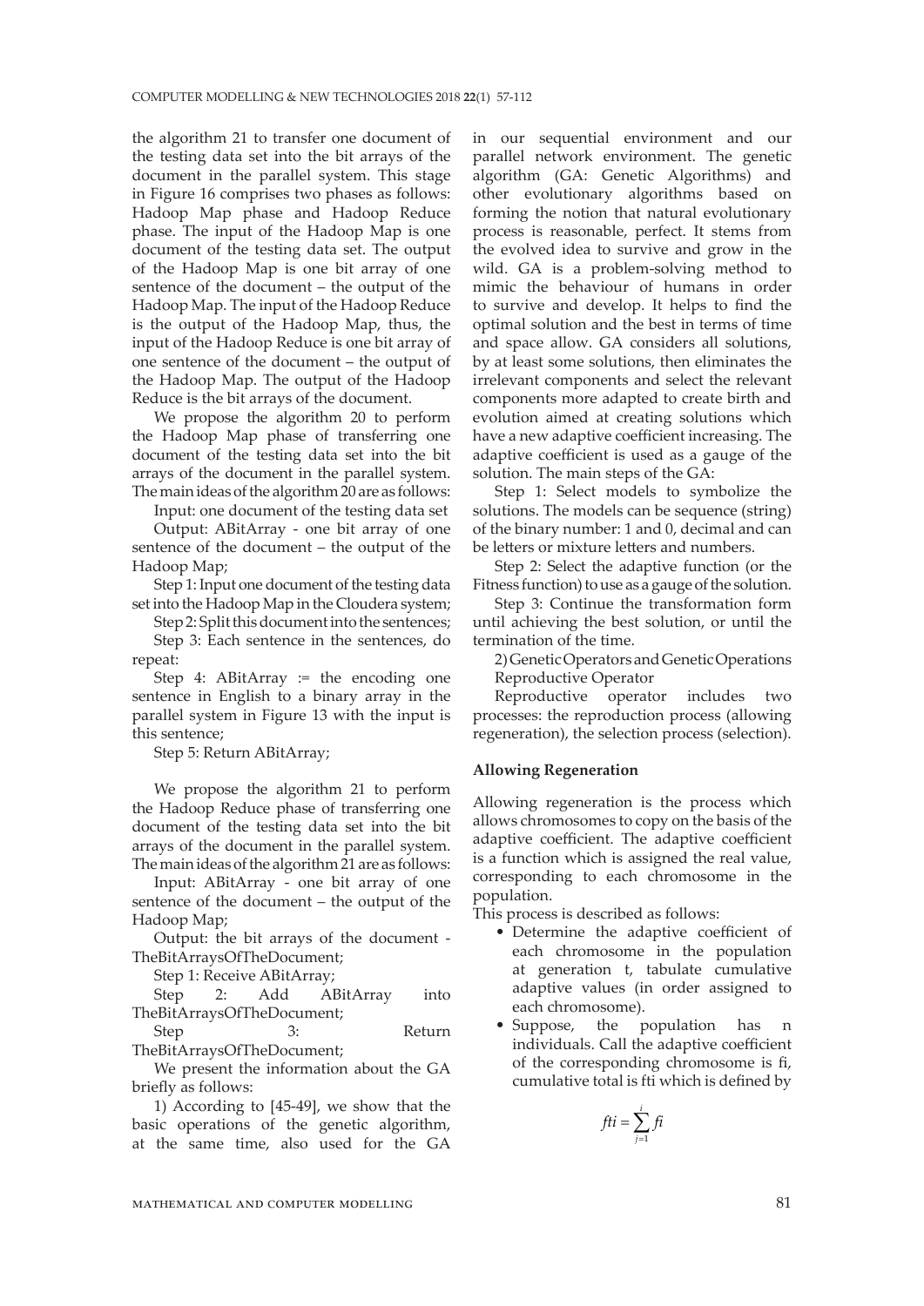the algorithm 21 to transfer one document of the testing data set into the bit arrays of the document in the parallel system. This stage in Figure 16 comprises two phases as follows: Hadoop Map phase and Hadoop Reduce phase. The input of the Hadoop Map is one document of the testing data set. The output of the Hadoop Map is one bit array of one sentence of the document – the output of the Hadoop Map. The input of the Hadoop Reduce is the output of the Hadoop Map, thus, the input of the Hadoop Reduce is one bit array of one sentence of the document – the output of the Hadoop Map. The output of the Hadoop Reduce is the bit arrays of the document.

We propose the algorithm 20 to perform the Hadoop Map phase of transferring one document of the testing data set into the bit arrays of the document in the parallel system. The main ideas of the algorithm 20 are as follows:

Input: one document of the testing data set

Output: ABitArray - one bit array of one sentence of the document – the output of the Hadoop Map;

Step 1: Input one document of the testing data set into the Hadoop Map in the Cloudera system;

Step 2: Split this document into the sentences;

Step 3: Each sentence in the sentences, do repeat:

Step 4: ABitArray := the encoding one sentence in English to a binary array in the parallel system in Figure 13 with the input is this sentence;

Step 5: Return ABitArray;

We propose the algorithm 21 to perform the Hadoop Reduce phase of transferring one document of the testing data set into the bit arrays of the document in the parallel system. The main ideas of the algorithm 21 are as follows:

Input: ABitArray - one bit array of one sentence of the document – the output of the Hadoop Map;

Output: the bit arrays of the document - TheBitArraysOfTheDocument;

Step 1: Receive ABitArray;

Step 2: Add ABitArray into TheBitArraysOfTheDocument;

Step 3: Return TheBitArraysOfTheDocument;

We present the information about the GA briefly as follows:

1) According to [45-49], we show that the basic operations of the genetic algorithm, at the same time, also used for the GA in our sequential environment and our parallel network environment. The genetic algorithm (GA: Genetic Algorithms) and other evolutionary algorithms based on forming the notion that natural evolutionary process is reasonable, perfect. It stems from the evolved idea to survive and grow in the wild. GA is a problem-solving method to mimic the behaviour of humans in order to survive and develop. It helps to find the optimal solution and the best in terms of time and space allow. GA considers all solutions, by at least some solutions, then eliminates the irrelevant components and select the relevant components more adapted to create birth and evolution aimed at creating solutions which have a new adaptive coefficient increasing. The adaptive coefficient is used as a gauge of the solution. The main steps of the GA:

Step 1: Select models to symbolize the solutions. The models can be sequence (string) of the binary number: 1 and 0, decimal and can be letters or mixture letters and numbers.

Step 2: Select the adaptive function (or the Fitness function) to use as a gauge of the solution.

Step 3: Continue the transformation form until achieving the best solution, or until the termination of the time.

2) Genetic Operators and Genetic Operations Reproductive Operator

Reproductive operator includes two processes: the reproduction process (allowing regeneration), the selection process (selection).

**Allowing Regeneration**

Allowing regeneration is the process which allows chromosomes to copy on the basis of the adaptive coefficient. The adaptive coefficient is a function which is assigned the real value, corresponding to each chromosome in the population.

This process is described as follows:

- Determine the adaptive coefficient of each chromosome in the population at generation t, tabulate cumulative adaptive values (in order assigned to each chromosome).
- Suppose, the population has n individuals. Call the adaptive coefficient of the corresponding chromosome is fi, cumulative total is fti which is defined by

$$fti = \sum_{j=1}^{i} fi$$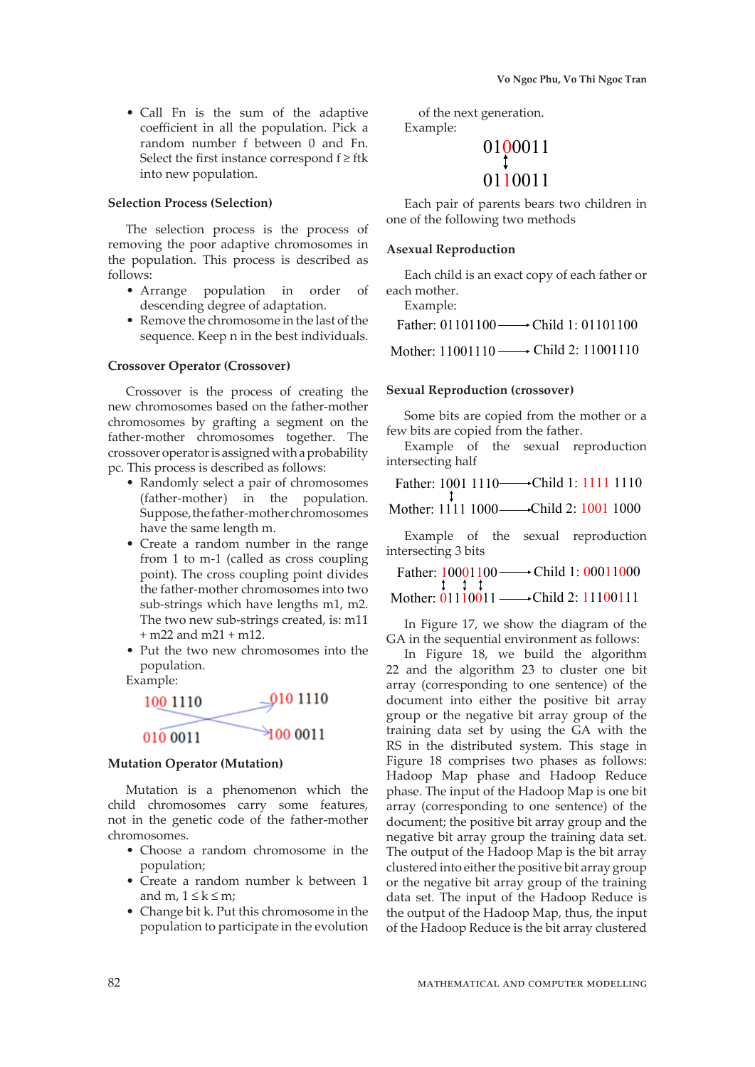- Call Fn is the sum of the adaptive coefficient in all the population. Pick a random number f between 0 and Fn. Select the first instance correspond f ≥ ftk into new population.

### Selection Process (Selection)

The selection process is the process of removing the poor adaptive chromosomes in the population. This process is described as follows:

- Arrange population in order of descending degree of adaptation.
- Remove the chromosome in the last of the sequence. Keep n in the best individuals.

### Crossover Operator (Crossover)

Crossover is the process of creating the new chromosomes based on the father-mother chromosomes by grafting a segment on the father-mother chromosomes together. The crossover operator is assigned with a probability pc. This process is described as follows:

- Randomly select a pair of chromosomes (father-mother) in the population. Suppose, the father-mother chromosomes have the same length m.
- Create a random number in the range from 1 to m-1 (called as cross coupling point). The cross coupling point divides the father-mother chromosomes into two sub-strings which have lengths m1, m2. The two new sub-strings created, is: m11 + m22 and m21 + m12.
- Put the two new chromosomes into the population.

Example:

```
100 1110        010 1110
010 0011        100 0011
```

### Mutation Operator (Mutation)

Mutation is a phenomenon which the child chromosomes carry some features, not in the genetic code of the father-mother chromosomes.

- Choose a random chromosome in the population;
- Create a random number k between 1 and m, $1 \leq k \leq m$;
- Change bit k. Put this chromosome in the population to participate in the evolution of the next generation.

Example:

```
0100011
   ↕
0110011
```

Each pair of parents bears two children in one of the following two methods

### Asexual Reproduction

Each child is an exact copy of each father or each mother.

Example:

```
Father: 01101100 ——→ Child 1: 01101100
Mother: 11001110 ——→ Child 2: 11001110
```

### Sexual Reproduction (crossover)

Some bits are copied from the mother or a few bits are copied from the father.

Example of the sexual reproduction intersecting half

```
Father: 1001 1110 ——→ Child 1: 1111 1110
Mother: 1111 1000 ——→ Child 2: 1001 1000
```

Example of the sexual reproduction intersecting 3 bits

```
Father: 10001100 ——→ Child 1: 00011000
Mother: 01110011 ——→ Child 2: 11100111
```

In Figure 17, we show the diagram of the GA in the sequential environment as follows:

In Figure 18, we build the algorithm 22 and the algorithm 23 to cluster one bit array (corresponding to one sentence) of the document into either the positive bit array group or the negative bit array group of the training data set by using the GA with the RS in the distributed system. This stage in Figure 18 comprises two phases as follows: Hadoop Map phase and Hadoop Reduce phase. The input of the Hadoop Map is one bit array (corresponding to one sentence) of the document; the positive bit array group and the negative bit array group the training data set. The output of the Hadoop Map is the bit array clustered into either the positive bit array group or the negative bit array group of the training data set. The input of the Hadoop Reduce is the output of the Hadoop Map, thus, the input of the Hadoop Reduce is the bit array clustered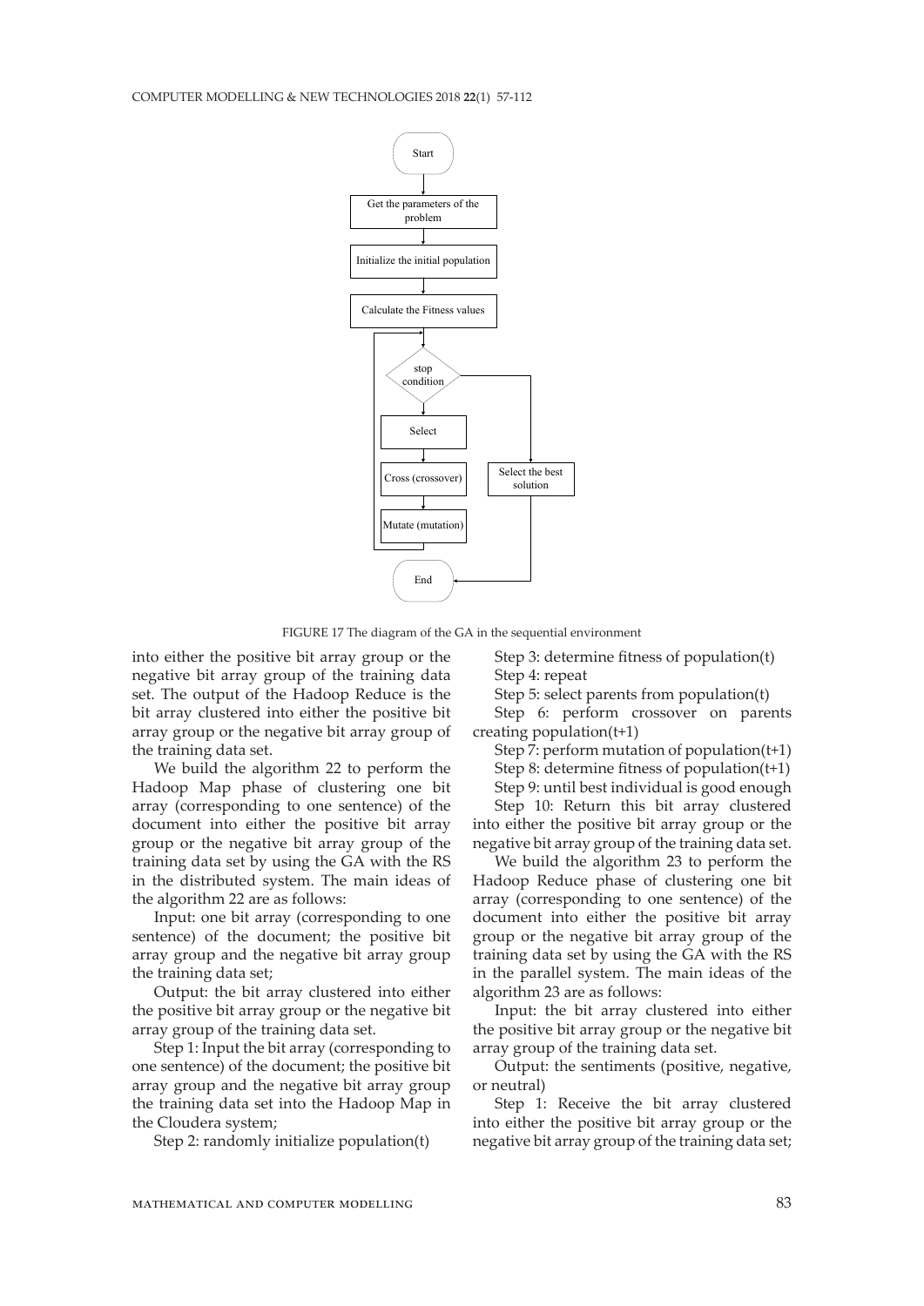FIGURE 17 The diagram of the GA in the sequential environment

into either the positive bit array group or the negative bit array group of the training data set. The output of the Hadoop Reduce is the bit array clustered into either the positive bit array group or the negative bit array group of the training data set.

We build the algorithm 22 to perform the Hadoop Map phase of clustering one bit array (corresponding to one sentence) of the document into either the positive bit array group or the negative bit array group of the training data set by using the GA with the RS in the distributed system. The main ideas of the algorithm 22 are as follows:

Input: one bit array (corresponding to one sentence) of the document; the positive bit array group and the negative bit array group the training data set;

Output: the bit array clustered into either the positive bit array group or the negative bit array group of the training data set.

Step 1: Input the bit array (corresponding to one sentence) of the document; the positive bit array group and the negative bit array group the training data set into the Hadoop Map in the Cloudera system;

Step 2: randomly initialize population(t)

Step 3: determine fitness of population(t)

Step 4: repeat

Step 5: select parents from population(t)

Step 6: perform crossover on parents creating population(t+1)

Step 7: perform mutation of population(t+1)

Step 8: determine fitness of population(t+1)

Step 9: until best individual is good enough

Step 10: Return this bit array clustered into either the positive bit array group or the negative bit array group of the training data set.

We build the algorithm 23 to perform the Hadoop Reduce phase of clustering one bit array (corresponding to one sentence) of the document into either the positive bit array group or the negative bit array group of the training data set by using the GA with the RS in the parallel system. The main ideas of the algorithm 23 are as follows:

Input: the bit array clustered into either the positive bit array group or the negative bit array group of the training data set.

Output: the sentiments (positive, negative, or neutral)

Step 1: Receive the bit array clustered into either the positive bit array group or the negative bit array group of the training data set;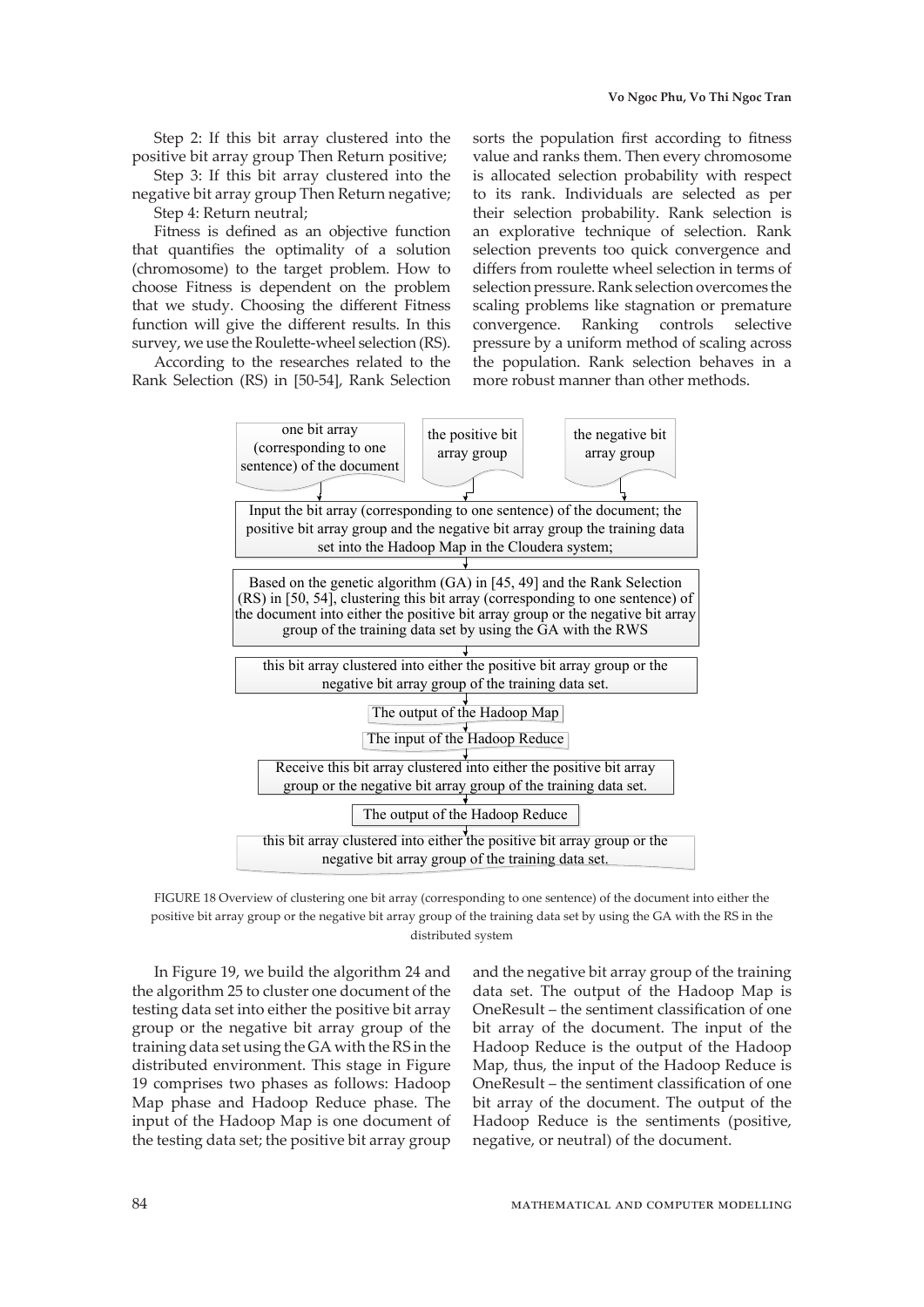Step 2: If this bit array clustered into the positive bit array group Then Return positive;

Step 3: If this bit array clustered into the negative bit array group Then Return negative;

Step 4: Return neutral;

Fitness is defined as an objective function that quantifies the optimality of a solution (chromosome) to the target problem. How to choose Fitness is dependent on the problem that we study. Choosing the different Fitness function will give the different results. In this survey, we use the Roulette-wheel selection (RS).

According to the researches related to the Rank Selection (RS) in [50-54], Rank Selection sorts the population first according to fitness value and ranks them. Then every chromosome is allocated selection probability with respect to its rank. Individuals are selected as per their selection probability. Rank selection is an explorative technique of selection. Rank selection prevents too quick convergence and differs from roulette wheel selection in terms of selection pressure. Rank selection overcomes the scaling problems like stagnation or premature convergence. Ranking controls selective pressure by a uniform method of scaling across the population. Rank selection behaves in a more robust manner than other methods.

one bit array (corresponding to one sentence) of the document

the positive bit array group

the negative bit array group

Input the bit array (corresponding to one sentence) of the document; the positive bit array group and the negative bit array group the training data set into the Hadoop Map in the Cloudera system;

Based on the genetic algorithm (GA) in [45, 49] and the Rank Selection (RS) in [50, 54], clustering this bit array (corresponding to one sentence) of the document into either the positive bit array group or the negative bit array group of the training data set by using the GA with the RWS

this bit array clustered into either the positive bit array group or the negative bit array group of the training data set.

The output of the Hadoop Map

The input of the Hadoop Reduce

Receive this bit array clustered into either the positive bit array group or the negative bit array group of the training data set.

The output of the Hadoop Reduce

this bit array clustered into either the positive bit array group or the negative bit array group of the training data set.

FIGURE 18 Overview of clustering one bit array (corresponding to one sentence) of the document into either the positive bit array group or the negative bit array group of the training data set by using the GA with the RS in the distributed system

In Figure 19, we build the algorithm 24 and the algorithm 25 to cluster one document of the testing data set into either the positive bit array group or the negative bit array group of the training data set using the GA with the RS in the distributed environment. This stage in Figure 19 comprises two phases as follows: Hadoop Map phase and Hadoop Reduce phase. The input of the Hadoop Map is one document of the testing data set; the positive bit array group and the negative bit array group of the training data set. The output of the Hadoop Map is OneResult – the sentiment classification of one bit array of the document. The input of the Hadoop Reduce is the output of the Hadoop Map, thus, the input of the Hadoop Reduce is OneResult – the sentiment classification of one bit array of the document. The output of the Hadoop Reduce is the sentiments (positive, negative, or neutral) of the document.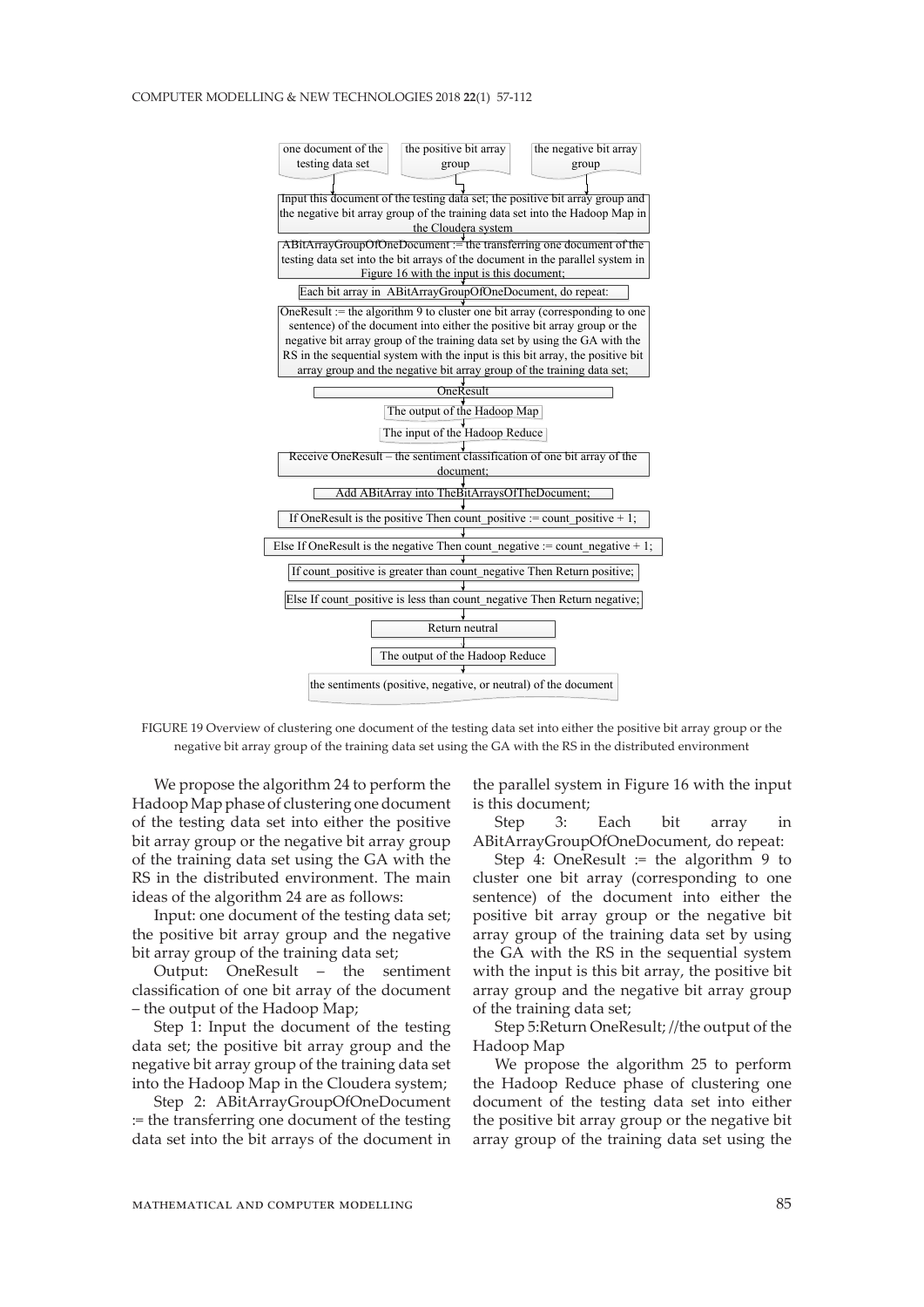one document of the testing data set | the positive bit array group | the negative bit array group

Input this document of the testing data set; the positive bit array group and the negative bit array group of the training data set into the Hadoop Map in the Cloudera system

ABitArrayGroupOfOneDocument := the transferring one document of the testing data set into the bit arrays of the document in the parallel system in Figure 16 with the input is this document;

Each bit array in ABitArrayGroupOfOneDocument, do repeat:

OneResult := the algorithm 9 to cluster one bit array (corresponding to one sentence) of the document into either the positive bit array group or the negative bit array group of the training data set by using the GA with the RS in the sequential system with the input is this bit array, the positive bit array group and the negative bit array group of the training data set;

OneResult

The output of the Hadoop Map

The input of the Hadoop Reduce

Receive OneResult – the sentiment classification of one bit array of the document;

Add ABitArray into TheBitArraysOfTheDocument;

If OneResult is the positive Then count_positive := count_positive + 1;

Else If OneResult is the negative Then count_negative := count_negative + 1;

If count_positive is greater than count_negative Then Return positive;

Else If count_positive is less than count_negative Then Return negative;

Return neutral

The output of the Hadoop Reduce

the sentiments (positive, negative, or neutral) of the document

FIGURE 19 Overview of clustering one document of the testing data set into either the positive bit array group or the negative bit array group of the training data set using the GA with the RS in the distributed environment

We propose the algorithm 24 to perform the Hadoop Map phase of clustering one document of the testing data set into either the positive bit array group or the negative bit array group of the training data set using the GA with the RS in the distributed environment. The main ideas of the algorithm 24 are as follows:

Input: one document of the testing data set; the positive bit array group and the negative bit array group of the training data set;

Output: OneResult – the sentiment classification of one bit array of the document – the output of the Hadoop Map;

Step 1: Input the document of the testing data set; the positive bit array group and the negative bit array group of the training data set into the Hadoop Map in the Cloudera system;

Step 2: ABitArrayGroupOfOneDocument := the transferring one document of the testing data set into the bit arrays of the document in the parallel system in Figure 16 with the input is this document;

Step 3: Each bit array in ABitArrayGroupOfOneDocument, do repeat:

Step 4: OneResult := the algorithm 9 to cluster one bit array (corresponding to one sentence) of the document into either the positive bit array group or the negative bit array group of the training data set by using the GA with the RS in the sequential system with the input is this bit array, the positive bit array group and the negative bit array group of the training data set;

Step 5:Return OneResult; //the output of the Hadoop Map

We propose the algorithm 25 to perform the Hadoop Reduce phase of clustering one document of the testing data set into either the positive bit array group or the negative bit array group of the training data set using the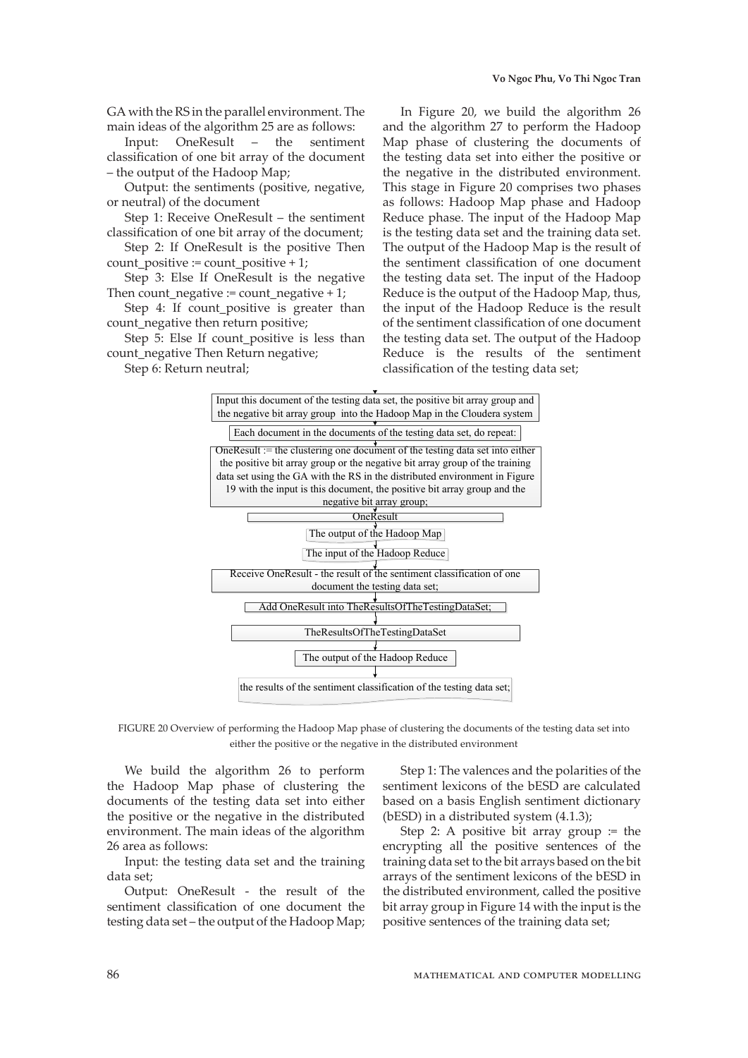GA with the RS in the parallel environment. The main ideas of the algorithm 25 are as follows:

Input: OneResult – the sentiment classification of one bit array of the document – the output of the Hadoop Map;

Output: the sentiments (positive, negative, or neutral) of the document

Step 1: Receive OneResult – the sentiment classification of one bit array of the document;

Step 2: If OneResult is the positive Then count_positive := count_positive + 1;

Step 3: Else If OneResult is the negative Then count_negative := count_negative + 1;

Step 4: If count_positive is greater than count_negative then return positive;

Step 5: Else If count_positive is less than count_negative Then Return negative;

Step 6: Return neutral;

In Figure 20, we build the algorithm 26 and the algorithm 27 to perform the Hadoop Map phase of clustering the documents of the testing data set into either the positive or the negative in the distributed environment. This stage in Figure 20 comprises two phases as follows: Hadoop Map phase and Hadoop Reduce phase. The input of the Hadoop Map is the testing data set and the training data set. The output of the Hadoop Map is the result of the sentiment classification of one document the testing data set. The input of the Hadoop Reduce is the output of the Hadoop Map, thus, the input of the Hadoop Reduce is the result of the sentiment classification of one document the testing data set. The output of the Hadoop Reduce is the results of the sentiment classification of the testing data set;

- Input this document of the testing data set, the positive bit array group and the negative bit array group into the Hadoop Map in the Cloudera system
- Each document in the documents of the testing data set, do repeat:
- OneResult := the clustering one document of the testing data set into either the positive bit array group or the negative bit array group of the training data set using the GA with the RS in the distributed environment in Figure 19 with the input is this document, the positive bit array group and the negative bit array group;
- OneResult
- The output of the Hadoop Map
- The input of the Hadoop Reduce
- Receive OneResult - the result of the sentiment classification of one document the testing data set;
- Add OneResult into TheResultsOfTheTestingDataSet;
- TheResultsOfTheTestingDataSet
- The output of the Hadoop Reduce
- the results of the sentiment classification of the testing data set;

FIGURE 20 Overview of performing the Hadoop Map phase of clustering the documents of the testing data set into either the positive or the negative in the distributed environment

We build the algorithm 26 to perform the Hadoop Map phase of clustering the documents of the testing data set into either the positive or the negative in the distributed environment. The main ideas of the algorithm 26 area as follows:

Input: the testing data set and the training data set;

Output: OneResult - the result of the sentiment classification of one document the testing data set – the output of the Hadoop Map;

Step 1: The valences and the polarities of the sentiment lexicons of the bESD are calculated based on a basis English sentiment dictionary (bESD) in a distributed system (4.1.3);

Step 2: A positive bit array group := the encrypting all the positive sentences of the training data set to the bit arrays based on the bit arrays of the sentiment lexicons of the bESD in the distributed environment, called the positive bit array group in Figure 14 with the input is the positive sentences of the training data set;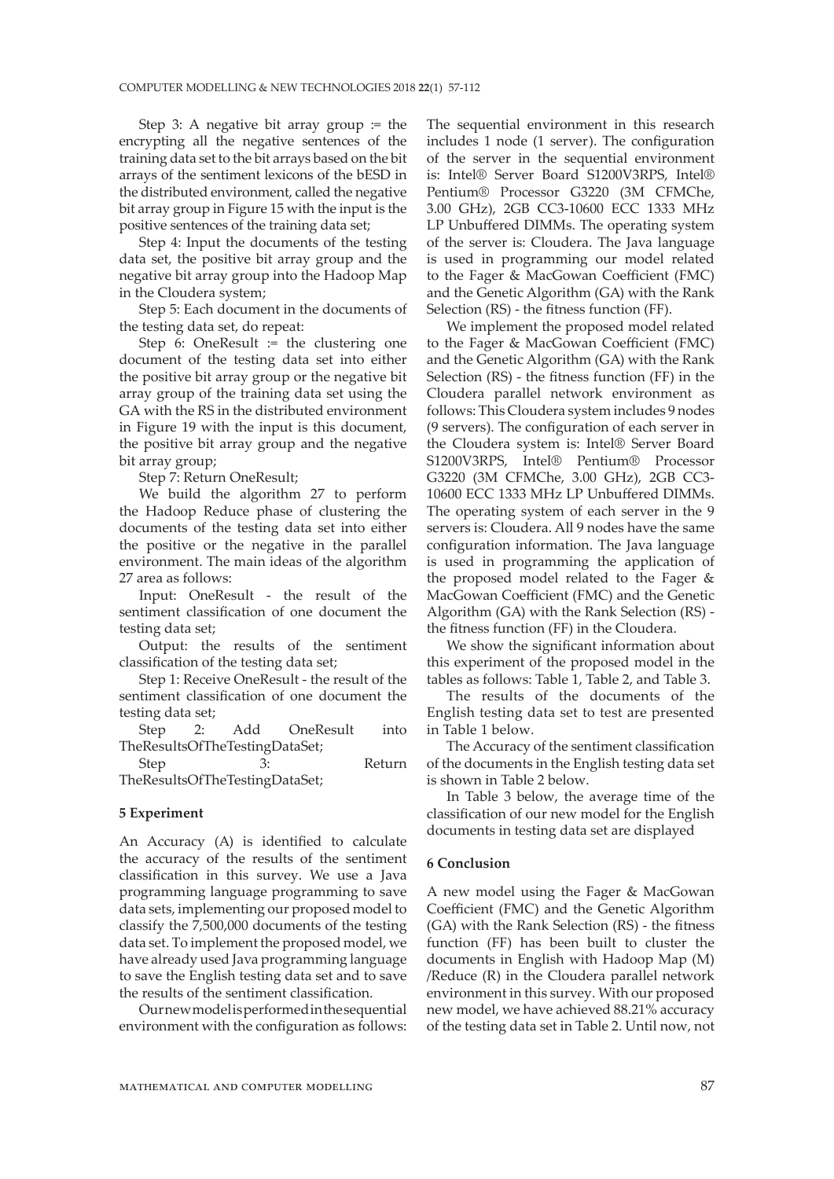Step 3: A negative bit array group := the encrypting all the negative sentences of the training data set to the bit arrays based on the bit arrays of the sentiment lexicons of the bESD in the distributed environment, called the negative bit array group in Figure 15 with the input is the positive sentences of the training data set;

Step 4: Input the documents of the testing data set, the positive bit array group and the negative bit array group into the Hadoop Map in the Cloudera system;

Step 5: Each document in the documents of the testing data set, do repeat:

Step 6: OneResult := the clustering one document of the testing data set into either the positive bit array group or the negative bit array group of the training data set using the GA with the RS in the distributed environment in Figure 19 with the input is this document, the positive bit array group and the negative bit array group;

Step 7: Return OneResult;

We build the algorithm 27 to perform the Hadoop Reduce phase of clustering the documents of the testing data set into either the positive or the negative in the parallel environment. The main ideas of the algorithm 27 area as follows:

Input: OneResult - the result of the sentiment classification of one document the testing data set;

Output: the results of the sentiment classification of the testing data set;

Step 1: Receive OneResult - the result of the sentiment classification of one document the testing data set;

Step 2: Add OneResult into TheResultsOfTheTestingDataSet;

Step 3: Return TheResultsOfTheTestingDataSet;

## 5 Experiment

An Accuracy (A) is identified to calculate the accuracy of the results of the sentiment classification in this survey. We use a Java programming language programming to save data sets, implementing our proposed model to classify the 7,500,000 documents of the testing data set. To implement the proposed model, we have already used Java programming language to save the English testing data set and to save the results of the sentiment classification.

Our new model is performed in the sequential environment with the configuration as follows: The sequential environment in this research includes 1 node (1 server). The configuration of the server in the sequential environment is: Intel® Server Board S1200V3RPS, Intel® Pentium® Processor G3220 (3M CFMChe, 3.00 GHz), 2GB CC3-10600 ECC 1333 MHz LP Unbuffered DIMMs. The operating system of the server is: Cloudera. The Java language is used in programming our model related to the Fager & MacGowan Coefficient (FMC) and the Genetic Algorithm (GA) with the Rank Selection (RS) - the fitness function (FF).

We implement the proposed model related to the Fager & MacGowan Coefficient (FMC) and the Genetic Algorithm (GA) with the Rank Selection (RS) - the fitness function (FF) in the Cloudera parallel network environment as follows: This Cloudera system includes 9 nodes (9 servers). The configuration of each server in the Cloudera system is: Intel® Server Board S1200V3RPS, Intel® Pentium® Processor G3220 (3M CFMChe, 3.00 GHz), 2GB CC3-10600 ECC 1333 MHz LP Unbuffered DIMMs. The operating system of each server in the 9 servers is: Cloudera. All 9 nodes have the same configuration information. The Java language is used in programming the application of the proposed model related to the Fager & MacGowan Coefficient (FMC) and the Genetic Algorithm (GA) with the Rank Selection (RS) - the fitness function (FF) in the Cloudera.

We show the significant information about this experiment of the proposed model in the tables as follows: Table 1, Table 2, and Table 3.

The results of the documents of the English testing data set to test are presented in Table 1 below.

The Accuracy of the sentiment classification of the documents in the English testing data set is shown in Table 2 below.

In Table 3 below, the average time of the classification of our new model for the English documents in testing data set are displayed

## 6 Conclusion

A new model using the Fager & MacGowan Coefficient (FMC) and the Genetic Algorithm (GA) with the Rank Selection (RS) - the fitness function (FF) has been built to cluster the documents in English with Hadoop Map (M) /Reduce (R) in the Cloudera parallel network environment in this survey. With our proposed new model, we have achieved 88.21% accuracy of the testing data set in Table 2. Until now, not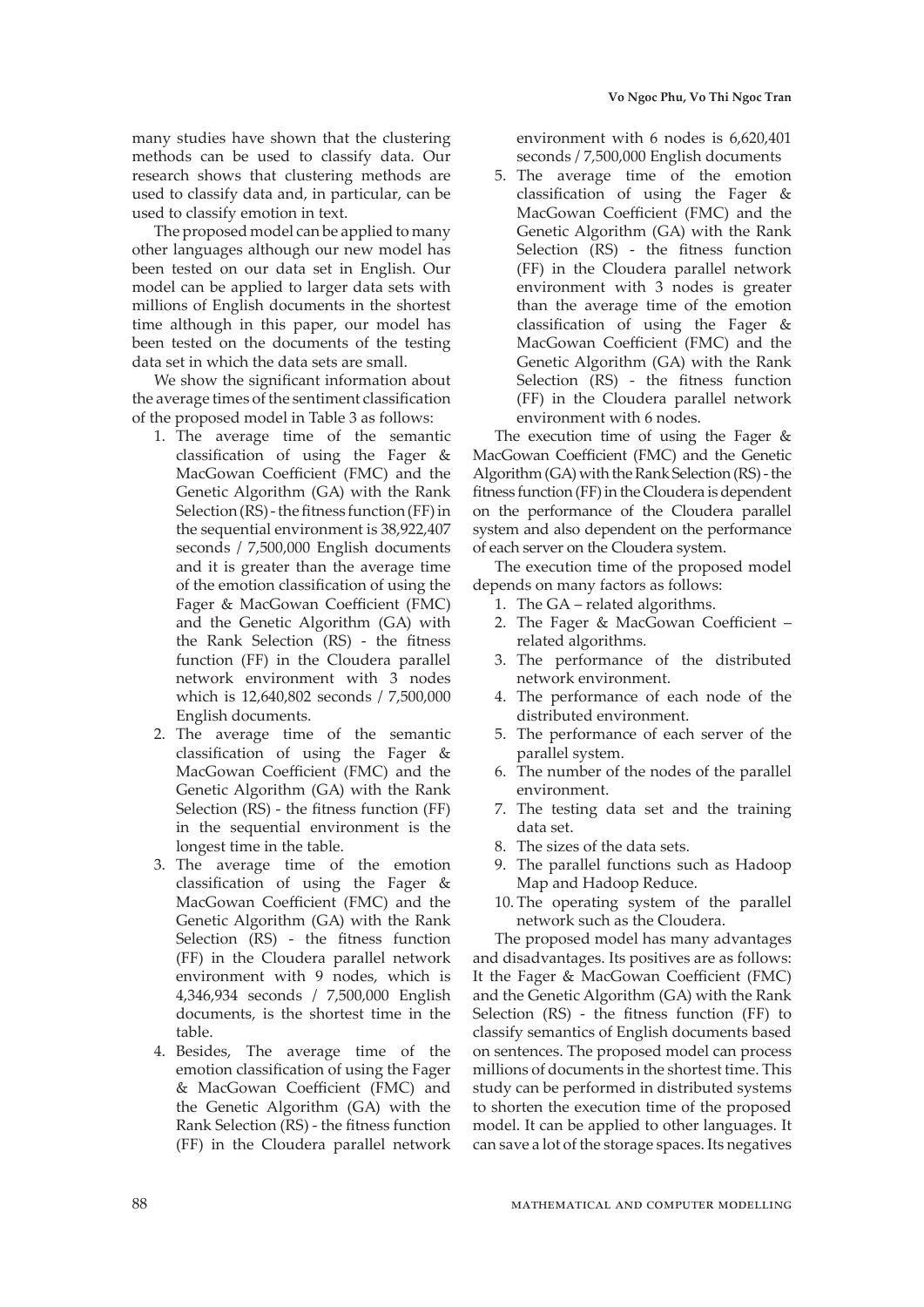many studies have shown that the clustering methods can be used to classify data. Our research shows that clustering methods are used to classify data and, in particular, can be used to classify emotion in text.

The proposed model can be applied to many other languages although our new model has been tested on our data set in English. Our model can be applied to larger data sets with millions of English documents in the shortest time although in this paper, our model has been tested on the documents of the testing data set in which the data sets are small.

We show the significant information about the average times of the sentiment classification of the proposed model in Table 3 as follows:

1. The average time of the semantic classification of using the Fager & MacGowan Coefficient (FMC) and the Genetic Algorithm (GA) with the Rank Selection (RS) - the fitness function (FF) in the sequential environment is 38,922,407 seconds / 7,500,000 English documents and it is greater than the average time of the emotion classification of using the Fager & MacGowan Coefficient (FMC) and the Genetic Algorithm (GA) with the Rank Selection (RS) - the fitness function (FF) in the Cloudera parallel network environment with 3 nodes which is 12,640,802 seconds / 7,500,000 English documents.
2. The average time of the semantic classification of using the Fager & MacGowan Coefficient (FMC) and the Genetic Algorithm (GA) with the Rank Selection (RS) - the fitness function (FF) in the sequential environment is the longest time in the table.
3. The average time of the emotion classification of using the Fager & MacGowan Coefficient (FMC) and the Genetic Algorithm (GA) with the Rank Selection (RS) - the fitness function (FF) in the Cloudera parallel network environment with 9 nodes, which is 4,346,934 seconds / 7,500,000 English documents, is the shortest time in the table.
4. Besides, The average time of the emotion classification of using the Fager & MacGowan Coefficient (FMC) and the Genetic Algorithm (GA) with the Rank Selection (RS) - the fitness function (FF) in the Cloudera parallel network environment with 6 nodes is 6,620,401 seconds / 7,500,000 English documents
5. The average time of the emotion classification of using the Fager & MacGowan Coefficient (FMC) and the Genetic Algorithm (GA) with the Rank Selection (RS) - the fitness function (FF) in the Cloudera parallel network environment with 3 nodes is greater than the average time of the emotion classification of using the Fager & MacGowan Coefficient (FMC) and the Genetic Algorithm (GA) with the Rank Selection (RS) - the fitness function (FF) in the Cloudera parallel network environment with 6 nodes.

The execution time of using the Fager & MacGowan Coefficient (FMC) and the Genetic Algorithm (GA) with the Rank Selection (RS) - the fitness function (FF) in the Cloudera is dependent on the performance of the Cloudera parallel system and also dependent on the performance of each server on the Cloudera system.

The execution time of the proposed model depends on many factors as follows:

1. The GA – related algorithms.
2. The Fager & MacGowan Coefficient – related algorithms.
3. The performance of the distributed network environment.
4. The performance of each node of the distributed environment.
5. The performance of each server of the parallel system.
6. The number of the nodes of the parallel environment.
7. The testing data set and the training data set.
8. The sizes of the data sets.
9. The parallel functions such as Hadoop Map and Hadoop Reduce.
10. The operating system of the parallel network such as the Cloudera.

The proposed model has many advantages and disadvantages. Its positives are as follows: It the Fager & MacGowan Coefficient (FMC) and the Genetic Algorithm (GA) with the Rank Selection (RS) - the fitness function (FF) to classify semantics of English documents based on sentences. The proposed model can process millions of documents in the shortest time. This study can be performed in distributed systems to shorten the execution time of the proposed model. It can be applied to other languages. It can save a lot of the storage spaces. Its negatives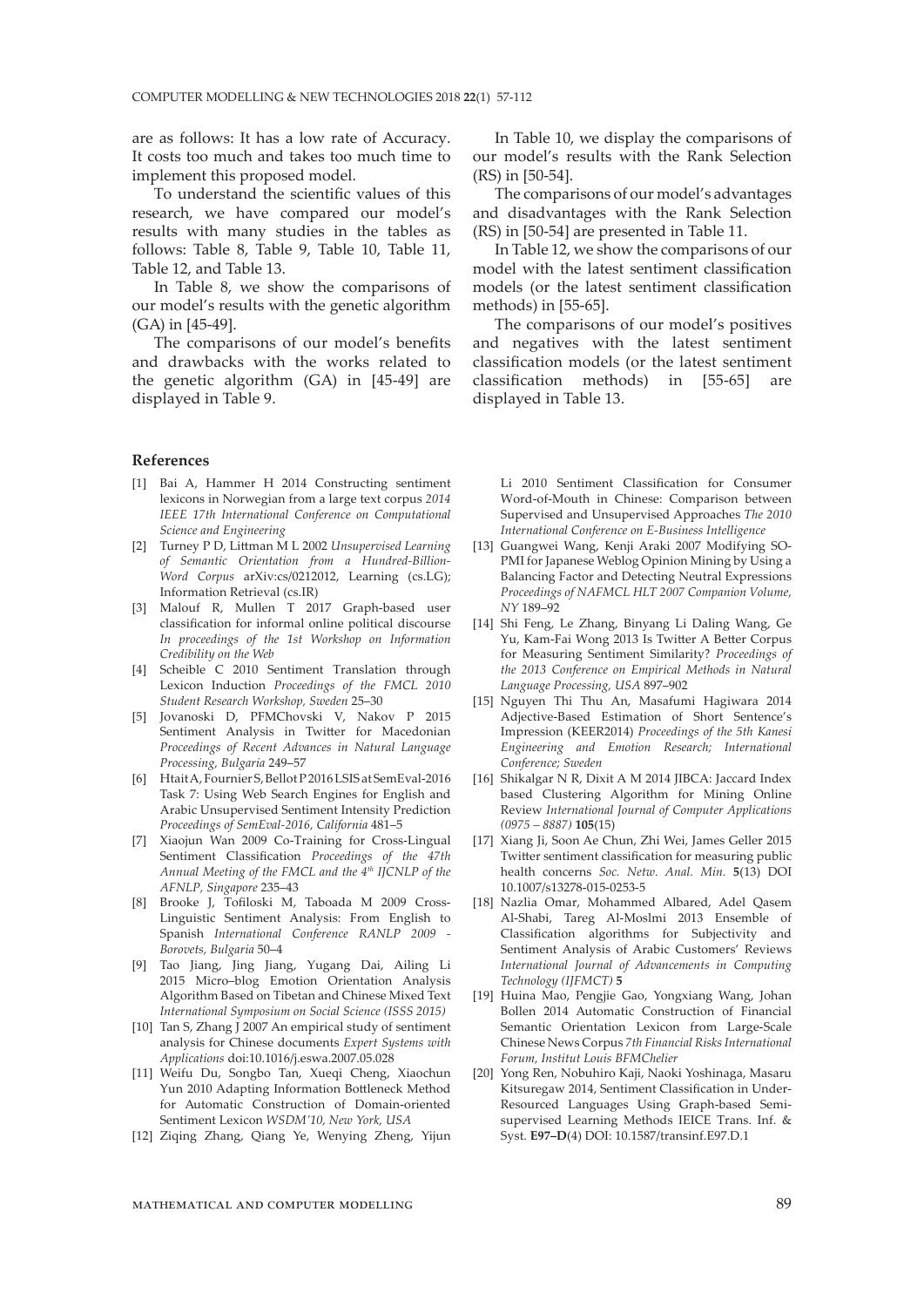are as follows: It has a low rate of Accuracy. It costs too much and takes too much time to implement this proposed model.

To understand the scientific values of this research, we have compared our model's results with many studies in the tables as follows: Table 8, Table 9, Table 10, Table 11, Table 12, and Table 13.

In Table 8, we show the comparisons of our model's results with the genetic algorithm (GA) in [45-49].

The comparisons of our model's benefits and drawbacks with the works related to the genetic algorithm (GA) in [45-49] are displayed in Table 9.

In Table 10, we display the comparisons of our model's results with the Rank Selection (RS) in [50-54].

The comparisons of our model's advantages and disadvantages with the Rank Selection (RS) in [50-54] are presented in Table 11.

In Table 12, we show the comparisons of our model with the latest sentiment classification models (or the latest sentiment classification methods) in [55-65].

The comparisons of our model's positives and negatives with the latest sentiment classification models (or the latest sentiment classification methods) in [55-65] are displayed in Table 13.

## References

[1] Bai A, Hammer H 2014 Constructing sentiment lexicons in Norwegian from a large text corpus *2014 IEEE 17th International Conference on Computational Science and Engineering*

[2] Turney P D, Littman M L 2002 *Unsupervised Learning of Semantic Orientation from a Hundred-Billion-Word Corpus* arXiv:cs/0212012, Learning (cs.LG); Information Retrieval (cs.IR)

[3] Malouf R, Mullen T 2017 Graph-based user classification for informal online political discourse *In proceedings of the 1st Workshop on Information Credibility on the Web*

[4] Scheible C 2010 Sentiment Translation through Lexicon Induction *Proceedings of the FMCL 2010 Student Research Workshop, Sweden* 25–30

[5] Jovanoski D, PFMChovski V, Nakov P 2015 Sentiment Analysis in Twitter for Macedonian *Proceedings of Recent Advances in Natural Language Processing, Bulgaria* 249–57

[6] Htait A, Fournier S, Bellot P 2016 LSIS at SemEval-2016 Task 7: Using Web Search Engines for English and Arabic Unsupervised Sentiment Intensity Prediction *Proceedings of SemEval-2016, California* 481–5

[7] Xiaojun Wan 2009 Co-Training for Cross-Lingual Sentiment Classification *Proceedings of the 47th Annual Meeting of the FMCL and the 4th IJCNLP of the AFNLP, Singapore* 235–43

[8] Brooke J, Tofiloski M, Taboada M 2009 Cross-Linguistic Sentiment Analysis: From English to Spanish *International Conference RANLP 2009 - Borovets, Bulgaria* 50–4

[9] Tao Jiang, Jing Jiang, Yugang Dai, Ailing Li 2015 Micro–blog Emotion Orientation Analysis Algorithm Based on Tibetan and Chinese Mixed Text *International Symposium on Social Science (ISSS 2015)*

[10] Tan S, Zhang J 2007 An empirical study of sentiment analysis for Chinese documents *Expert Systems with Applications* doi:10.1016/j.eswa.2007.05.028

[11] Weifu Du, Songbo Tan, Xueqi Cheng, Xiaochun Yun 2010 Adapting Information Bottleneck Method for Automatic Construction of Domain-oriented Sentiment Lexicon *WSDM'10, New York, USA*

[12] Ziqing Zhang, Qiang Ye, Wenying Zheng, Yijun Li 2010 Sentiment Classification for Consumer Word-of-Mouth in Chinese: Comparison between Supervised and Unsupervised Approaches *The 2010 International Conference on E-Business Intelligence*

[13] Guangwei Wang, Kenji Araki 2007 Modifying SO-PMI for Japanese Weblog Opinion Mining by Using a Balancing Factor and Detecting Neutral Expressions *Proceedings of NAFMCL HLT 2007 Companion Volume, NY* 189–92

[14] Shi Feng, Le Zhang, Binyang Li Daling Wang, Ge Yu, Kam-Fai Wong 2013 Is Twitter A Better Corpus for Measuring Sentiment Similarity? *Proceedings of the 2013 Conference on Empirical Methods in Natural Language Processing, USA* 897–902

[15] Nguyen Thi Thu An, Masafumi Hagiwara 2014 Adjective-Based Estimation of Short Sentence's Impression (KEER2014) *Proceedings of the 5th Kanesi Engineering and Emotion Research; International Conference; Sweden*

[16] Shikalgar N R, Dixit A M 2014 JIBCA: Jaccard Index based Clustering Algorithm for Mining Online Review *International Journal of Computer Applications (0975 – 8887)* **105**(15)

[17] Xiang Ji, Soon Ae Chun, Zhi Wei, James Geller 2015 Twitter sentiment classification for measuring public health concerns *Soc. Netw. Anal. Min.* **5**(13) DOI 10.1007/s13278-015-0253-5

[18] Nazlia Omar, Mohammed Albared, Adel Qasem Al-Shabi, Tareg Al-Moslmi 2013 Ensemble of Classification algorithms for Subjectivity and Sentiment Analysis of Arabic Customers' Reviews *International Journal of Advancements in Computing Technology (IJFMCT)* **5**

[19] Huina Mao, Pengjie Gao, Yongxiang Wang, Johan Bollen 2014 Automatic Construction of Financial Semantic Orientation Lexicon from Large-Scale Chinese News Corpus *7th Financial Risks International Forum, Institut Louis BFMChelier*

[20] Yong Ren, Nobuhiro Kaji, Naoki Yoshinaga, Masaru Kitsuregaw 2014, Sentiment Classification in Under-Resourced Languages Using Graph-based Semi-supervised Learning Methods IEICE Trans. Inf. & Syst. **E97–D**(4) DOI: 10.1587/transinf.E97.D.1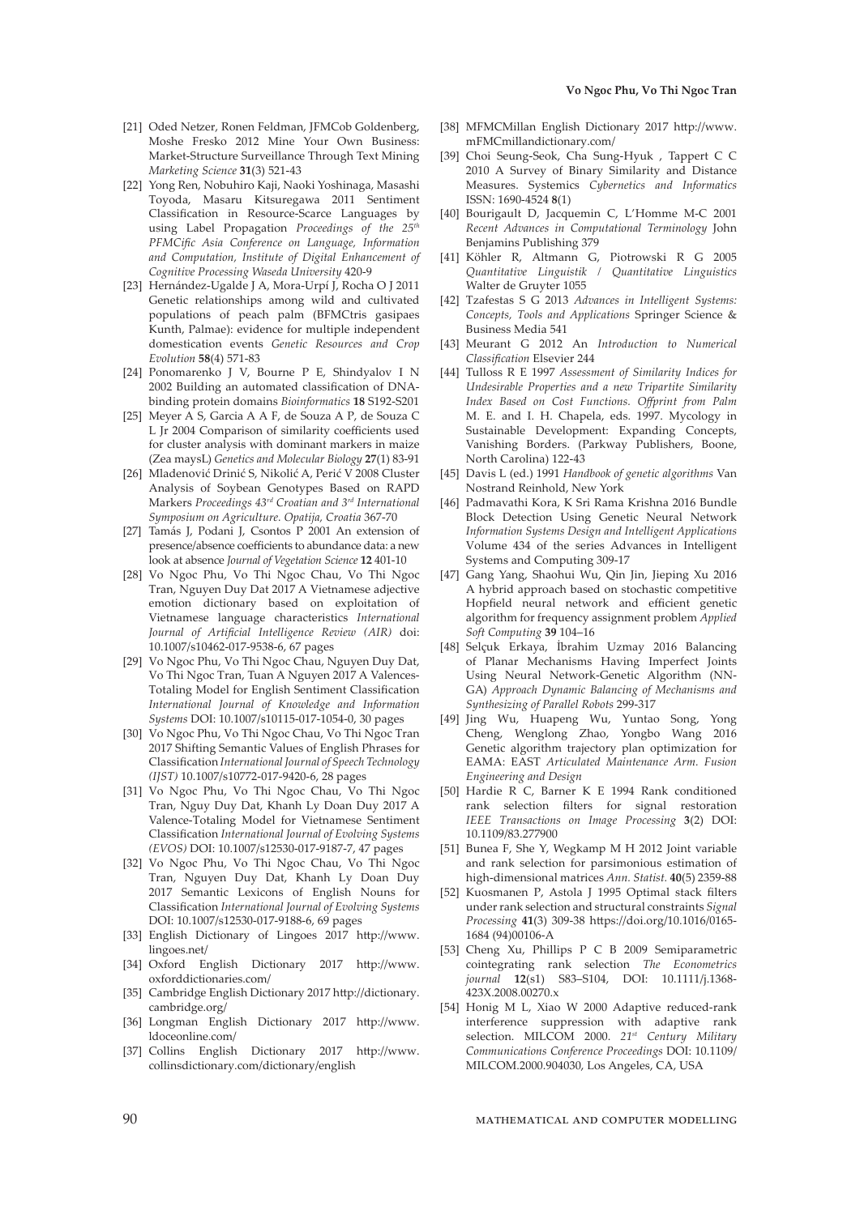[21] Oded Netzer, Ronen Feldman, JFMCob Goldenberg, Moshe Fresko 2012 Mine Your Own Business: Market-Structure Surveillance Through Text Mining *Marketing Science* **31**(3) 521-43

[22] Yong Ren, Nobuhiro Kaji, Naoki Yoshinaga, Masashi Toyoda, Masaru Kitsuregawa 2011 Sentiment Classification in Resource-Scarce Languages by using Label Propagation *Proceedings of the 25th PFMCific Asia Conference on Language, Information and Computation, Institute of Digital Enhancement of Cognitive Processing Waseda University* 420-9

[23] Hernández-Ugalde J A, Mora-Urpí J, Rocha O J 2011 Genetic relationships among wild and cultivated populations of peach palm (BFMCtris gasipaes Kunth, Palmae): evidence for multiple independent domestication events *Genetic Resources and Crop Evolution* **58**(4) 571-83

[24] Ponomarenko J V, Bourne P E, Shindyalov I N 2002 Building an automated classification of DNA-binding protein domains *Bioinformatics* **18** S192-S201

[25] Meyer A S, Garcia A A F, de Souza A P, de Souza C L Jr 2004 Comparison of similarity coefficients used for cluster analysis with dominant markers in maize (Zea maysL) *Genetics and Molecular Biology* **27**(1) 83-91

[26] Mladenović Drinić S, Nikolić A, Perić V 2008 Cluster Analysis of Soybean Genotypes Based on RAPD Markers *Proceedings 43rd Croatian and 3rd International Symposium on Agriculture. Opatija, Croatia* 367-70

[27] Tamás J, Podani J, Csontos P 2001 An extension of presence/absence coefficients to abundance data: a new look at absence *Journal of Vegetation Science* **12** 401-10

[28] Vo Ngoc Phu, Vo Thi Ngoc Chau, Vo Thi Ngoc Tran, Nguyen Duy Dat 2017 A Vietnamese adjective emotion dictionary based on exploitation of Vietnamese language characteristics *International Journal of Artificial Intelligence Review (AIR)* doi: 10.1007/s10462-017-9538-6, 67 pages

[29] Vo Ngoc Phu, Vo Thi Ngoc Chau, Nguyen Duy Dat, Vo Thi Ngoc Tran, Tuan A Nguyen 2017 A Valences-Totaling Model for English Sentiment Classification *International Journal of Knowledge and Information Systems* DOI: 10.1007/s10115-017-1054-0, 30 pages

[30] Vo Ngoc Phu, Vo Thi Ngoc Chau, Vo Thi Ngoc Tran 2017 Shifting Semantic Values of English Phrases for Classification *International Journal of Speech Technology (IJST)* 10.1007/s10772-017-9420-6, 28 pages

[31] Vo Ngoc Phu, Vo Thi Ngoc Chau, Vo Thi Ngoc Tran, Nguy Duy Dat, Khanh Ly Doan Duy 2017 A Valence-Totaling Model for Vietnamese Sentiment Classification *International Journal of Evolving Systems (EVOS)* DOI: 10.1007/s12530-017-9187-7, 47 pages

[32] Vo Ngoc Phu, Vo Thi Ngoc Chau, Vo Thi Ngoc Tran, Nguyen Duy Dat, Khanh Ly Doan Duy 2017 Semantic Lexicons of English Nouns for Classification *International Journal of Evolving Systems* DOI: 10.1007/s12530-017-9188-6, 69 pages

[33] English Dictionary of Lingoes 2017 http://www.lingoes.net/

[34] Oxford English Dictionary 2017 http://www.oxforddictionaries.com/

[35] Cambridge English Dictionary 2017 http://dictionary.cambridge.org/

[36] Longman English Dictionary 2017 http://www.ldoceonline.com/

[37] Collins English Dictionary 2017 http://www.collinsdictionary.com/dictionary/english

[38] MFMCMillan English Dictionary 2017 http://www.mFMCmillandictionary.com/

[39] Choi Seung-Seok, Cha Sung-Hyuk , Tappert C C 2010 A Survey of Binary Similarity and Distance Measures. Systemics *Cybernetics and Informatics* ISSN: 1690-4524 **8**(1)

[40] Bourigault D, Jacquemin C, L'Homme M-C 2001 *Recent Advances in Computational Terminology* John Benjamins Publishing 379

[41] Köhler R, Altmann G, Piotrowski R G 2005 *Quantitative Linguistik / Quantitative Linguistics* Walter de Gruyter 1055

[42] Tzafestas S G 2013 *Advances in Intelligent Systems: Concepts, Tools and Applications* Springer Science & Business Media 541

[43] Meurant G 2012 An *Introduction to Numerical Classification* Elsevier 244

[44] Tulloss R E 1997 *Assessment of Similarity Indices for Undesirable Properties and a new Tripartite Similarity Index Based on Cost Functions. Offprint from Palm* M. E. and I. H. Chapela, eds. 1997. Mycology in Sustainable Development: Expanding Concepts, Vanishing Borders. (Parkway Publishers, Boone, North Carolina) 122-43

[45] Davis L (ed.) 1991 *Handbook of genetic algorithms* Van Nostrand Reinhold, New York

[46] Padmavathi Kora, K Sri Rama Krishna 2016 Bundle Block Detection Using Genetic Neural Network *Information Systems Design and Intelligent Applications* Volume 434 of the series Advances in Intelligent Systems and Computing 309-17

[47] Gang Yang, Shaohui Wu, Qin Jin, Jieping Xu 2016 A hybrid approach based on stochastic competitive Hopfield neural network and efficient genetic algorithm for frequency assignment problem *Applied Soft Computing* **39** 104–16

[48] Selçuk Erkaya, İbrahim Uzmay 2016 Balancing of Planar Mechanisms Having Imperfect Joints Using Neural Network-Genetic Algorithm (NN-GA) *Approach Dynamic Balancing of Mechanisms and Synthesizing of Parallel Robots* 299-317

[49] Jing Wu, Huapeng Wu, Yuntao Song, Yong Cheng, Wenglong Zhao, Yongbo Wang 2016 Genetic algorithm trajectory plan optimization for EAMA: EAST *Articulated Maintenance Arm. Fusion Engineering and Design*

[50] Hardie R C, Barner K E 1994 Rank conditioned rank selection filters for signal restoration *IEEE Transactions on Image Processing* **3**(2) DOI: 10.1109/83.277900

[51] Bunea F, She Y, Wegkamp M H 2012 Joint variable and rank selection for parsimonious estimation of high-dimensional matrices *Ann. Statist.* **40**(5) 2359-88

[52] Kuosmanen P, Astola J 1995 Optimal stack filters under rank selection and structural constraints *Signal Processing* **41**(3) 309-38 https://doi.org/10.1016/0165-1684 (94)00106-A

[53] Cheng Xu, Phillips P C B 2009 Semiparametric cointegrating rank selection *The Econometrics journal* **12**(s1) S83–S104, DOI: 10.1111/j.1368-423X.2008.00270.x

[54] Honig M L, Xiao W 2000 Adaptive reduced-rank interference suppression with adaptive rank selection. MILCOM 2000. *21st Century Military Communications Conference Proceedings* DOI: 10.1109/MILCOM.2000.904030, Los Angeles, CA, USA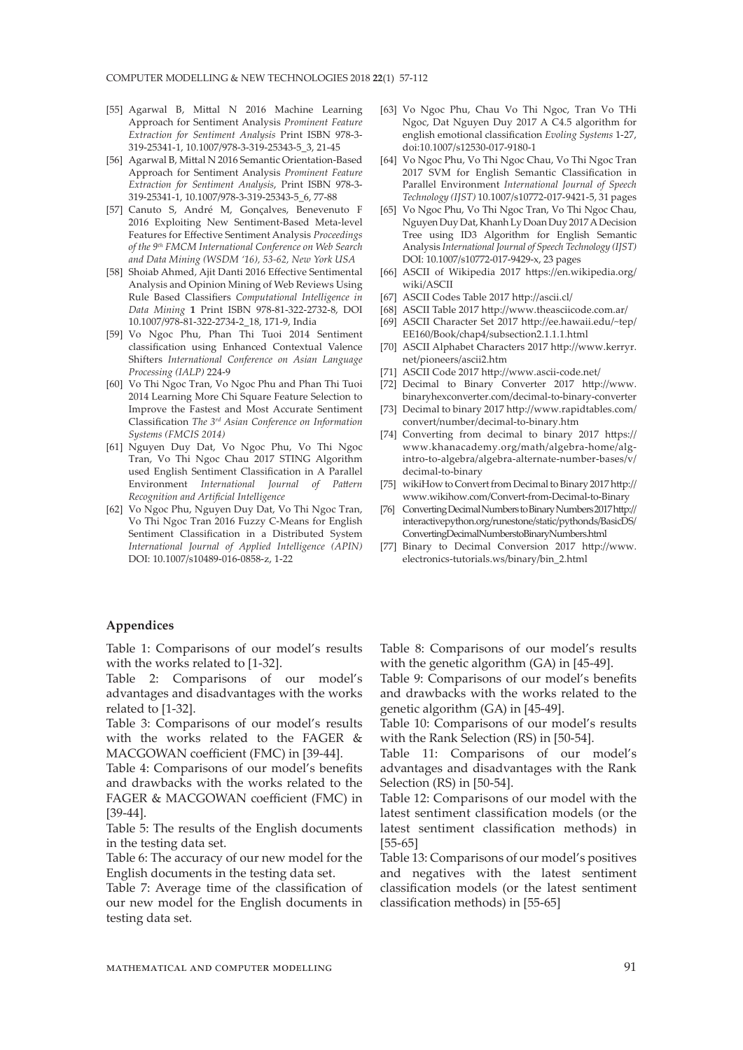[55] Agarwal B, Mittal N 2016 Machine Learning Approach for Sentiment Analysis *Prominent Feature Extraction for Sentiment Analysis* Print ISBN 978-3-319-25341-1, 10.1007/978-3-319-25343-5_3, 21-45

[56] Agarwal B, Mittal N 2016 Semantic Orientation-Based Approach for Sentiment Analysis *Prominent Feature Extraction for Sentiment Analysis*, Print ISBN 978-3-319-25341-1, 10.1007/978-3-319-25343-5_6, 77-88

[57] Canuto S, André M, Gonçalves, Benevenuto F 2016 Exploiting New Sentiment-Based Meta-level Features for Effective Sentiment Analysis *Proceedings of the 9th FMCM International Conference on Web Search and Data Mining (WSDM '16), 53-62, New York USA*

[58] Shoiab Ahmed, Ajit Danti 2016 Effective Sentimental Analysis and Opinion Mining of Web Reviews Using Rule Based Classifiers *Computational Intelligence in Data Mining* **1** Print ISBN 978-81-322-2732-8, DOI 10.1007/978-81-322-2734-2_18, 171-9, India

[59] Vo Ngoc Phu, Phan Thi Tuoi 2014 Sentiment classification using Enhanced Contextual Valence Shifters *International Conference on Asian Language Processing (IALP)* 224-9

[60] Vo Thi Ngoc Tran, Vo Ngoc Phu and Phan Thi Tuoi 2014 Learning More Chi Square Feature Selection to Improve the Fastest and Most Accurate Sentiment Classification *The 3rd Asian Conference on Information Systems (FMCIS 2014)*

[61] Nguyen Duy Dat, Vo Ngoc Phu, Vo Thi Ngoc Tran, Vo Thi Ngoc Chau 2017 STING Algorithm used English Sentiment Classification in A Parallel Environment *International Journal of Pattern Recognition and Artificial Intelligence*

[62] Vo Ngoc Phu, Nguyen Duy Dat, Vo Thi Ngoc Tran, Vo Thi Ngoc Tran 2016 Fuzzy C-Means for English Sentiment Classification in a Distributed System *International Journal of Applied Intelligence (APIN)* DOI: 10.1007/s10489-016-0858-z, 1-22

[63] Vo Ngoc Phu, Chau Vo Thi Ngoc, Tran Vo THi Ngoc, Dat Nguyen Duy 2017 A C4.5 algorithm for english emotional classification *Evoling Systems* 1-27, doi:10.1007/s12530-017-9180-1

[64] Vo Ngoc Phu, Vo Thi Ngoc Chau, Vo Thi Ngoc Tran 2017 SVM for English Semantic Classification in Parallel Environment *International Journal of Speech Technology (IJST)* 10.1007/s10772-017-9421-5, 31 pages

[65] Vo Ngoc Phu, Vo Thi Ngoc Tran, Vo Thi Ngoc Chau, Nguyen Duy Dat, Khanh Ly Doan Duy 2017 A Decision Tree using ID3 Algorithm for English Semantic Analysis *International Journal of Speech Technology (IJST)* DOI: 10.1007/s10772-017-9429-x, 23 pages

[66] ASCII of Wikipedia 2017 https://en.wikipedia.org/wiki/ASCII

[67] ASCII Codes Table 2017 http://ascii.cl/

[68] ASCII Table 2017 http://www.theasciicode.com.ar/

[69] ASCII Character Set 2017 http://ee.hawaii.edu/~tep/EE160/Book/chap4/subsection2.1.1.1.html

[70] ASCII Alphabet Characters 2017 http://www.kerryr.net/pioneers/ascii2.htm

[71] ASCII Code 2017 http://www.ascii-code.net/

[72] Decimal to Binary Converter 2017 http://www.binaryhexconverter.com/decimal-to-binary-converter

[73] Decimal to binary 2017 http://www.rapidtables.com/convert/number/decimal-to-binary.htm

[74] Converting from decimal to binary 2017 https://www.khanacademy.org/math/algebra-home/alg-intro-to-algebra/algebra-alternate-number-bases/v/decimal-to-binary

[75] wikiHow to Convert from Decimal to Binary 2017 http://www.wikihow.com/Convert-from-Decimal-to-Binary

[76] Converting Decimal Numbers to Binary Numbers 2017 http://interactivepython.org/runestone/static/pythonds/BasicDS/ConvertingDecimalNumberstoBinaryNumbers.html

[77] Binary to Decimal Conversion 2017 http://www.electronics-tutorials.ws/binary/bin_2.html

## Appendices

Table 1: Comparisons of our model's results with the works related to [1-32].

Table 2: Comparisons of our model's advantages and disadvantages with the works related to [1-32].

Table 3: Comparisons of our model's results with the works related to the FAGER & MACGOWAN coefficient (FMC) in [39-44].

Table 4: Comparisons of our model's benefits and drawbacks with the works related to the FAGER & MACGOWAN coefficient (FMC) in [39-44].

Table 5: The results of the English documents in the testing data set.

Table 6: The accuracy of our new model for the English documents in the testing data set.

Table 7: Average time of the classification of our new model for the English documents in testing data set.

Table 8: Comparisons of our model's results with the genetic algorithm (GA) in [45-49].

Table 9: Comparisons of our model's benefits and drawbacks with the works related to the genetic algorithm (GA) in [45-49].

Table 10: Comparisons of our model's results with the Rank Selection (RS) in [50-54].

Table 11: Comparisons of our model's advantages and disadvantages with the Rank Selection (RS) in [50-54].

Table 12: Comparisons of our model with the latest sentiment classification models (or the latest sentiment classification methods) in [55-65]

Table 13: Comparisons of our model's positives and negatives with the latest sentiment classification models (or the latest sentiment classification methods) in [55-65]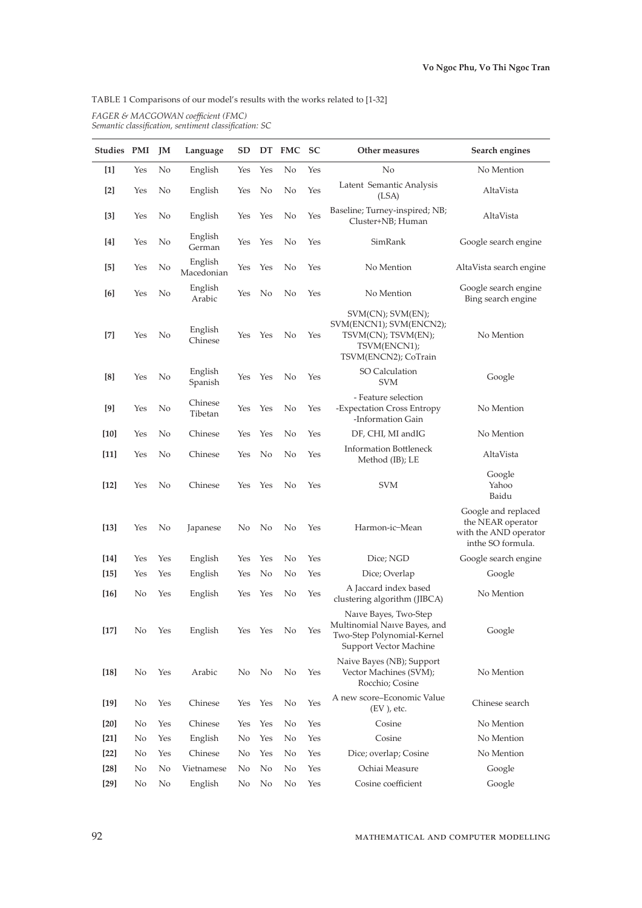TABLE 1 Comparisons of our model's results with the works related to [1-32]

*FAGER & MACGOWAN coefficient (FMC)*
*Semantic classification, sentiment classification: SC*

| Studies | PMI | JM | Language | SD | DT | FMC | SC | Other measures | Search engines |
|---|---|---|---|---|---|---|---|---|---|
| [1] | Yes | No | English | Yes | Yes | No | Yes | No | No Mention |
| [2] | Yes | No | English | Yes | No | No | Yes | Latent Semantic Analysis (LSA) | AltaVista |
| [3] | Yes | No | English | Yes | Yes | No | Yes | Baseline; Turney-inspired; NB; Cluster+NB; Human | AltaVista |
| [4] | Yes | No | English German | Yes | Yes | No | Yes | SimRank | Google search engine |
| [5] | Yes | No | English Macedonian | Yes | Yes | No | Yes | No Mention | AltaVista search engine |
| [6] | Yes | No | English Arabic | Yes | No | No | Yes | No Mention | Google search engine Bing search engine |
| [7] | Yes | No | English Chinese | Yes | Yes | No | Yes | SVM(CN); SVM(EN); SVM(ENCN1); SVM(ENCN2); TSVM(CN); TSVM(EN); TSVM(ENCN1); TSVM(ENCN2); CoTrain | No Mention |
| [8] | Yes | No | English Spanish | Yes | Yes | No | Yes | SO Calculation SVM | Google |
| [9] | Yes | No | Chinese Tibetan | Yes | Yes | No | Yes | - Feature selection -Expectation Cross Entropy -Information Gain | No Mention |
| [10] | Yes | No | Chinese | Yes | Yes | No | Yes | DF, CHI, MI andIG | No Mention |
| [11] | Yes | No | Chinese | Yes | No | No | Yes | Information Bottleneck Method (IB); LE | AltaVista |
| [12] | Yes | No | Chinese | Yes | Yes | No | Yes | SVM | Google Yahoo Baidu |
| [13] | Yes | No | Japanese | No | No | No | Yes | Harmon-ic–Mean | Google and replaced the NEAR operator with the AND operator inthe SO formula. |
| [14] | Yes | Yes | English | Yes | Yes | No | Yes | Dice; NGD | Google search engine |
| [15] | Yes | Yes | English | Yes | No | No | Yes | Dice; Overlap | Google |
| [16] | No | Yes | English | Yes | Yes | No | Yes | A Jaccard index based clustering algorithm (JIBCA) | No Mention |
| [17] | No | Yes | English | Yes | Yes | No | Yes | Naıve Bayes, Two-Step Multinomial Naıve Bayes, and Two-Step Polynomial-Kernel Support Vector Machine | Google |
| [18] | No | Yes | Arabic | No | No | No | Yes | Naive Bayes (NB); Support Vector Machines (SVM); Rocchio; Cosine | No Mention |
| [19] | No | Yes | Chinese | Yes | Yes | No | Yes | A new score–Economic Value (EV ), etc. | Chinese search |
| [20] | No | Yes | Chinese | Yes | Yes | No | Yes | Cosine | No Mention |
| [21] | No | Yes | English | No | Yes | No | Yes | Cosine | No Mention |
| [22] | No | Yes | Chinese | No | Yes | No | Yes | Dice; overlap; Cosine | No Mention |
| [28] | No | No | Vietnamese | No | No | No | Yes | Ochiai Measure | Google |
| [29] | No | No | English | No | No | No | Yes | Cosine coefficient | Google |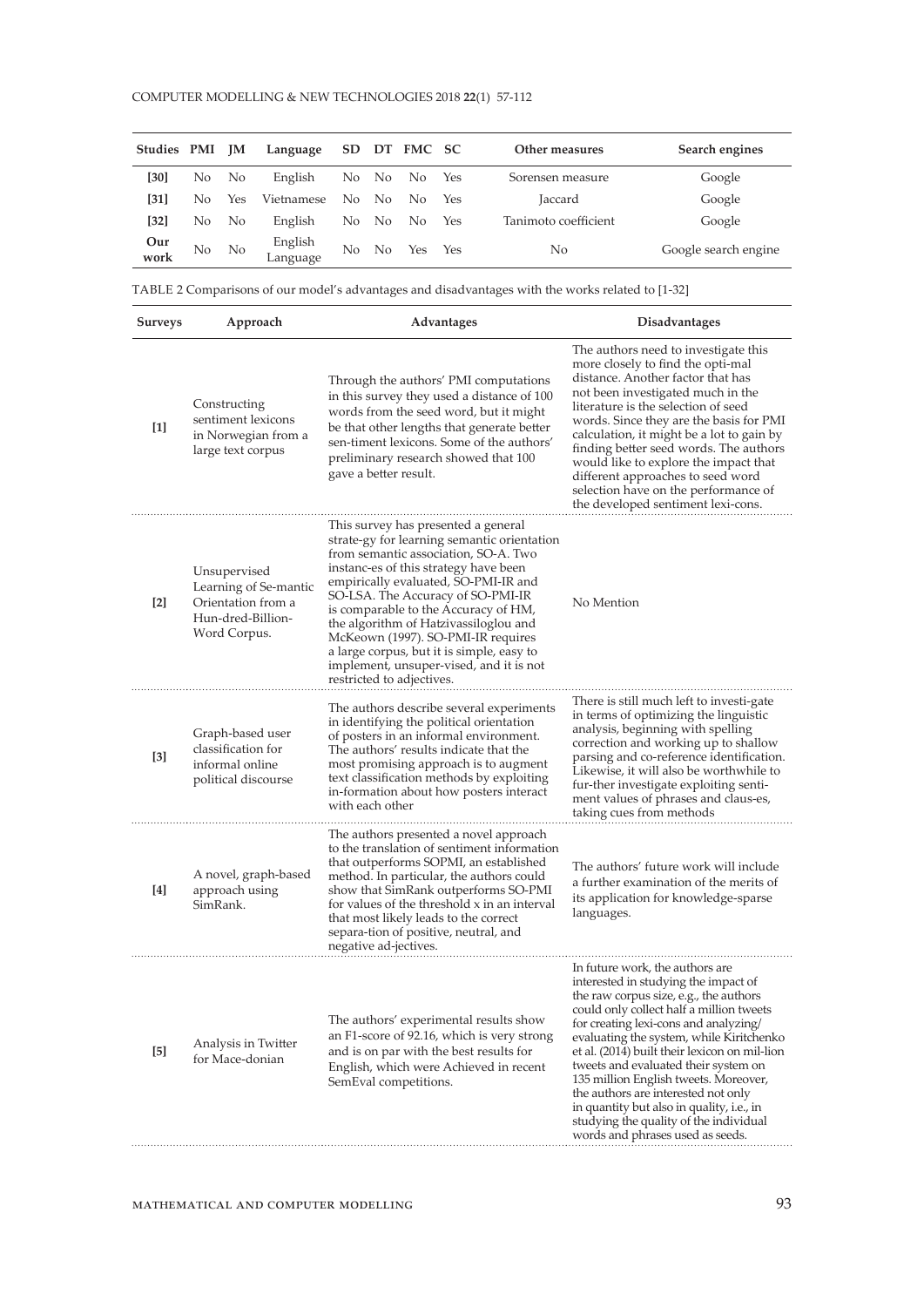| Studies | PMI | JM | Language | SD | DT | FMC | SC | Other measures | Search engines |
|---|---|---|---|---|---|---|---|---|---|
| **[30]** | No | No | English | No | No | No | Yes | Sorensen measure | Google |
| **[31]** | No | Yes | Vietnamese | No | No | No | Yes | Jaccard | Google |
| **[32]** | No | No | English | No | No | No | Yes | Tanimoto coefficient | Google |
| **Our work** | No | No | English Language | No | No | Yes | Yes | No | Google search engine |

TABLE 2 Comparisons of our model's advantages and disadvantages with the works related to [1-32]

| Surveys | Approach | Advantages | Disadvantages |
|---|---|---|---|
| **[1]** | Constructing sentiment lexicons in Norwegian from a large text corpus | Through the authors' PMI computations in this survey they used a distance of 100 words from the seed word, but it might be that other lengths that generate better sen-timent lexicons. Some of the authors' preliminary research showed that 100 gave a better result. | The authors need to investigate this more closely to find the opti-mal distance. Another factor that has not been investigated much in the literature is the selection of seed words. Since they are the basis for PMI calculation, it might be a lot to gain by finding better seed words. The authors would like to explore the impact that different approaches to seed word selection have on the performance of the developed sentiment lexi-cons. |
| **[2]** | Unsupervised Learning of Se-mantic Orientation from a Hun-dred-Billion-Word Corpus. | This survey has presented a general strate-gy for learning semantic orientation from semantic association, SO-A. Two instanc-es of this strategy have been empirically evaluated, SO-PMI-IR and SO-LSA. The Accuracy of SO-PMI-IR is comparable to the Accuracy of HM, the algorithm of Hatzivassiloglou and McKeown (1997). SO-PMI-IR requires a large corpus, but it is simple, easy to implement, unsuper-vised, and it is not restricted to adjectives. | No Mention |
| **[3]** | Graph-based user classification for informal online political discourse | The authors describe several experiments in identifying the political orientation of posters in an informal environment. The authors' results indicate that the most promising approach is to augment text classification methods by exploiting in-formation about how posters interact with each other | There is still much left to investi-gate in terms of optimizing the linguistic analysis, beginning with spelling correction and working up to shallow parsing and co-reference identification. Likewise, it will also be worthwhile to fur-ther investigate exploiting senti-ment values of phrases and claus-es, taking cues from methods |
| **[4]** | A novel, graph-based approach using SimRank. | The authors presented a novel approach to the translation of sentiment information that outperforms SOPMI, an established method. In particular, the authors could show that SimRank outperforms SO-PMI for values of the threshold x in an interval that most likely leads to the correct separa-tion of positive, neutral, and negative ad-jectives. | The authors' future work will include a further examination of the merits of its application for knowledge-sparse languages. |
| **[5]** | Analysis in Twitter for Mace-donian | The authors' experimental results show an F1-score of 92.16, which is very strong and is on par with the best results for English, which were Achieved in recent SemEval competitions. | In future work, the authors are interested in studying the impact of the raw corpus size, e.g., the authors could only collect half a million tweets for creating lexi-cons and analyzing/ evaluating the system, while Kiritchenko et al. (2014) built their lexicon on mil-lion tweets and evaluated their system on 135 million English tweets. Moreover, the authors are interested not only in quantity but also in quality, i.e., in studying the quality of the individual words and phrases used as seeds. |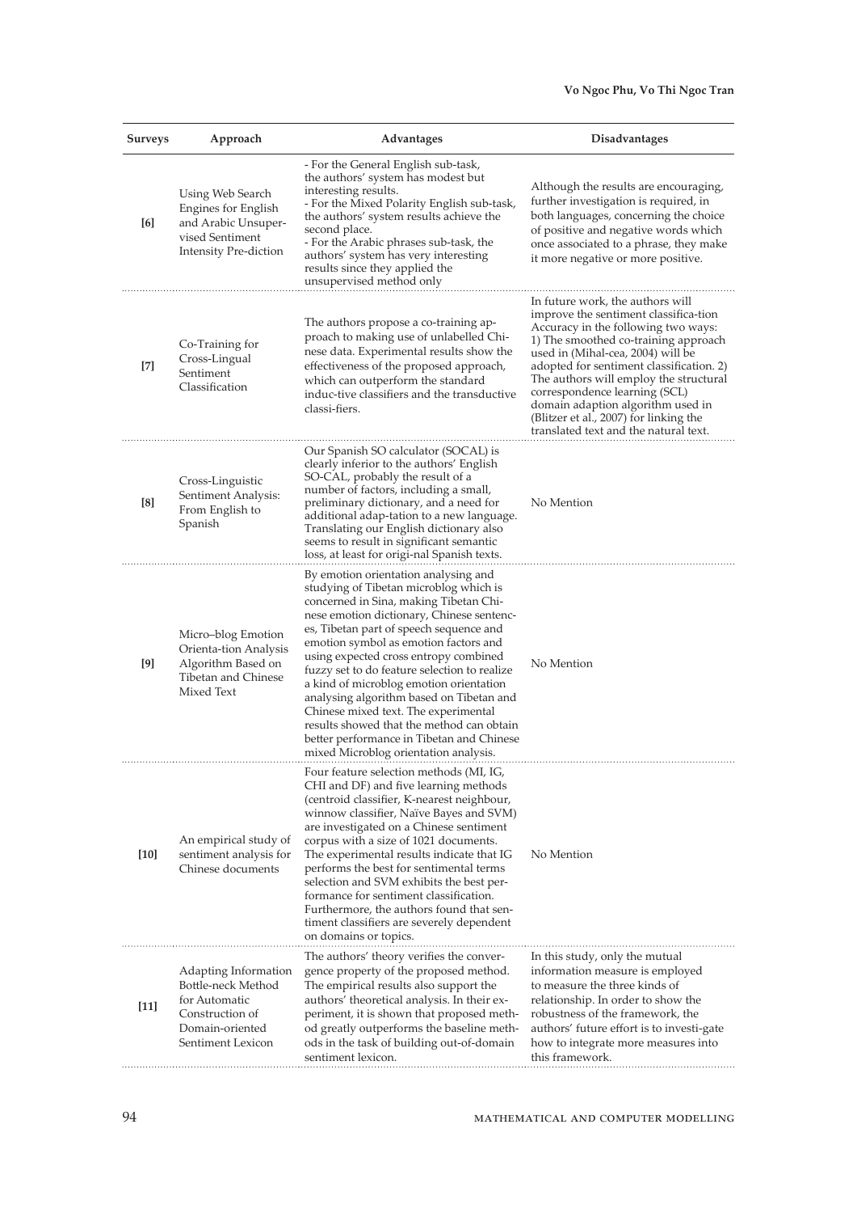| Surveys | Approach | Advantages | Disadvantages |
|---|---|---|---|
| **[6]** | Using Web Search Engines for English and Arabic Unsupervised Sentiment Intensity Pre-diction | - For the General English sub-task, the authors' system has modest but interesting results. - For the Mixed Polarity English sub-task, the authors' system results achieve the second place. - For the Arabic phrases sub-task, the authors' system has very interesting results since they applied the unsupervised method only | Although the results are encouraging, further investigation is required, in both languages, concerning the choice of positive and negative words which once associated to a phrase, they make it more negative or more positive. |
| **[7]** | Co-Training for Cross-Lingual Sentiment Classification | The authors propose a co-training approach to making use of unlabelled Chinese data. Experimental results show the effectiveness of the proposed approach, which can outperform the standard induc-tive classifiers and the transductive classi-fiers. | In future work, the authors will improve the sentiment classifica-tion Accuracy in the following two ways: 1) The smoothed co-training approach used in (Mihal-cea, 2004) will be adopted for sentiment classification. 2) The authors will employ the structural correspondence learning (SCL) domain adaption algorithm used in (Blitzer et al., 2007) for linking the translated text and the natural text. |
| **[8]** | Cross-Linguistic Sentiment Analysis: From English to Spanish | Our Spanish SO calculator (SOCAL) is clearly inferior to the authors' English SO-CAL, probably the result of a number of factors, including a small, preliminary dictionary, and a need for additional adap-tation to a new language. Translating our English dictionary also seems to result in significant semantic loss, at least for origi-nal Spanish texts. | No Mention |
| **[9]** | Micro–blog Emotion Orienta-tion Analysis Algorithm Based on Tibetan and Chinese Mixed Text | By emotion orientation analysing and studying of Tibetan microblog which is concerned in Sina, making Tibetan Chi-nese emotion dictionary, Chinese sentenc-es, Tibetan part of speech sequence and emotion symbol as emotion factors and using expected cross entropy combined fuzzy set to do feature selection to realize a kind of microblog emotion orientation analysing algorithm based on Tibetan and Chinese mixed text. The experimental results showed that the method can obtain better performance in Tibetan and Chinese mixed Microblog orientation analysis. | No Mention |
| **[10]** | An empirical study of sentiment analysis for Chinese documents | Four feature selection methods (MI, IG, CHI and DF) and five learning methods (centroid classifier, K-nearest neighbour, winnow classifier, Naïve Bayes and SVM) are investigated on a Chinese sentiment corpus with a size of 1021 documents. The experimental results indicate that IG performs the best for sentimental terms selection and SVM exhibits the best per-formance for sentiment classification. Furthermore, the authors found that sen-timent classifiers are severely dependent on domains or topics. | No Mention |
| **[11]** | Adapting Information Bottle-neck Method for Automatic Construction of Domain-oriented Sentiment Lexicon | The authors' theory verifies the conver-gence property of the proposed method. The empirical results also support the authors' theoretical analysis. In their ex-periment, it is shown that proposed meth-od greatly outperforms the baseline meth-ods in the task of building out-of-domain sentiment lexicon. | In this study, only the mutual information measure is employed to measure the three kinds of relationship. In order to show the robustness of the framework, the authors' future effort is to investi-gate how to integrate more measures into this framework. |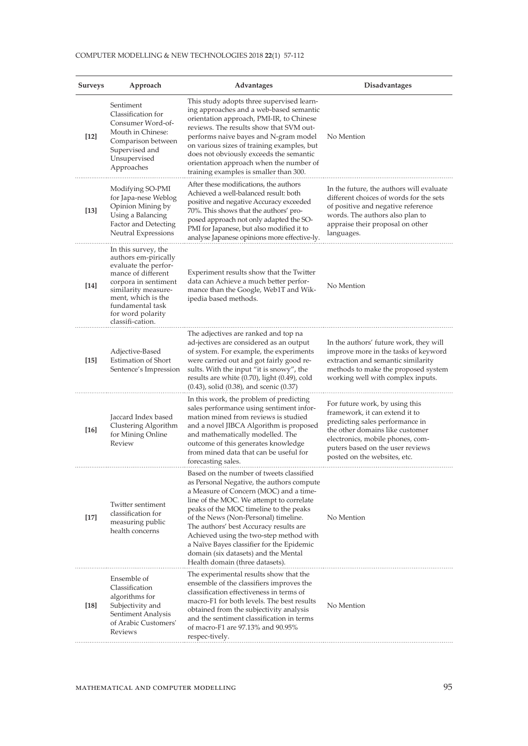| Surveys | Approach | Advantages | Disadvantages |
|---|---|---|---|
| **[12]** | Sentiment Classification for Consumer Word-of-Mouth in Chinese: Comparison between Supervised and Unsupervised Approaches | This study adopts three supervised learning approaches and a web-based semantic orientation approach, PMI-IR, to Chinese reviews. The results show that SVM outperforms naive bayes and N-gram model on various sizes of training examples, but does not obviously exceeds the semantic orientation approach when the number of training examples is smaller than 300. | No Mention |
| **[13]** | Modifying SO-PMI for Japa-nese Weblog Opinion Mining by Using a Balancing Factor and Detecting Neutral Expressions | After these modifications, the authors Achieved a well-balanced result: both positive and negative Accuracy exceeded 70%. This shows that the authors' pro-posed approach not only adapted the SO-PMI for Japanese, but also modified it to analyse Japanese opinions more effective-ly. | In the future, the authors will evaluate different choices of words for the sets of positive and negative reference words. The authors also plan to appraise their proposal on other languages. |
| **[14]** | In this survey, the authors em-pirically evaluate the perfor-mance of different corpora in sentiment similarity measure-ment, which is the fundamental task for word polarity classifi-cation. | Experiment results show that the Twitter data can Achieve a much better perfor-mance than the Google, Web1T and Wik-ipedia based methods. | No Mention |
| **[15]** | Adjective-Based Estimation of Short Sentence's Impression | The adjectives are ranked and top na ad-jectives are considered as an output of system. For example, the experiments were carried out and got fairly good re-sults. With the input "it is snowy", the results are white (0.70), light (0.49), cold (0.43), solid (0.38), and scenic (0.37) | In the authors' future work, they will improve more in the tasks of keyword extraction and semantic similarity methods to make the proposed system working well with complex inputs. |
| **[16]** | Jaccard Index based Clustering Algorithm for Mining Online Review | In this work, the problem of predicting sales performance using sentiment infor-mation mined from reviews is studied and a novel JIBCA Algorithm is proposed and mathematically modelled. The outcome of this generates knowledge from mined data that can be useful for forecasting sales. | For future work, by using this framework, it can extend it to predicting sales performance in the other domains like customer electronics, mobile phones, com-puters based on the user reviews posted on the websites, etc. |
| **[17]** | Twitter sentiment classification for measuring public health concerns | Based on the number of tweets classified as Personal Negative, the authors compute a Measure of Concern (MOC) and a time-line of the MOC. We attempt to correlate peaks of the MOC timeline to the peaks of the News (Non-Personal) timeline. The authors' best Accuracy results are Achieved using the two-step method with a Naïve Bayes classifier for the Epidemic domain (six datasets) and the Mental Health domain (three datasets). | No Mention |
| **[18]** | Ensemble of Classification algorithms for Subjectivity and Sentiment Analysis of Arabic Customers' Reviews | The experimental results show that the ensemble of the classifiers improves the classification effectiveness in terms of macro-F1 for both levels. The best results obtained from the subjectivity analysis and the sentiment classification in terms of macro-F1 are 97.13% and 90.95% respec-tively. | No Mention |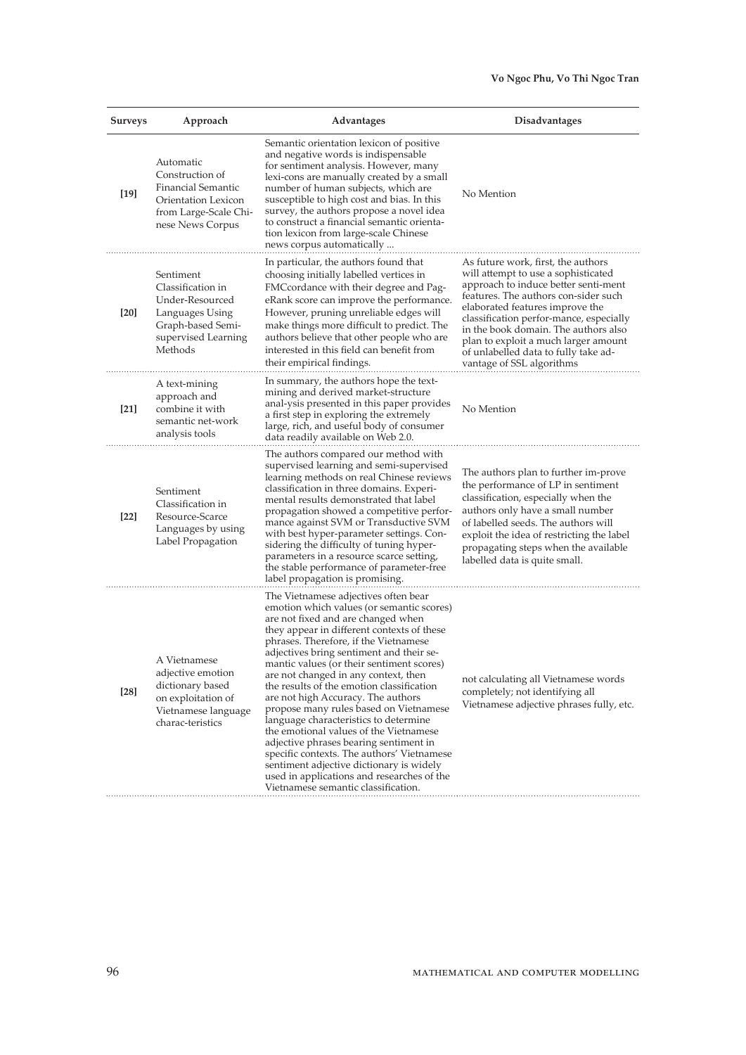| Surveys | Approach | Advantages | Disadvantages |
|---|---|---|---|
| [19] | Automatic Construction of Financial Semantic Orientation Lexicon from Large-Scale Chinese News Corpus | Semantic orientation lexicon of positive and negative words is indispensable for sentiment analysis. However, many lexi-cons are manually created by a small number of human subjects, which are susceptible to high cost and bias. In this survey, the authors propose a novel idea to construct a financial semantic orientation lexicon from large-scale Chinese news corpus automatically ... | No Mention |
| [20] | Sentiment Classification in Under-Resourced Languages Using Graph-based Semi-supervised Learning Methods | In particular, the authors found that choosing initially labelled vertices in FMCcordance with their degree and PageRank score can improve the performance. However, pruning unreliable edges will make things more difficult to predict. The authors believe that other people who are interested in this field can benefit from their empirical findings. | As future work, first, the authors will attempt to use a sophisticated approach to induce better senti-ment features. The authors con-sider such elaborated features improve the classification perfor-mance, especially in the book domain. The authors also plan to exploit a much larger amount of unlabelled data to fully take advantage of SSL algorithms |
| [21] | A text-mining approach and combine it with semantic net-work analysis tools | In summary, the authors hope the text-mining and derived market-structure anal-ysis presented in this paper provides a first step in exploring the extremely large, rich, and useful body of consumer data readily available on Web 2.0. | No Mention |
| [22] | Sentiment Classification in Resource-Scarce Languages by using Label Propagation | The authors compared our method with supervised learning and semi-supervised learning methods on real Chinese reviews classification in three domains. Experimental results demonstrated that label propagation showed a competitive performance against SVM or Transductive SVM with best hyper-parameter settings. Considering the difficulty of tuning hyper-parameters in a resource scarce setting, the stable performance of parameter-free label propagation is promising. | The authors plan to further im-prove the performance of LP in sentiment classification, especially when the authors only have a small number of labelled seeds. The authors will exploit the idea of restricting the label propagating steps when the available labelled data is quite small. |
| [28] | A Vietnamese adjective emotion dictionary based on exploitation of Vietnamese language charac-teristics | The Vietnamese adjectives often bear emotion which values (or semantic scores) are not fixed and are changed when they appear in different contexts of these phrases. Therefore, if the Vietnamese adjectives bring sentiment and their semantic values (or their sentiment scores) are not changed in any context, then the results of the emotion classification are not high Accuracy. The authors propose many rules based on Vietnamese language characteristics to determine the emotional values of the Vietnamese adjective phrases bearing sentiment in specific contexts. The authors' Vietnamese sentiment adjective dictionary is widely used in applications and researches of the Vietnamese semantic classification. | not calculating all Vietnamese words completely; not identifying all Vietnamese adjective phrases fully, etc. |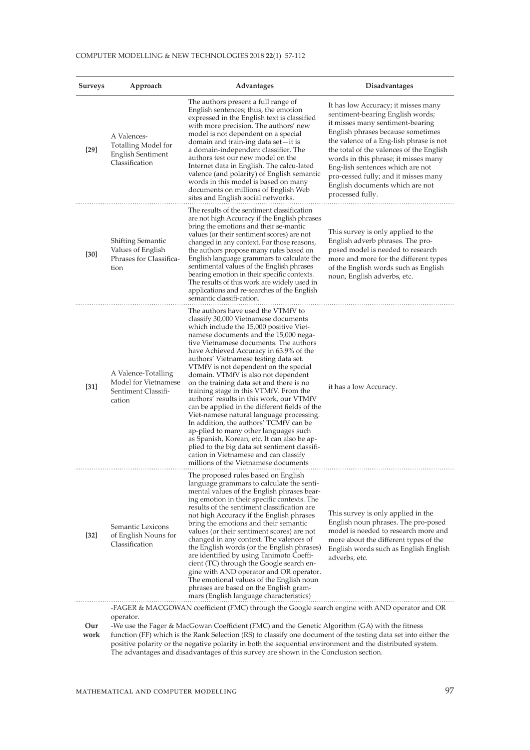| Surveys | Approach | Advantages | Disadvantages |
|---|---|---|---|
| **[29]** | A Valences-Totalling Model for English Sentiment Classification | The authors present a full range of English sentences; thus, the emotion expressed in the English text is classified with more precision. The authors' new model is not dependent on a special domain and train-ing data set—it is a domain-independent classifier. The authors test our new model on the Internet data in English. The calcu-lated valence (and polarity) of English semantic words in this model is based on many documents on millions of English Web sites and English social networks. | It has low Accuracy; it misses many sentiment-bearing English words; it misses many sentiment-bearing English phrases because sometimes the valence of a Eng-lish phrase is not the total of the valences of the English words in this phrase; it misses many Eng-lish sentences which are not pro-cessed fully; and it misses many English documents which are not processed fully. |
| **[30]** | Shifting Semantic Values of English Phrases for Classifica-tion | The results of the sentiment classification are not high Accuracy if the English phrases bring the emotions and their se-mantic values (or their sentiment scores) are not changed in any context. For those reasons, the authors propose many rules based on English language grammars to calculate the sentimental values of the English phrases bearing emotion in their specific contexts. The results of this work are widely used in applications and re-searches of the English semantic classifi-cation. | This survey is only applied to the English adverb phrases. The pro-posed model is needed to research more and more for the different types of the English words such as English noun, English adverbs, etc. |
| **[31]** | A Valence-Totalling Model for Vietnamese Sentiment Classifi-cation | The authors have used the VTMfV to classify 30,000 Vietnamese documents which include the 15,000 positive Viet-namese documents and the 15,000 nega-tive Vietnamese documents. The authors have Achieved Accuracy in 63.9% of the authors' Vietnamese testing data set. VTMfV is not dependent on the special domain. VTMfV is also not dependent on the training data set and there is no training stage in this VTMfV. From the authors' results in this work, our VTMfV can be applied in the different fields of the Viet-namese natural language processing. In addition, the authors' TCMfV can be ap-plied to many other languages such as Spanish, Korean, etc. It can also be ap-plied to the big data set sentiment classifi-cation in Vietnamese and can classify millions of the Vietnamese documents | it has a low Accuracy. |
| **[32]** | Semantic Lexicons of English Nouns for Classification | The proposed rules based on English language grammars to calculate the senti-mental values of the English phrases bear-ing emotion in their specific contexts. The results of the sentiment classification are not high Accuracy if the English phrases bring the emotions and their semantic values (or their sentiment scores) are not changed in any context. The valences of the English words (or the English phrases) are identified by using Tanimoto Coeffi-cient (TC) through the Google search en-gine with AND operator and OR operator. The emotional values of the English noun phrases are based on the English gram-mars (English language characteristics) | This survey is only applied in the English noun phrases. The pro-posed model is needed to research more and more about the different types of the English words such as English English adverbs, etc. |
| **Our work** | -FAGER & MACGOWAN coefficient (FMC) through the Google search engine with AND operator and OR operator.<br>-We use the Fager & MacGowan Coefficient (FMC) and the Genetic Algorithm (GA) with the fitness function (FF) which is the Rank Selection (RS) to classify one document of the testing data set into either the positive polarity or the negative polarity in both the sequential environment and the distributed system. The advantages and disadvantages of this survey are shown in the Conclusion section. | | |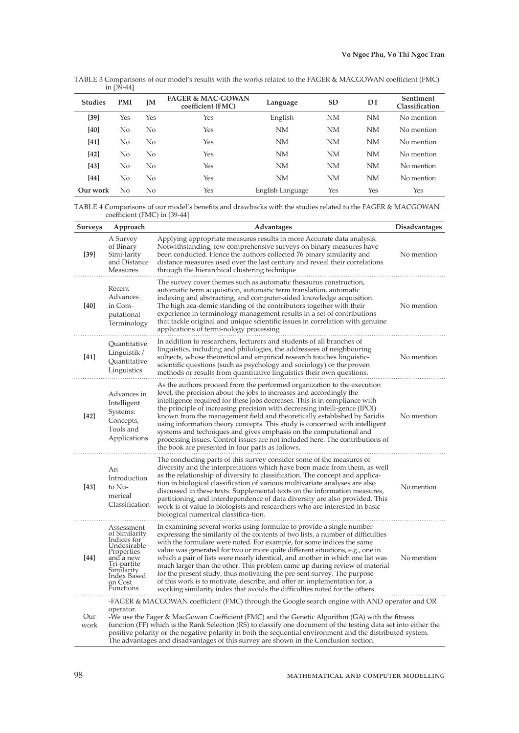TABLE 3 Comparisons of our model's results with the works related to the FAGER & MACGOWAN coefficient (FMC) in [39-44]

| Studies | PMI | JM | FAGER & MAC-GOWAN coefficient (FMC) | Language | SD | DT | Sentiment Classification |
|---|---|---|---|---|---|---|---|
| [39] | Yes | Yes | Yes | English | NM | NM | No mention |
| [40] | No | No | Yes | NM | NM | NM | No mention |
| [41] | No | No | Yes | NM | NM | NM | No mention |
| [42] | No | No | Yes | NM | NM | NM | No mention |
| [43] | No | No | Yes | NM | NM | NM | No mention |
| [44] | No | No | Yes | NM | NM | NM | No mention |
| Our work | No | No | Yes | English Language | Yes | Yes | Yes |

TABLE 4 Comparisons of our model's benefits and drawbacks with the studies related to the FAGER & MACGOWAN coefficient (FMC) in [39-44]

| Surveys | Approach | Advantages | Disadvantages |
|---|---|---|---|
| [39] | A Survey of Binary Simi-larity and Distance Measures | Applying appropriate measures results in more Accurate data analysis. Notwithstanding, few comprehensive surveys on binary measures have been conducted. Hence the authors collected 76 binary similarity and distance measures used over the last century and reveal their correlations through the hierarchical clustering technique | No mention |
| [40] | Recent Advances in Com-putational Terminology | The survey cover themes such as automatic thesaurus construction, automatic term acquisition, automatic term translation, automatic indexing and abstracting, and computer-aided knowledge acquisition. The high aca-demic standing of the contributors together with their experience in terminology management results in a set of contributions that tackle original and unique scientific issues in correlation with genuine applications of termi-nology processing | No mention |
| [41] | Quantitative Linguistik / Quantitative Linguistics | In addition to researchers, lecturers and students of all branches of linguistics, including and philologies, the addressees of neighbouring subjects, whose theoretical and empirical research touches linguistic-scientific questions (such as psychology and sociology) or the proven methods or results from quantitative linguistics their own questions. | No mention |
| [42] | Advances in Intelligent Systems: Concepts, Tools and Applications | As the authors proceed from the performed organization to the execution level, the precision about the jobs to increases and accordingly the intelligence required for these jobs decreases. This is in compliance with the principle of increasing precision with decreasing intelli-gence (IPOI) known from the management field and theoretically established by Saridis using information theory concepts. This study is concerned with intelligent systems and techniques and gives emphasis on the computational and processing issues. Control issues are not included here. The contributions of the book are presented in four parts as follows. | No mention |
| [43] | An Introduction to Nu-merical Classification | The concluding parts of this survey consider some of the measures of diversity and the interpretations which have been made from them, as well as the relationship of diversity to classification. The concept and applica-tion in biological classification of various multivariate analyses are also discussed in these texts. Supplemental texts on the information measures, partitioning, and interdependence of data diversity are also provided. This work is of value to biologists and researchers who are interested in basic biological numerical classifica-tion. | No mention |
| [44] | Assessment of Similarity Indices for Undesirable Properties and a new Tri-partite Similarity Index Based on Cost Functions | In examining several works using formulae to provide a single number expressing the similarity of the contents of two lists, a number of difficulties with the formulare were noted. For example, for some indices the same value was generated for two or more quite different situations, e.g., one in which a pair of lists were nearly identical, and another in which one list was much larger than the other. This problem came up during review of material for the present study, thus motivating the pre-sent survey. The purpose of this work is to motivate, describe, and offer an implementation for, a working similarity index that avoids the difficulties noted for the others. | No mention |
| Our work | -FAGER & MACGOWAN coefficient (FMC) through the Google search engine with AND operator and OR operator.<br>-We use the Fager & MacGowan Coefficient (FMC) and the Genetic Algorithm (GA) with the fitness function (FF) which is the Rank Selection (RS) to classify one document of the testing data set into either the positive polarity or the negative polarity in both the sequential environment and the distributed system.<br>The advantages and disadvantages of this survey are shown in the Conclusion section. | | |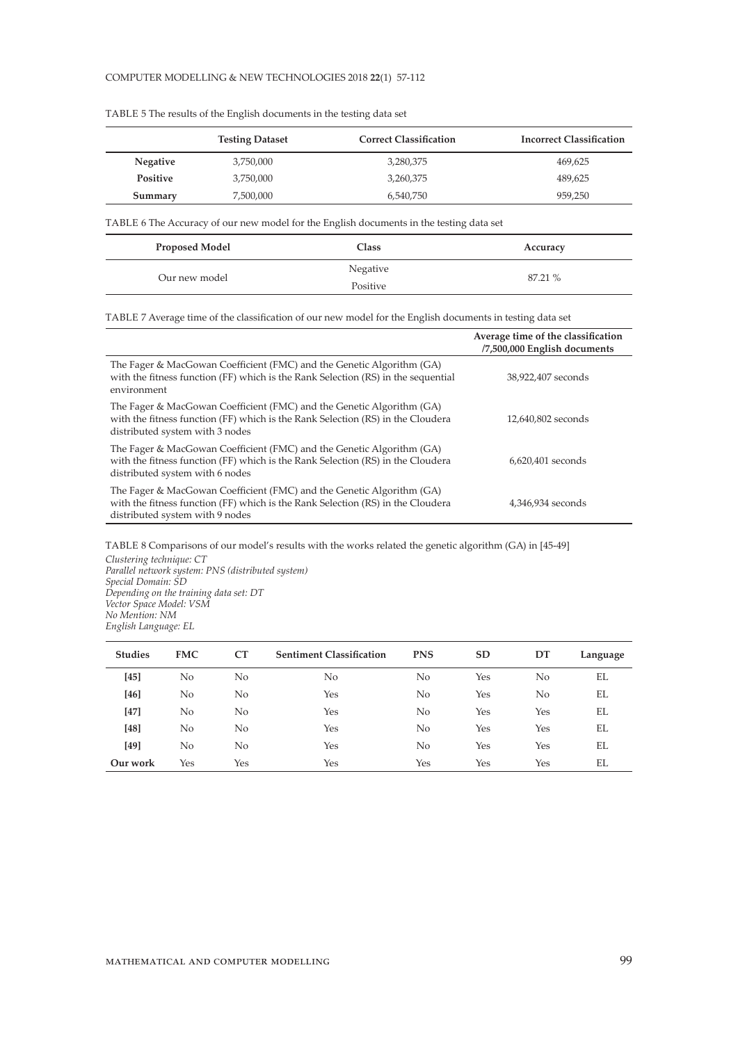TABLE 5 The results of the English documents in the testing data set

| | Testing Dataset | Correct Classification | Incorrect Classification |
|---|---|---|---|
| **Negative** | 3,750,000 | 3,280,375 | 469,625 |
| **Positive** | 3,750,000 | 3,260,375 | 489,625 |
| **Summary** | 7,500,000 | 6,540,750 | 959,250 |

TABLE 6 The Accuracy of our new model for the English documents in the testing data set

| Proposed Model | Class | Accuracy |
|---|---|---|
| Our new model | Negative<br>Positive | 87.21 % |

TABLE 7 Average time of the classification of our new model for the English documents in testing data set

| | Average time of the classification /7,500,000 English documents |
|---|---|
| The Fager & MacGowan Coefficient (FMC) and the Genetic Algorithm (GA) with the fitness function (FF) which is the Rank Selection (RS) in the sequential environment | 38,922,407 seconds |
| The Fager & MacGowan Coefficient (FMC) and the Genetic Algorithm (GA) with the fitness function (FF) which is the Rank Selection (RS) in the Cloudera distributed system with 3 nodes | 12,640,802 seconds |
| The Fager & MacGowan Coefficient (FMC) and the Genetic Algorithm (GA) with the fitness function (FF) which is the Rank Selection (RS) in the Cloudera distributed system with 6 nodes | 6,620,401 seconds |
| The Fager & MacGowan Coefficient (FMC) and the Genetic Algorithm (GA) with the fitness function (FF) which is the Rank Selection (RS) in the Cloudera distributed system with 9 nodes | 4,346,934 seconds |

TABLE 8 Comparisons of our model's results with the works related the genetic algorithm (GA) in [45-49]

*Clustering technique: CT*
*Parallel network system: PNS (distributed system)*
*Special Domain: SD*
*Depending on the training data set: DT*
*Vector Space Model: VSM*
*No Mention: NM*
*English Language: EL*

| Studies | FMC | CT | Sentiment Classification | PNS | SD | DT | Language |
|---|---|---|---|---|---|---|---|
| **[45]** | No | No | No | No | Yes | No | EL |
| **[46]** | No | No | Yes | No | Yes | No | EL |
| **[47]** | No | No | Yes | No | Yes | Yes | EL |
| **[48]** | No | No | Yes | No | Yes | Yes | EL |
| **[49]** | No | No | Yes | No | Yes | Yes | EL |
| **Our work** | Yes | Yes | Yes | Yes | Yes | Yes | EL |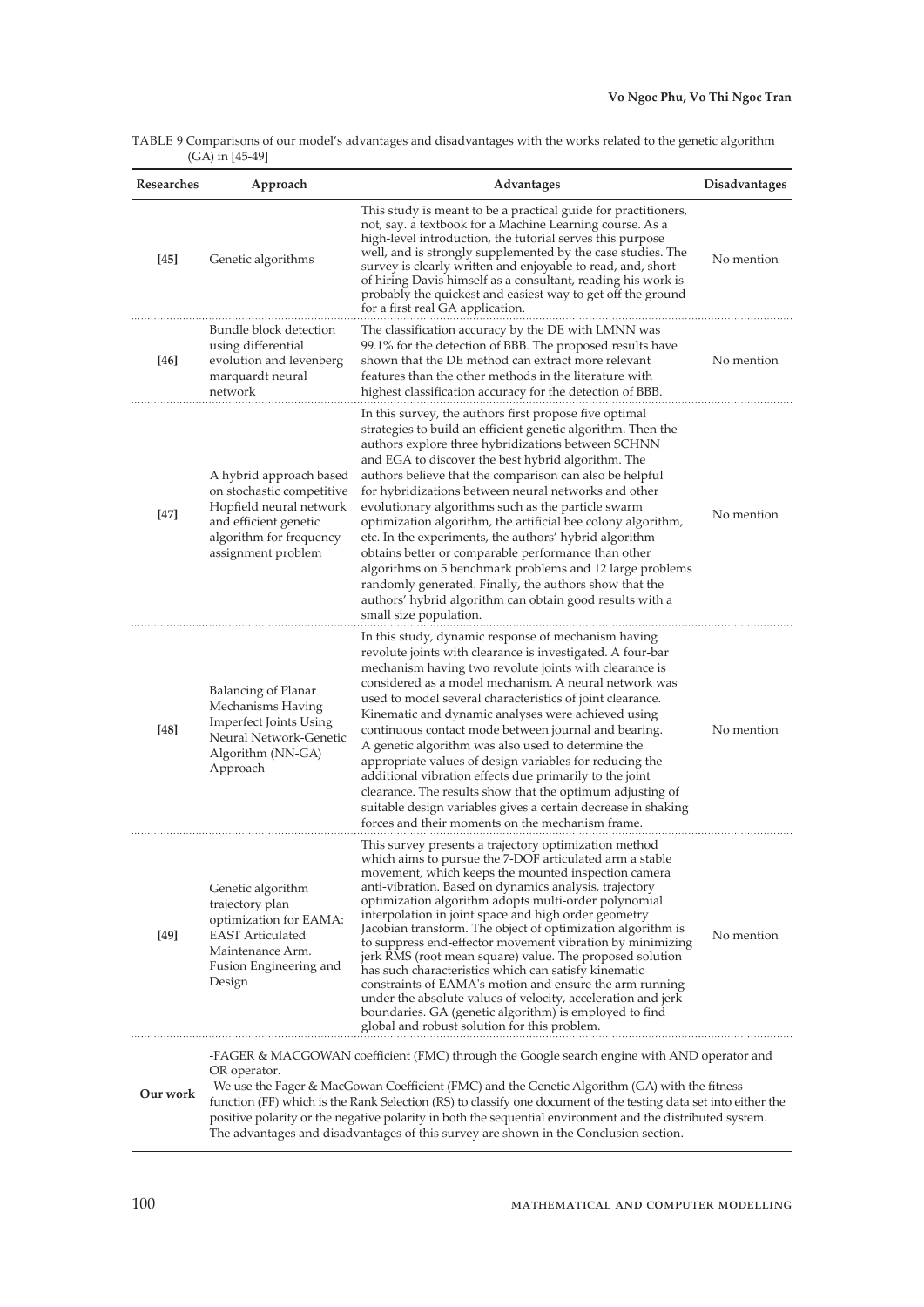TABLE 9 Comparisons of our model's advantages and disadvantages with the works related to the genetic algorithm (GA) in [45-49]

| Researches | Approach | Advantages | Disadvantages |
|---|---|---|---|
| **[45]** | Genetic algorithms | This study is meant to be a practical guide for practitioners, not, say. a textbook for a Machine Learning course. As a high-level introduction, the tutorial serves this purpose well, and is strongly supplemented by the case studies. The survey is clearly written and enjoyable to read, and, short of hiring Davis himself as a consultant, reading his work is probably the quickest and easiest way to get off the ground for a first real GA application. | No mention |
| **[46]** | Bundle block detection using differential evolution and levenberg marquardt neural network | The classification accuracy by the DE with LMNN was 99.1% for the detection of BBB. The proposed results have shown that the DE method can extract more relevant features than the other methods in the literature with highest classification accuracy for the detection of BBB. | No mention |
| **[47]** | A hybrid approach based on stochastic competitive Hopfield neural network and efficient genetic algorithm for frequency assignment problem | In this survey, the authors first propose five optimal strategies to build an efficient genetic algorithm. Then the authors explore three hybridizations between SCHNN and EGA to discover the best hybrid algorithm. The authors believe that the comparison can also be helpful for hybridizations between neural networks and other evolutionary algorithms such as the particle swarm optimization algorithm, the artificial bee colony algorithm, etc. In the experiments, the authors' hybrid algorithm obtains better or comparable performance than other algorithms on 5 benchmark problems and 12 large problems randomly generated. Finally, the authors show that the authors' hybrid algorithm can obtain good results with a small size population. | No mention |
| **[48]** | Balancing of Planar Mechanisms Having Imperfect Joints Using Neural Network-Genetic Algorithm (NN-GA) Approach | In this study, dynamic response of mechanism having revolute joints with clearance is investigated. A four-bar mechanism having two revolute joints with clearance is considered as a model mechanism. A neural network was used to model several characteristics of joint clearance. Kinematic and dynamic analyses were achieved using continuous contact mode between journal and bearing. A genetic algorithm was also used to determine the appropriate values of design variables for reducing the additional vibration effects due primarily to the joint clearance. The results show that the optimum adjusting of suitable design variables gives a certain decrease in shaking forces and their moments on the mechanism frame. | No mention |
| **[49]** | Genetic algorithm trajectory plan optimization for EAMA: EAST Articulated Maintenance Arm. Fusion Engineering and Design | This survey presents a trajectory optimization method which aims to pursue the 7-DOF articulated arm a stable movement, which keeps the mounted inspection camera anti-vibration. Based on dynamics analysis, trajectory optimization algorithm adopts multi-order polynomial interpolation in joint space and high order geometry Jacobian transform. The object of optimization algorithm is to suppress end-effector movement vibration by minimizing jerk RMS (root mean square) value. The proposed solution has such characteristics which can satisfy kinematic constraints of EAMA's motion and ensure the arm running under the absolute values of velocity, acceleration and jerk boundaries. GA (genetic algorithm) is employed to find global and robust solution for this problem. | No mention |
| **Our work** | -FAGER & MACGOWAN coefficient (FMC) through the Google search engine with AND operator and OR operator.<br>-We use the Fager & MacGowan Coefficient (FMC) and the Genetic Algorithm (GA) with the fitness function (FF) which is the Rank Selection (RS) to classify one document of the testing data set into either the positive polarity or the negative polarity in both the sequential environment and the distributed system.<br>The advantages and disadvantages of this survey are shown in the Conclusion section. | | |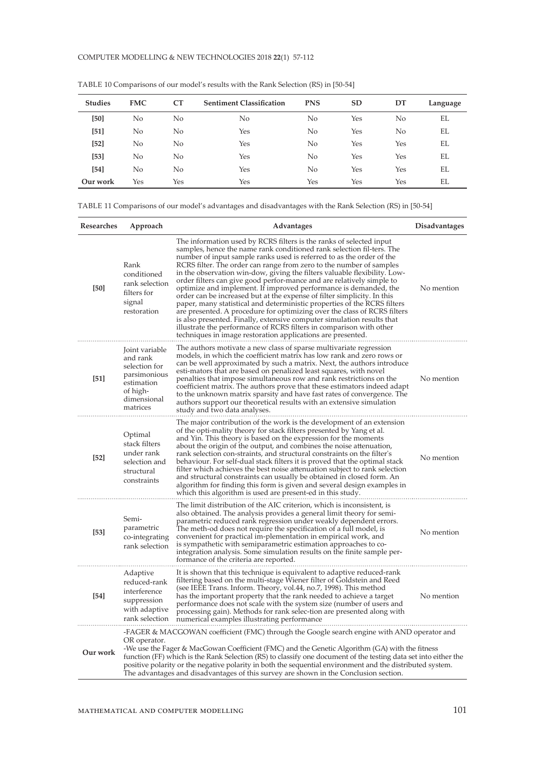TABLE 10 Comparisons of our model's results with the Rank Selection (RS) in [50-54]

| Studies | FMC | CT | Sentiment Classification | PNS | SD | DT | Language |
|---|---|---|---|---|---|---|---|
| [50] | No | No | No | No | Yes | No | EL |
| [51] | No | No | Yes | No | Yes | No | EL |
| [52] | No | No | Yes | No | Yes | Yes | EL |
| [53] | No | No | Yes | No | Yes | Yes | EL |
| [54] | No | No | Yes | No | Yes | Yes | EL |
| Our work | Yes | Yes | Yes | Yes | Yes | Yes | EL |

TABLE 11 Comparisons of our model's advantages and disadvantages with the Rank Selection (RS) in [50-54]

| Researches | Approach | Advantages | Disadvantages |
|---|---|---|---|
| [50] | Rank conditioned rank selection filters for signal restoration | The information used by RCRS filters is the ranks of selected input samples, hence the name rank conditioned rank selection fil-ters. The number of input sample ranks used is referred to as the order of the RCRS filter. The order can range from zero to the number of samples in the observation win-dow, giving the filters valuable flexibility. Low-order filters can give good perfor-mance and are relatively simple to optimize and implement. If improved performance is demanded, the order can be increased but at the expense of filter simplicity. In this paper, many statistical and deterministic properties of the RCRS filters are presented. A procedure for optimizing over the class of RCRS filters is also presented. Finally, extensive computer simulation results that illustrate the performance of RCRS filters in comparison with other techniques in image restoration applications are presented. | No mention |
| [51] | Joint variable and rank selection for parsimonious estimation of high-dimensional matrices | The authors motivate a new class of sparse multivariate regression models, in which the coefficient matrix has low rank and zero rows or can be well approximated by such a matrix. Next, the authors introduce esti-mators that are based on penalized least squares, with novel penalties that impose simultaneous row and rank restrictions on the coefficient matrix. The authors prove that these estimators indeed adapt to the unknown matrix sparsity and have fast rates of convergence. The authors support our theoretical results with an extensive simulation study and two data analyses. | No mention |
| [52] | Optimal stack filters under rank selection and structural constraints | The major contribution of the work is the development of an extension of the opti-mality theory for stack filters presented by Yang et al. and Yin. This theory is based on the expression for the moments about the origin of the output, and combines the noise attenuation, rank selection con-straints, and structural constraints on the filter's behaviour. For self-dual stack filters it is proved that the optimal stack filter which achieves the best noise attenuation subject to rank selection and structural constraints can usually be obtained in closed form. An algorithm for finding this form is given and several design examples in which this algorithm is used are present-ed in this study. | No mention |
| [53] | Semi-parametric co-integrating rank selection | The limit distribution of the AIC criterion, which is inconsistent, is also obtained. The analysis provides a general limit theory for semi-parametric reduced rank regression under weakly dependent errors. The meth-od does not require the specification of a full model, is convenient for practical im-plementation in empirical work, and is sympathetic with semiparametric estimation approaches to co-integration analysis. Some simulation results on the finite sample per-formance of the criteria are reported. | No mention |
| [54] | Adaptive reduced-rank interference suppression with adaptive rank selection | It is shown that this technique is equivalent to adaptive reduced-rank filtering based on the multi-stage Wiener filter of Goldstein and Reed (see IEEE Trans. Inform. Theory, vol.44, no.7, 1998). This method has the important property that the rank needed to achieve a target performance does not scale with the system size (number of users and processing gain). Methods for rank selec-tion are presented along with numerical examples illustrating performance | No mention |
| Our work | -FAGER & MACGOWAN coefficient (FMC) through the Google search engine with AND operator and OR operator.<br>-We use the Fager & MacGowan Coefficient (FMC) and the Genetic Algorithm (GA) with the fitness function (FF) which is the Rank Selection (RS) to classify one document of the testing data set into either the positive polarity or the negative polarity in both the sequential environment and the distributed system.<br>The advantages and disadvantages of this survey are shown in the Conclusion section. | | |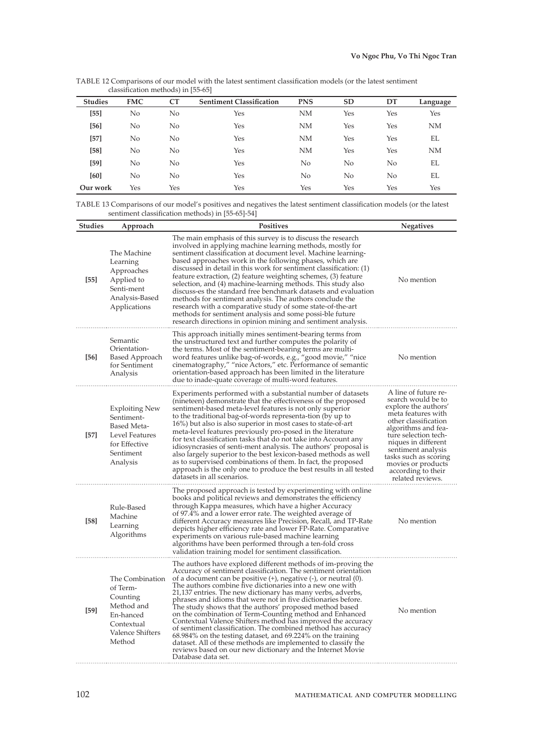TABLE 12 Comparisons of our model with the latest sentiment classification models (or the latest sentiment classification methods) in [55-65]

| Studies | FMC | CT | Sentiment Classification | PNS | SD | DT | Language |
|---|---|---|---|---|---|---|---|
| [55] | No | No | Yes | NM | Yes | Yes | Yes |
| [56] | No | No | Yes | NM | Yes | Yes | NM |
| [57] | No | No | Yes | NM | Yes | Yes | EL |
| [58] | No | No | Yes | NM | Yes | Yes | NM |
| [59] | No | No | Yes | No | No | No | EL |
| [60] | No | No | Yes | No | No | No | EL |
| Our work | Yes | Yes | Yes | Yes | Yes | Yes | Yes |

TABLE 13 Comparisons of our model's positives and negatives the latest sentiment classification models (or the latest sentiment classification methods) in [55-65]-54]

| Studies | Approach | Positives | Negatives |
|---|---|---|---|
| [55] | The Machine Learning Approaches Applied to Senti-ment Analysis-Based Applications | The main emphasis of this survey is to discuss the research involved in applying machine learning methods, mostly for sentiment classification at document level. Machine learning-based approaches work in the following phases, which are discussed in detail in this work for sentiment classification: (1) feature extraction, (2) feature weighting schemes, (3) feature selection, and (4) machine-learning methods. This study also discuss-es the standard free benchmark datasets and evaluation methods for sentiment analysis. The authors conclude the research with a comparative study of some state-of-the-art methods for sentiment analysis and some possi-ble future research directions in opinion mining and sentiment analysis. | No mention |
| [56] | Semantic Orientation-Based Approach for Sentiment Analysis | This approach initially mines sentiment-bearing terms from the unstructured text and further computes the polarity of the terms. Most of the sentiment-bearing terms are multi-word features unlike bag-of-words, e.g., "good movie," "nice cinematography," "nice Actors," etc. Performance of semantic orientation-based approach has been limited in the literature due to inade-quate coverage of multi-word features. | No mention |
| [57] | Exploiting New Sentiment-Based Meta-Level Features for Effective Sentiment Analysis | Experiments performed with a substantial number of datasets (nineteen) demonstrate that the effectiveness of the proposed sentiment-based meta-level features is not only superior to the traditional bag-of-words representa-tion (by up to 16%) but also is also superior in most cases to state-of-art meta-level features previously pro-posed in the literature for text classification tasks that do not take into Account any idiosyncrasies of senti-ment analysis. The authors' proposal is also largely superior to the best lexicon-based methods as well as to supervised combinations of them. In fact, the proposed approach is the only one to produce the best results in all tested datasets in all scenarios. | A line of future re-search would be to explore the authors' meta features with other classification algorithms and fea-ture selection tech-niques in different sentiment analysis tasks such as scoring movies or products according to their related reviews. |
| [58] | Rule-Based Machine Learning Algorithms | The proposed approach is tested by experimenting with online books and political reviews and demonstrates the efficiency through Kappa measures, which have a higher Accuracy of 97.4% and a lower error rate. The weighted average of different Accuracy measures like Precision, Recall, and TP-Rate depicts higher efficiency rate and lower FP-Rate. Comparative experiments on various rule-based machine learning algorithms have been performed through a ten-fold cross validation training model for sentiment classification. | No mention |
| [59] | The Combination of Term-Counting Method and En-hanced Contextual Valence Shifters Method | The authors have explored different methods of im-proving the Accuracy of sentiment classification. The sentiment orientation of a document can be positive (+), negative (-), or neutral (0). The authors combine five dictionaries into a new one with 21,137 entries. The new dictionary has many verbs, adverbs, phrases and idioms that were not in five dictionaries before. The study shows that the authors' proposed method based on the combination of Term-Counting method and Enhanced Contextual Valence Shifters method has improved the accuracy of sentiment classification. The combined method has accuracy 68.984% on the testing dataset, and 69.224% on the training dataset. All of these methods are implemented to classify the reviews based on our new dictionary and the Internet Movie Database data set. | No mention |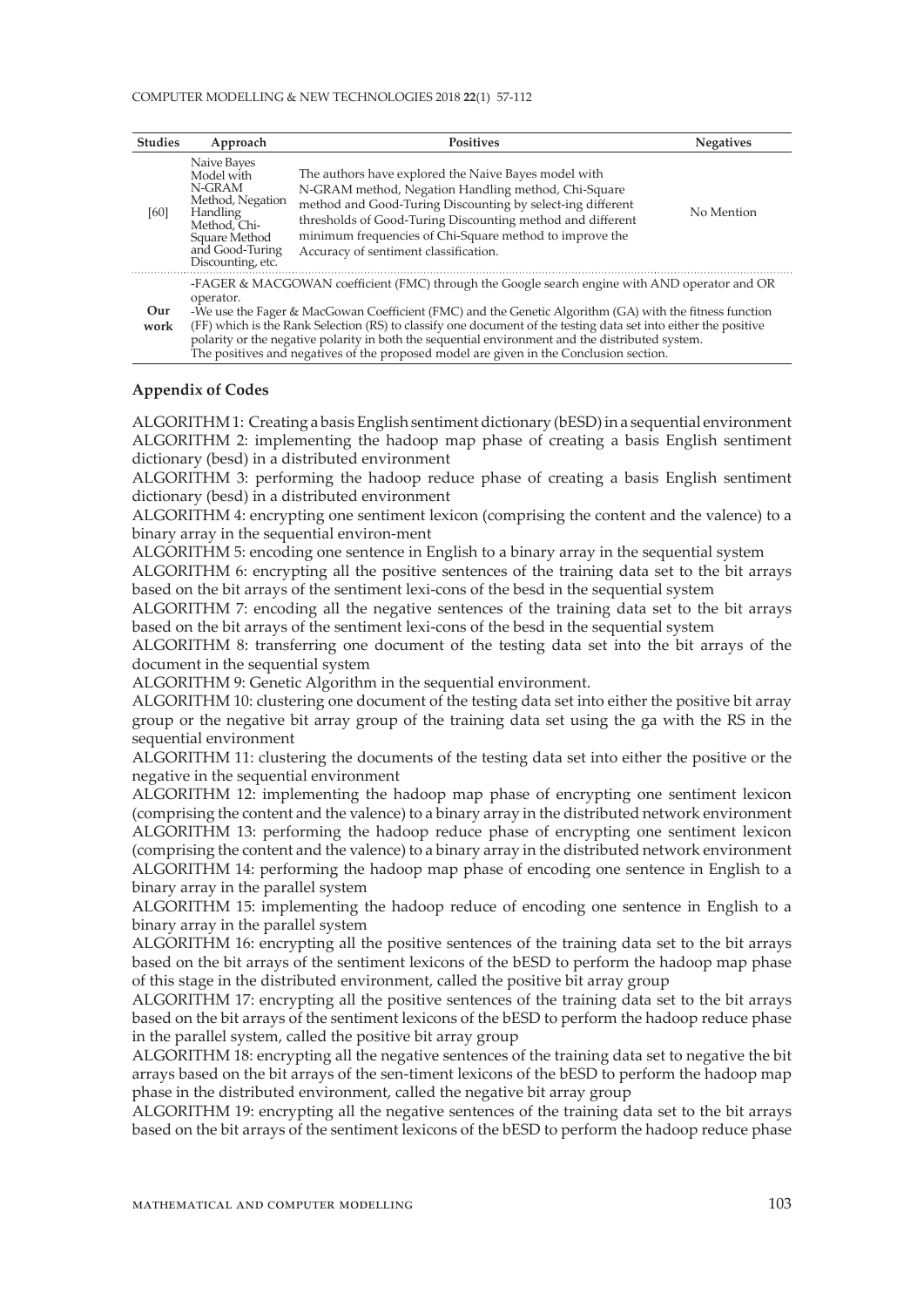| Studies | Approach | Positives | Negatives |
|---|---|---|---|
| [60] | Naive Bayes Model with N-GRAM Method, Negation Handling Method, Chi-Square Method and Good-Turing Discounting, etc. | The authors have explored the Naive Bayes model with N-GRAM method, Negation Handling method, Chi-Square method and Good-Turing Discounting by select-ing different thresholds of Good-Turing Discounting method and different minimum frequencies of Chi-Square method to improve the Accuracy of sentiment classification. | No Mention |
| Our work | -FAGER & MACGOWAN coefficient (FMC) through the Google search engine with AND operator and OR operator.<br>-We use the Fager & MacGowan Coefficient (FMC) and the Genetic Algorithm (GA) with the fitness function (FF) which is the Rank Selection (RS) to classify one document of the testing data set into either the positive polarity or the negative polarity in both the sequential environment and the distributed system.<br>The positives and negatives of the proposed model are given in the Conclusion section. | | |

### Appendix of Codes

ALGORITHM 1: Creating a basis English sentiment dictionary (bESD) in a sequential environment

ALGORITHM 2: implementing the hadoop map phase of creating a basis English sentiment dictionary (besd) in a distributed environment

ALGORITHM 3: performing the hadoop reduce phase of creating a basis English sentiment dictionary (besd) in a distributed environment

ALGORITHM 4: encrypting one sentiment lexicon (comprising the content and the valence) to a binary array in the sequential environ-ment

ALGORITHM 5: encoding one sentence in English to a binary array in the sequential system

ALGORITHM 6: encrypting all the positive sentences of the training data set to the bit arrays based on the bit arrays of the sentiment lexi-cons of the besd in the sequential system

ALGORITHM 7: encoding all the negative sentences of the training data set to the bit arrays based on the bit arrays of the sentiment lexi-cons of the besd in the sequential system

ALGORITHM 8: transferring one document of the testing data set into the bit arrays of the document in the sequential system

ALGORITHM 9: Genetic Algorithm in the sequential environment.

ALGORITHM 10: clustering one document of the testing data set into either the positive bit array group or the negative bit array group of the training data set using the ga with the RS in the sequential environment

ALGORITHM 11: clustering the documents of the testing data set into either the positive or the negative in the sequential environment

ALGORITHM 12: implementing the hadoop map phase of encrypting one sentiment lexicon (comprising the content and the valence) to a binary array in the distributed network environment

ALGORITHM 13: performing the hadoop reduce phase of encrypting one sentiment lexicon (comprising the content and the valence) to a binary array in the distributed network environment

ALGORITHM 14: performing the hadoop map phase of encoding one sentence in English to a binary array in the parallel system

ALGORITHM 15: implementing the hadoop reduce of encoding one sentence in English to a binary array in the parallel system

ALGORITHM 16: encrypting all the positive sentences of the training data set to the bit arrays based on the bit arrays of the sentiment lexicons of the bESD to perform the hadoop map phase of this stage in the distributed environment, called the positive bit array group

ALGORITHM 17: encrypting all the positive sentences of the training data set to the bit arrays based on the bit arrays of the sentiment lexicons of the bESD to perform the hadoop reduce phase in the parallel system, called the positive bit array group

ALGORITHM 18: encrypting all the negative sentences of the training data set to negative the bit arrays based on the bit arrays of the sen-timent lexicons of the bESD to perform the hadoop map phase in the distributed environment, called the negative bit array group

ALGORITHM 19: encrypting all the negative sentences of the training data set to the bit arrays based on the bit arrays of the sentiment lexicons of the bESD to perform the hadoop reduce phase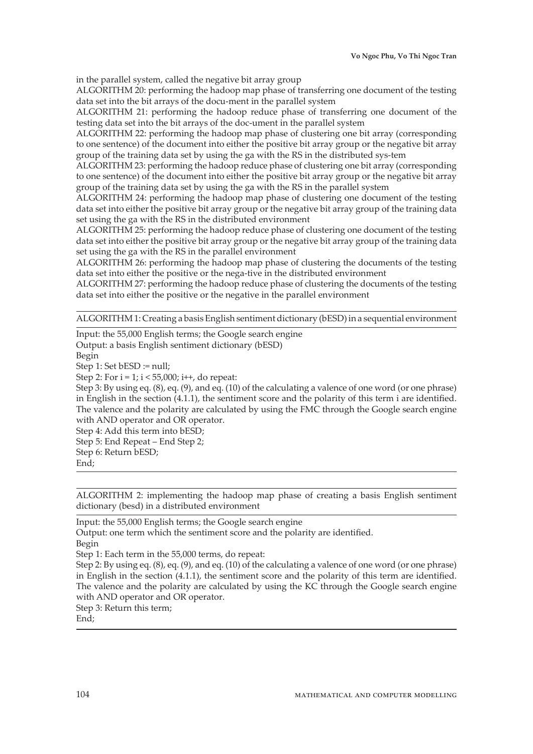in the parallel system, called the negative bit array group

ALGORITHM 20: performing the hadoop map phase of transferring one document of the testing data set into the bit arrays of the docu-ment in the parallel system

ALGORITHM 21: performing the hadoop reduce phase of transferring one document of the testing data set into the bit arrays of the doc-ument in the parallel system

ALGORITHM 22: performing the hadoop map phase of clustering one bit array (corresponding to one sentence) of the document into either the positive bit array group or the negative bit array group of the training data set by using the ga with the RS in the distributed sys-tem

ALGORITHM 23: performing the hadoop reduce phase of clustering one bit array (corresponding to one sentence) of the document into either the positive bit array group or the negative bit array group of the training data set by using the ga with the RS in the parallel system

ALGORITHM 24: performing the hadoop map phase of clustering one document of the testing data set into either the positive bit array group or the negative bit array group of the training data set using the ga with the RS in the distributed environment

ALGORITHM 25: performing the hadoop reduce phase of clustering one document of the testing data set into either the positive bit array group or the negative bit array group of the training data set using the ga with the RS in the parallel environment

ALGORITHM 26: performing the hadoop map phase of clustering the documents of the testing data set into either the positive or the nega-tive in the distributed environment

ALGORITHM 27: performing the hadoop reduce phase of clustering the documents of the testing data set into either the positive or the negative in the parallel environment

---

ALGORITHM 1: Creating a basis English sentiment dictionary (bESD) in a sequential environment

---

Input: the 55,000 English terms; the Google search engine

Output: a basis English sentiment dictionary (bESD)

Begin

Step 1: Set bESD := null;

Step 2: For i = 1; i < 55,000; i++, do repeat:

Step 3: By using eq. (8), eq. (9), and eq. (10) of the calculating a valence of one word (or one phrase) in English in the section (4.1.1), the sentiment score and the polarity of this term i are identified. The valence and the polarity are calculated by using the FMC through the Google search engine with AND operator and OR operator.

Step 4: Add this term into bESD;

Step 5: End Repeat – End Step 2;

Step 6: Return bESD;

End;

---

ALGORITHM 2: implementing the hadoop map phase of creating a basis English sentiment dictionary (besd) in a distributed environment

---

Input: the 55,000 English terms; the Google search engine

Output: one term which the sentiment score and the polarity are identified.

Begin

Step 1: Each term in the 55,000 terms, do repeat:

Step 2: By using eq. (8), eq. (9), and eq. (10) of the calculating a valence of one word (or one phrase) in English in the section (4.1.1), the sentiment score and the polarity of this term are identified. The valence and the polarity are calculated by using the KC through the Google search engine with AND operator and OR operator.

Step 3: Return this term;

End;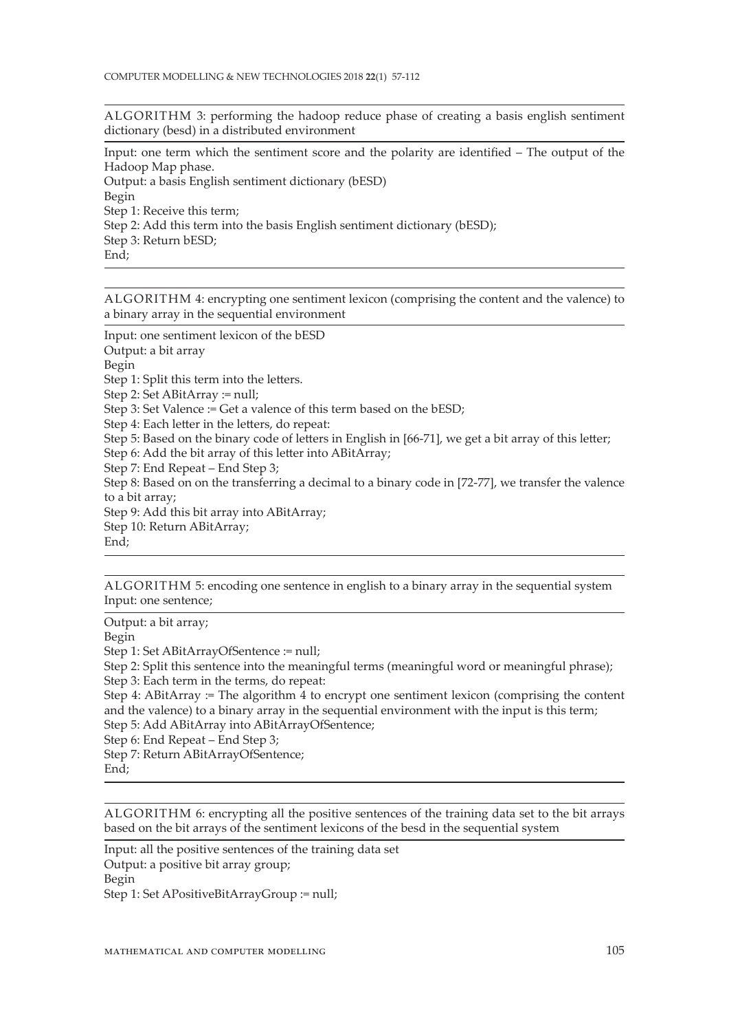ALGORITHM 3: performing the hadoop reduce phase of creating a basis english sentiment dictionary (besd) in a distributed environment

Input: one term which the sentiment score and the polarity are identified – The output of the Hadoop Map phase.
Output: a basis English sentiment dictionary (bESD)
Begin
Step 1: Receive this term;
Step 2: Add this term into the basis English sentiment dictionary (bESD);
Step 3: Return bESD;
End;

ALGORITHM 4: encrypting one sentiment lexicon (comprising the content and the valence) to a binary array in the sequential environment

Input: one sentiment lexicon of the bESD
Output: a bit array
Begin
Step 1: Split this term into the letters.
Step 2: Set ABitArray := null;
Step 3: Set Valence := Get a valence of this term based on the bESD;
Step 4: Each letter in the letters, do repeat:
Step 5: Based on the binary code of letters in English in [66-71], we get a bit array of this letter;
Step 6: Add the bit array of this letter into ABitArray;
Step 7: End Repeat – End Step 3;
Step 8: Based on on the transferring a decimal to a binary code in [72-77], we transfer the valence to a bit array;
Step 9: Add this bit array into ABitArray;
Step 10: Return ABitArray;
End;

ALGORITHM 5: encoding one sentence in english to a binary array in the sequential system
Input: one sentence;

Output: a bit array;
Begin
Step 1: Set ABitArrayOfSentence := null;
Step 2: Split this sentence into the meaningful terms (meaningful word or meaningful phrase);
Step 3: Each term in the terms, do repeat:
Step 4: ABitArray := The algorithm 4 to encrypt one sentiment lexicon (comprising the content and the valence) to a binary array in the sequential environment with the input is this term;
Step 5: Add ABitArray into ABitArrayOfSentence;
Step 6: End Repeat – End Step 3;
Step 7: Return ABitArrayOfSentence;
End;

ALGORITHM 6: encrypting all the positive sentences of the training data set to the bit arrays based on the bit arrays of the sentiment lexicons of the besd in the sequential system

Input: all the positive sentences of the training data set
Output: a positive bit array group;
Begin
Step 1: Set APositiveBitArrayGroup := null;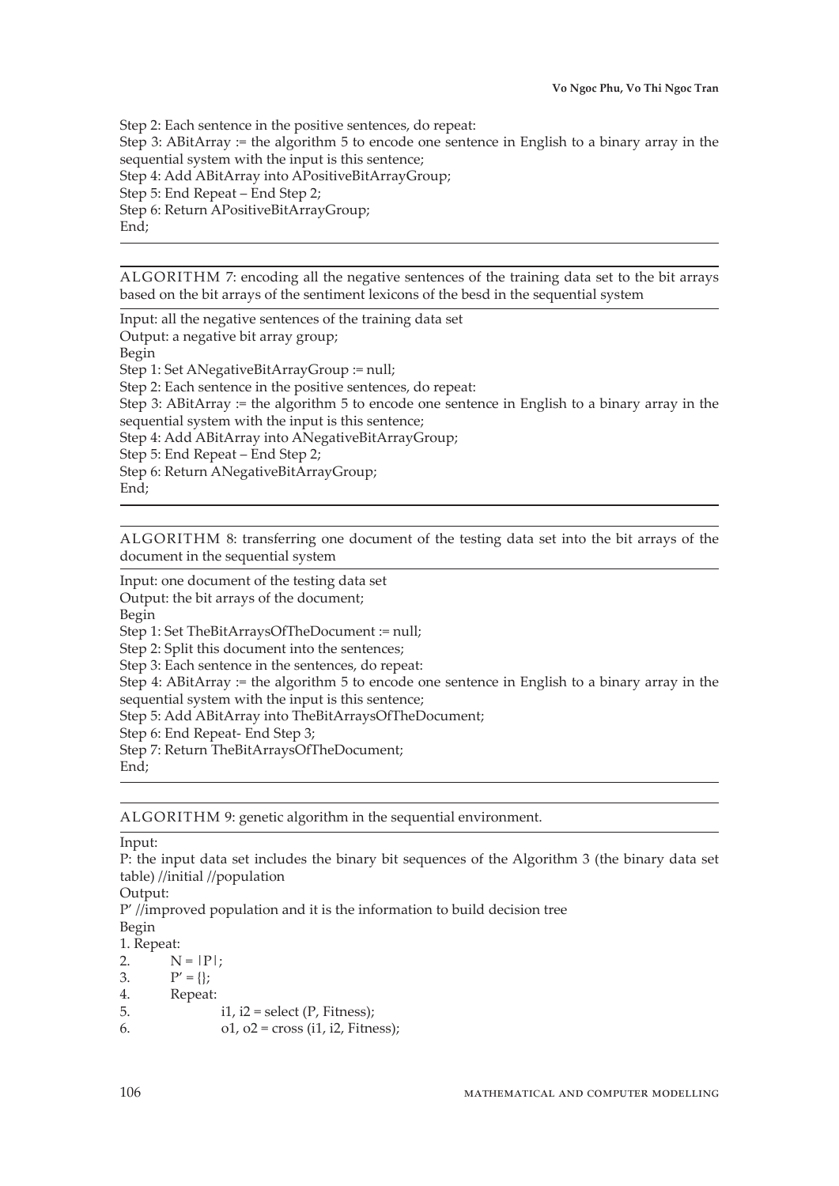Step 2: Each sentence in the positive sentences, do repeat:
Step 3: ABitArray := the algorithm 5 to encode one sentence in English to a binary array in the sequential system with the input is this sentence;
Step 4: Add ABitArray into APositiveBitArrayGroup;
Step 5: End Repeat – End Step 2;
Step 6: Return APositiveBitArrayGroup;
End;

---

ALGORITHM 7: encoding all the negative sentences of the training data set to the bit arrays based on the bit arrays of the sentiment lexicons of the besd in the sequential system

---

Input: all the negative sentences of the training data set
Output: a negative bit array group;
Begin
Step 1: Set ANegativeBitArrayGroup := null;
Step 2: Each sentence in the positive sentences, do repeat:
Step 3: ABitArray := the algorithm 5 to encode one sentence in English to a binary array in the sequential system with the input is this sentence;
Step 4: Add ABitArray into ANegativeBitArrayGroup;
Step 5: End Repeat – End Step 2;
Step 6: Return ANegativeBitArrayGroup;
End;

---

ALGORITHM 8: transferring one document of the testing data set into the bit arrays of the document in the sequential system

---

Input: one document of the testing data set
Output: the bit arrays of the document;
Begin
Step 1: Set TheBitArraysOfTheDocument := null;
Step 2: Split this document into the sentences;
Step 3: Each sentence in the sentences, do repeat:
Step 4: ABitArray := the algorithm 5 to encode one sentence in English to a binary array in the sequential system with the input is this sentence;
Step 5: Add ABitArray into TheBitArraysOfTheDocument;
Step 6: End Repeat- End Step 3;
Step 7: Return TheBitArraysOfTheDocument;
End;

---

ALGORITHM 9: genetic algorithm in the sequential environment.

---

Input:
P: the input data set includes the binary bit sequences of the Algorithm 3 (the binary data set table) //initial //population
Output:
P' //improved population and it is the information to build decision tree
Begin
1. Repeat:
2. N = |P|;
3. P' = {};
4. Repeat:
5. i1, i2 = select (P, Fitness);
6. o1, o2 = cross (i1, i2, Fitness);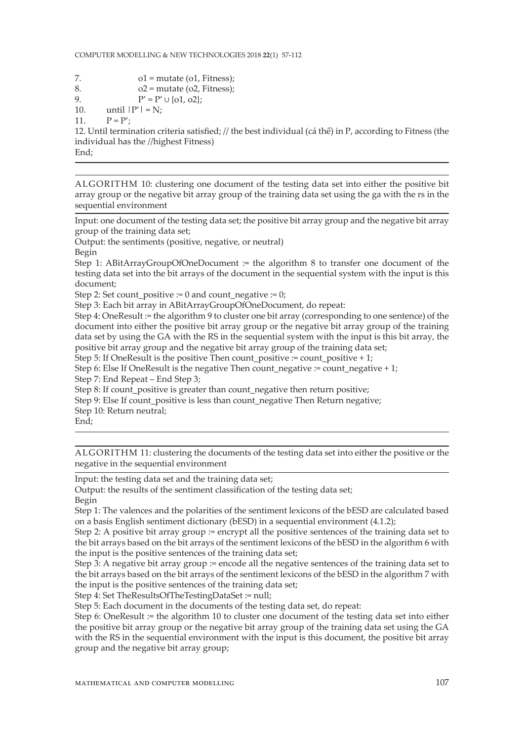7. o1 = mutate (o1, Fitness);
8. o2 = mutate (o2, Fitness);
9. $P' = P' \cup \{o1, o2\}$;
10. until $|P'| = N$;
11. $P = P'$;

12. Until termination criteria satisfied; // the best individual (cá thể) in P, according to Fitness (the individual has the //highest Fitness)

End;

---

ALGORITHM 10: clustering one document of the testing data set into either the positive bit array group or the negative bit array group of the training data set using the ga with the rs in the sequential environment

---

Input: one document of the testing data set; the positive bit array group and the negative bit array group of the training data set;

Output: the sentiments (positive, negative, or neutral)

Begin

Step 1: ABitArrayGroupOfOneDocument := the algorithm 8 to transfer one document of the testing data set into the bit arrays of the document in the sequential system with the input is this document;

Step 2: Set count_positive := 0 and count_negative := 0;

Step 3: Each bit array in ABitArrayGroupOfOneDocument, do repeat:

Step 4: OneResult := the algorithm 9 to cluster one bit array (corresponding to one sentence) of the document into either the positive bit array group or the negative bit array group of the training data set by using the GA with the RS in the sequential system with the input is this bit array, the positive bit array group and the negative bit array group of the training data set;

Step 5: If OneResult is the positive Then count_positive := count_positive + 1;

Step 6: Else If OneResult is the negative Then count_negative := count_negative + 1;

Step 7: End Repeat – End Step 3;

Step 8: If count_positive is greater than count_negative then return positive;

Step 9: Else If count_positive is less than count_negative Then Return negative;

Step 10: Return neutral;

End;

---

ALGORITHM 11: clustering the documents of the testing data set into either the positive or the negative in the sequential environment

---

Input: the testing data set and the training data set;

Output: the results of the sentiment classification of the testing data set;

Begin

Step 1: The valences and the polarities of the sentiment lexicons of the bESD are calculated based on a basis English sentiment dictionary (bESD) in a sequential environment (4.1.2);

Step 2: A positive bit array group := encrypt all the positive sentences of the training data set to the bit arrays based on the bit arrays of the sentiment lexicons of the bESD in the algorithm 6 with the input is the positive sentences of the training data set;

Step 3: A negative bit array group := encode all the negative sentences of the training data set to the bit arrays based on the bit arrays of the sentiment lexicons of the bESD in the algorithm 7 with the input is the positive sentences of the training data set;

Step 4: Set TheResultsOfTheTestingDataSet := null;

Step 5: Each document in the documents of the testing data set, do repeat:

Step 6: OneResult := the algorithm 10 to cluster one document of the testing data set into either the positive bit array group or the negative bit array group of the training data set using the GA with the RS in the sequential environment with the input is this document, the positive bit array group and the negative bit array group;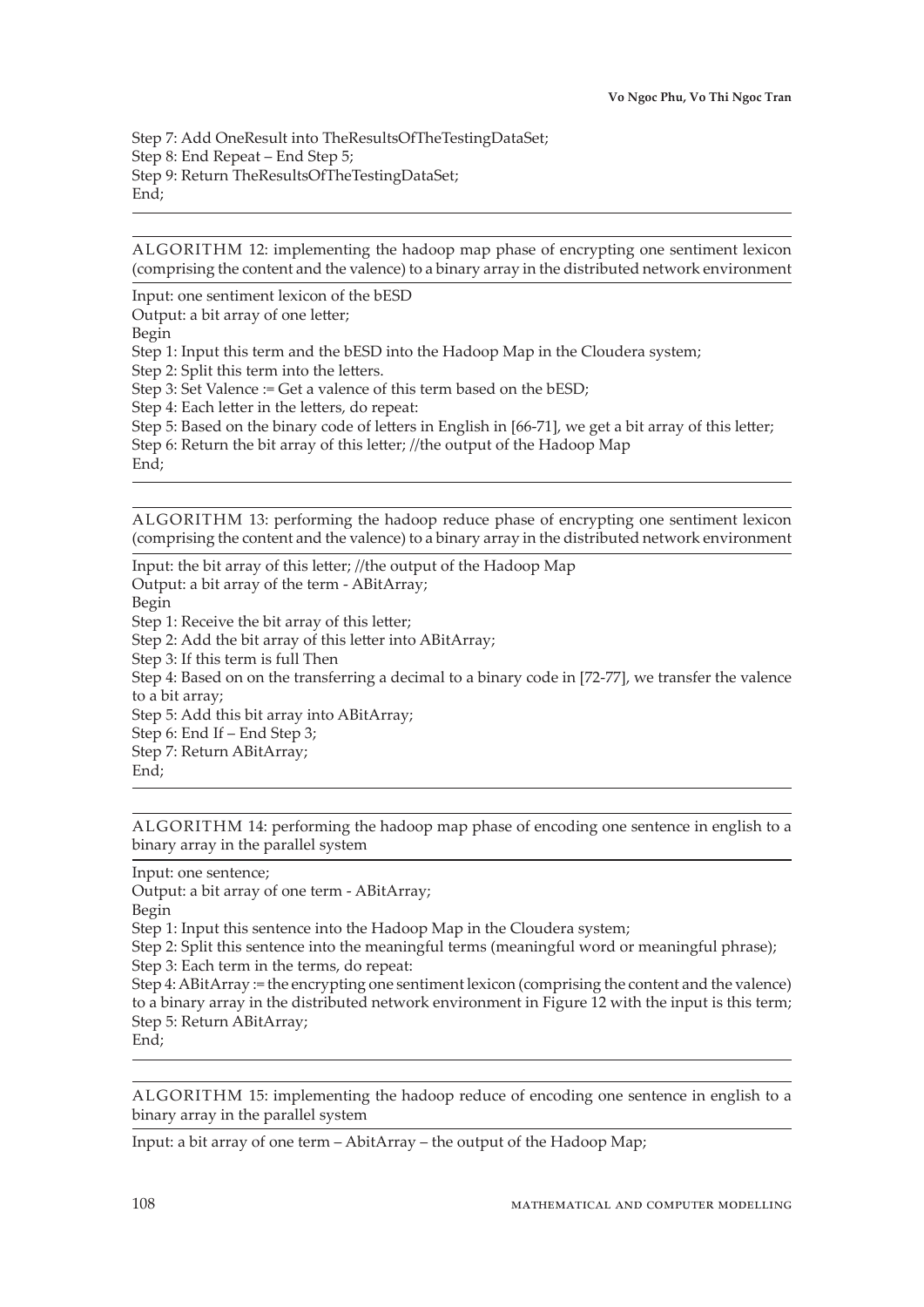Step 7: Add OneResult into TheResultsOfTheTestingDataSet;
Step 8: End Repeat – End Step 5;
Step 9: Return TheResultsOfTheTestingDataSet;
End;

---

ALGORITHM 12: implementing the hadoop map phase of encrypting one sentiment lexicon (comprising the content and the valence) to a binary array in the distributed network environment

Input: one sentiment lexicon of the bESD
Output: a bit array of one letter;
Begin
Step 1: Input this term and the bESD into the Hadoop Map in the Cloudera system;
Step 2: Split this term into the letters.
Step 3: Set Valence := Get a valence of this term based on the bESD;
Step 4: Each letter in the letters, do repeat:
Step 5: Based on the binary code of letters in English in [66-71], we get a bit array of this letter;
Step 6: Return the bit array of this letter; //the output of the Hadoop Map
End;

---

ALGORITHM 13: performing the hadoop reduce phase of encrypting one sentiment lexicon (comprising the content and the valence) to a binary array in the distributed network environment

Input: the bit array of this letter; //the output of the Hadoop Map
Output: a bit array of the term - ABitArray;
Begin
Step 1: Receive the bit array of this letter;
Step 2: Add the bit array of this letter into ABitArray;
Step 3: If this term is full Then
Step 4: Based on on the transferring a decimal to a binary code in [72-77], we transfer the valence to a bit array;
Step 5: Add this bit array into ABitArray;
Step 6: End If – End Step 3;
Step 7: Return ABitArray;
End;

---

ALGORITHM 14: performing the hadoop map phase of encoding one sentence in english to a binary array in the parallel system

Input: one sentence;
Output: a bit array of one term - ABitArray;
Begin
Step 1: Input this sentence into the Hadoop Map in the Cloudera system;
Step 2: Split this sentence into the meaningful terms (meaningful word or meaningful phrase);
Step 3: Each term in the terms, do repeat:
Step 4: ABitArray := the encrypting one sentiment lexicon (comprising the content and the valence) to a binary array in the distributed network environment in Figure 12 with the input is this term;
Step 5: Return ABitArray;
End;

---

ALGORITHM 15: implementing the hadoop reduce of encoding one sentence in english to a binary array in the parallel system

Input: a bit array of one term – AbitArray – the output of the Hadoop Map;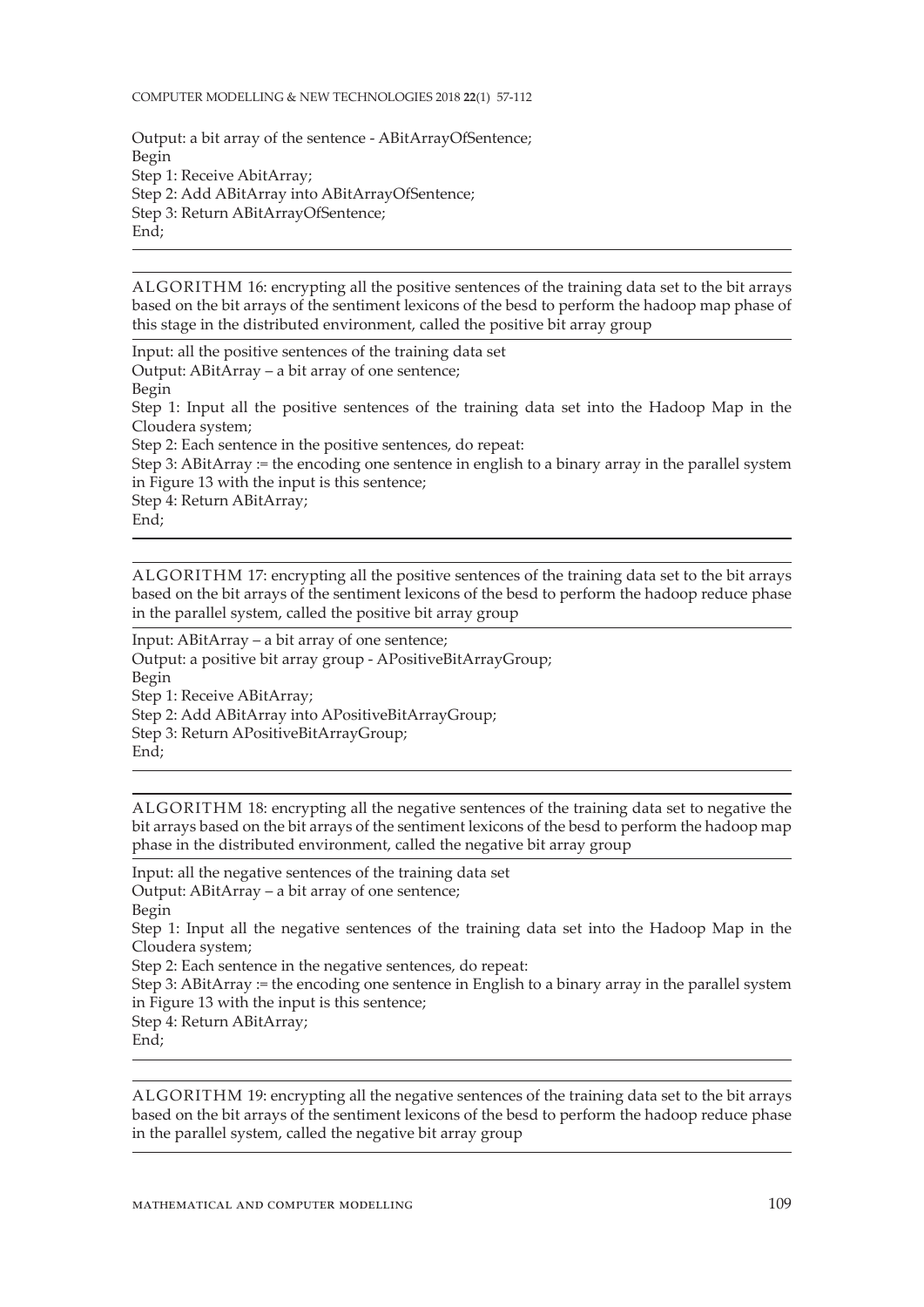Output: a bit array of the sentence - ABitArrayOfSentence;
Begin
Step 1: Receive AbitArray;
Step 2: Add ABitArray into ABitArrayOfSentence;
Step 3: Return ABitArrayOfSentence;
End;

---

ALGORITHM 16: encrypting all the positive sentences of the training data set to the bit arrays based on the bit arrays of the sentiment lexicons of the besd to perform the hadoop map phase of this stage in the distributed environment, called the positive bit array group

Input: all the positive sentences of the training data set
Output: ABitArray – a bit array of one sentence;
Begin
Step 1: Input all the positive sentences of the training data set into the Hadoop Map in the Cloudera system;
Step 2: Each sentence in the positive sentences, do repeat:
Step 3: ABitArray := the encoding one sentence in english to a binary array in the parallel system in Figure 13 with the input is this sentence;
Step 4: Return ABitArray;
End;

---

ALGORITHM 17: encrypting all the positive sentences of the training data set to the bit arrays based on the bit arrays of the sentiment lexicons of the besd to perform the hadoop reduce phase in the parallel system, called the positive bit array group

Input: ABitArray – a bit array of one sentence;
Output: a positive bit array group - APositiveBitArrayGroup;
Begin
Step 1: Receive ABitArray;
Step 2: Add ABitArray into APositiveBitArrayGroup;
Step 3: Return APositiveBitArrayGroup;
End;

---

ALGORITHM 18: encrypting all the negative sentences of the training data set to negative the bit arrays based on the bit arrays of the sentiment lexicons of the besd to perform the hadoop map phase in the distributed environment, called the negative bit array group

Input: all the negative sentences of the training data set
Output: ABitArray – a bit array of one sentence;
Begin
Step 1: Input all the negative sentences of the training data set into the Hadoop Map in the Cloudera system;
Step 2: Each sentence in the negative sentences, do repeat:
Step 3: ABitArray := the encoding one sentence in English to a binary array in the parallel system in Figure 13 with the input is this sentence;
Step 4: Return ABitArray;
End;

---

ALGORITHM 19: encrypting all the negative sentences of the training data set to the bit arrays based on the bit arrays of the sentiment lexicons of the besd to perform the hadoop reduce phase in the parallel system, called the negative bit array group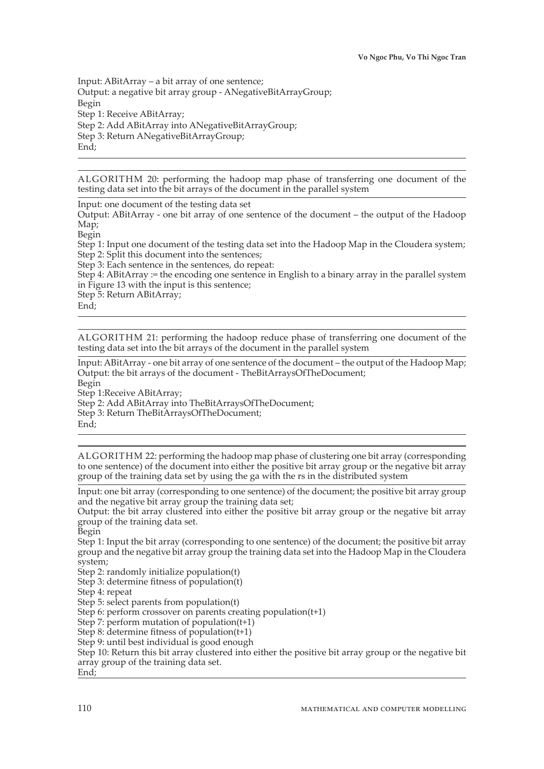Input: ABitArray – a bit array of one sentence;
Output: a negative bit array group - ANegativeBitArrayGroup;
Begin
Step 1: Receive ABitArray;
Step 2: Add ABitArray into ANegativeBitArrayGroup;
Step 3: Return ANegativeBitArrayGroup;
End;

---

ALGORITHM 20: performing the hadoop map phase of transferring one document of the testing data set into the bit arrays of the document in the parallel system

Input: one document of the testing data set
Output: ABitArray - one bit array of one sentence of the document – the output of the Hadoop Map;
Begin
Step 1: Input one document of the testing data set into the Hadoop Map in the Cloudera system;
Step 2: Split this document into the sentences;
Step 3: Each sentence in the sentences, do repeat:
Step 4: ABitArray := the encoding one sentence in English to a binary array in the parallel system in Figure 13 with the input is this sentence;
Step 5: Return ABitArray;
End;

---

ALGORITHM 21: performing the hadoop reduce phase of transferring one document of the testing data set into the bit arrays of the document in the parallel system

Input: ABitArray - one bit array of one sentence of the document – the output of the Hadoop Map;
Output: the bit arrays of the document - TheBitArraysOfTheDocument;
Begin
Step 1:Receive ABitArray;
Step 2: Add ABitArray into TheBitArraysOfTheDocument;
Step 3: Return TheBitArraysOfTheDocument;
End;

---

ALGORITHM 22: performing the hadoop map phase of clustering one bit array (corresponding to one sentence) of the document into either the positive bit array group or the negative bit array group of the training data set by using the ga with the rs in the distributed system

Input: one bit array (corresponding to one sentence) of the document; the positive bit array group and the negative bit array group the training data set;
Output: the bit array clustered into either the positive bit array group or the negative bit array group of the training data set.
Begin
Step 1: Input the bit array (corresponding to one sentence) of the document; the positive bit array group and the negative bit array group the training data set into the Hadoop Map in the Cloudera system;
Step 2: randomly initialize population(t)
Step 3: determine fitness of population(t)
Step 4: repeat
Step 5: select parents from population(t)
Step 6: perform crossover on parents creating population(t+1)
Step 7: perform mutation of population(t+1)
Step 8: determine fitness of population(t+1)
Step 9: until best individual is good enough
Step 10: Return this bit array clustered into either the positive bit array group or the negative bit array group of the training data set.
End;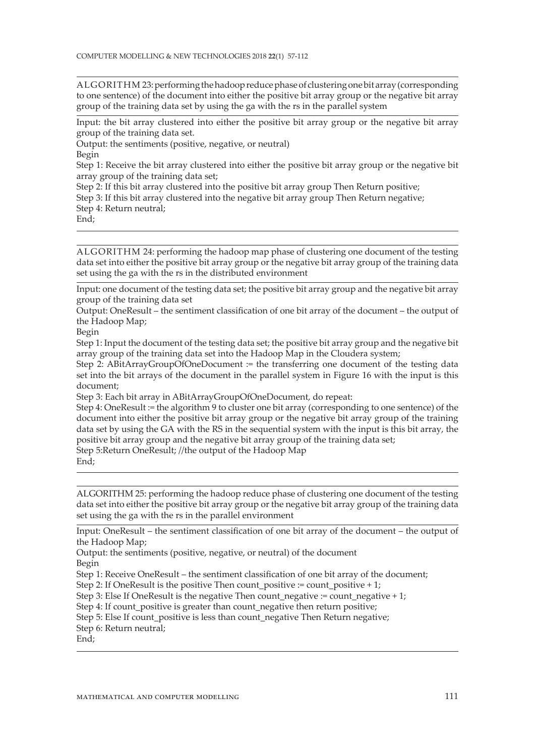ALGORITHM 23: performing the hadoop reduce phase of clustering one bit array (corresponding to one sentence) of the document into either the positive bit array group or the negative bit array group of the training data set by using the ga with the rs in the parallel system

Input: the bit array clustered into either the positive bit array group or the negative bit array group of the training data set.
Output: the sentiments (positive, negative, or neutral)
Begin
Step 1: Receive the bit array clustered into either the positive bit array group or the negative bit array group of the training data set;
Step 2: If this bit array clustered into the positive bit array group Then Return positive;
Step 3: If this bit array clustered into the negative bit array group Then Return negative;
Step 4: Return neutral;
End;

ALGORITHM 24: performing the hadoop map phase of clustering one document of the testing data set into either the positive bit array group or the negative bit array group of the training data set using the ga with the rs in the distributed environment

Input: one document of the testing data set; the positive bit array group and the negative bit array group of the training data set
Output: OneResult – the sentiment classification of one bit array of the document – the output of the Hadoop Map;
Begin
Step 1: Input the document of the testing data set; the positive bit array group and the negative bit array group of the training data set into the Hadoop Map in the Cloudera system;
Step 2: ABitArrayGroupOfOneDocument := the transferring one document of the testing data set into the bit arrays of the document in the parallel system in Figure 16 with the input is this document;
Step 3: Each bit array in ABitArrayGroupOfOneDocument, do repeat:
Step 4: OneResult := the algorithm 9 to cluster one bit array (corresponding to one sentence) of the document into either the positive bit array group or the negative bit array group of the training data set by using the GA with the RS in the sequential system with the input is this bit array, the positive bit array group and the negative bit array group of the training data set;
Step 5:Return OneResult; //the output of the Hadoop Map
End;

ALGORITHM 25: performing the hadoop reduce phase of clustering one document of the testing data set into either the positive bit array group or the negative bit array group of the training data set using the ga with the rs in the parallel environment

Input: OneResult – the sentiment classification of one bit array of the document – the output of the Hadoop Map;
Output: the sentiments (positive, negative, or neutral) of the document
Begin
Step 1: Receive OneResult – the sentiment classification of one bit array of the document;
Step 2: If OneResult is the positive Then count_positive := count_positive + 1;
Step 3: Else If OneResult is the negative Then count_negative := count_negative + 1;
Step 4: If count_positive is greater than count_negative then return positive;
Step 5: Else If count_positive is less than count_negative Then Return negative;
Step 6: Return neutral;
End;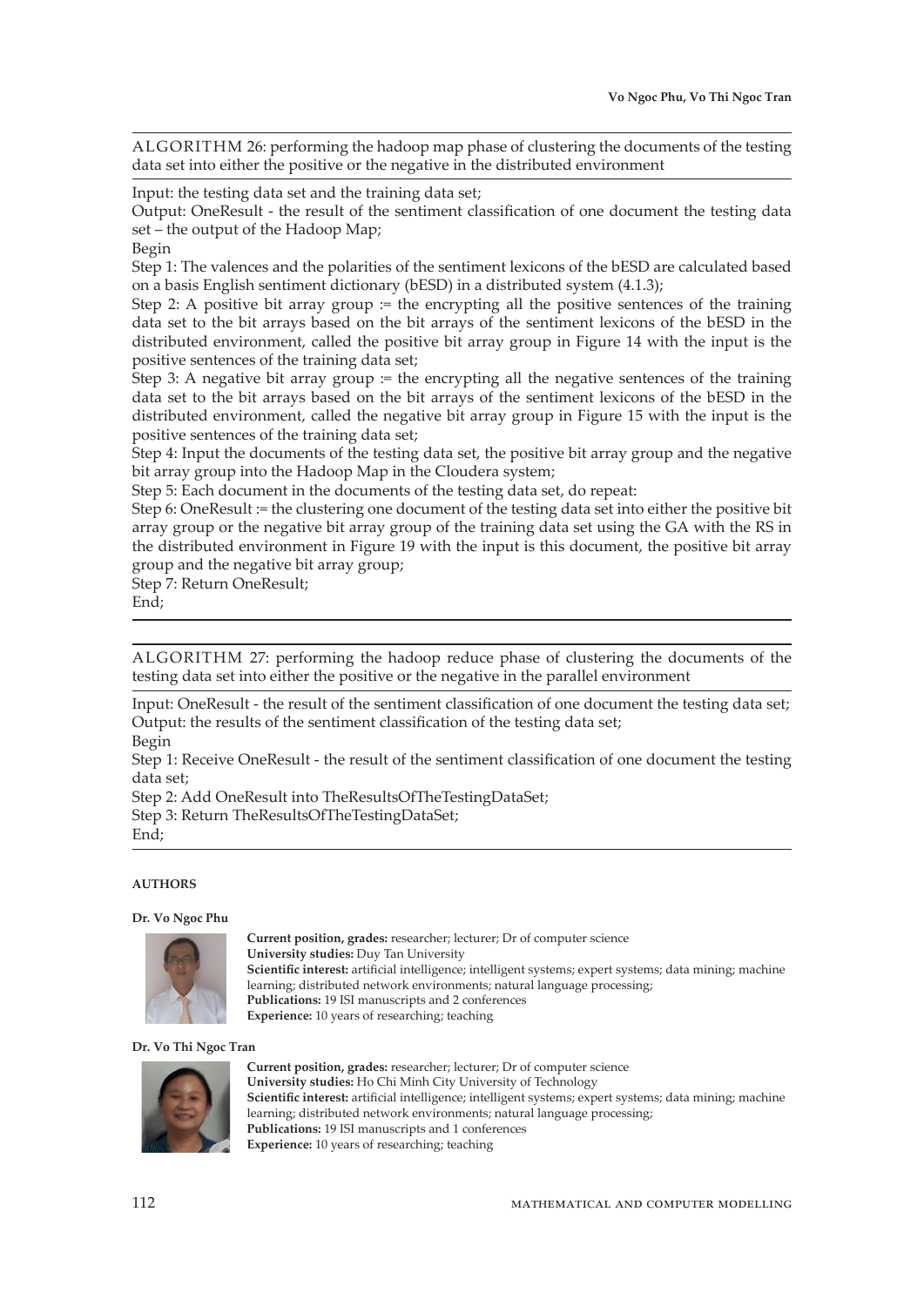ALGORITHM 26: performing the hadoop map phase of clustering the documents of the testing data set into either the positive or the negative in the distributed environment

Input: the testing data set and the training data set;
Output: OneResult - the result of the sentiment classification of one document the testing data set – the output of the Hadoop Map;
Begin
Step 1: The valences and the polarities of the sentiment lexicons of the bESD are calculated based on a basis English sentiment dictionary (bESD) in a distributed system (4.1.3);
Step 2: A positive bit array group := the encrypting all the positive sentences of the training data set to the bit arrays based on the bit arrays of the sentiment lexicons of the bESD in the distributed environment, called the positive bit array group in Figure 14 with the input is the positive sentences of the training data set;
Step 3: A negative bit array group := the encrypting all the negative sentences of the training data set to the bit arrays based on the bit arrays of the sentiment lexicons of the bESD in the distributed environment, called the negative bit array group in Figure 15 with the input is the positive sentences of the training data set;
Step 4: Input the documents of the testing data set, the positive bit array group and the negative bit array group into the Hadoop Map in the Cloudera system;
Step 5: Each document in the documents of the testing data set, do repeat:
Step 6: OneResult := the clustering one document of the testing data set into either the positive bit array group or the negative bit array group of the training data set using the GA with the RS in the distributed environment in Figure 19 with the input is this document, the positive bit array group and the negative bit array group;
Step 7: Return OneResult;
End;

ALGORITHM 27: performing the hadoop reduce phase of clustering the documents of the testing data set into either the positive or the negative in the parallel environment

Input: OneResult - the result of the sentiment classification of one document the testing data set;
Output: the results of the sentiment classification of the testing data set;
Begin
Step 1: Receive OneResult - the result of the sentiment classification of one document the testing data set;
Step 2: Add OneResult into TheResultsOfTheTestingDataSet;
Step 3: Return TheResultsOfTheTestingDataSet;
End;

**AUTHORS**

**Dr. Vo Ngoc Phu**

**Current position, grades:** researcher; lecturer; Dr of computer science
**University studies:** Duy Tan University
**Scientific interest:** artificial intelligence; intelligent systems; expert systems; data mining; machine learning; distributed network environments; natural language processing;
**Publications:** 19 ISI manuscripts and 2 conferences
**Experience:** 10 years of researching; teaching

**Dr. Vo Thi Ngoc Tran**

**Current position, grades:** researcher; lecturer; Dr of computer science
**University studies:** Ho Chi Minh City University of Technology
**Scientific interest:** artificial intelligence; intelligent systems; expert systems; data mining; machine learning; distributed network environments; natural language processing;
**Publications:** 19 ISI manuscripts and 1 conferences
**Experience:** 10 years of researching; teaching